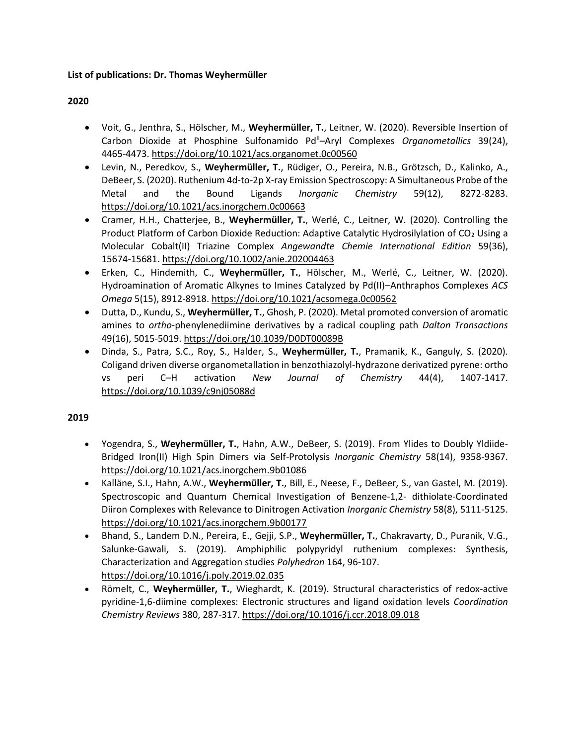**List of publications: Dr. Thomas Weyhermüller**

**2020**

- Voit, G., Jenthra, S., Hölscher, M., **Weyhermüller, T.**, Leitner, W. (2020). Reversible Insertion of Carbon Dioxide at Phosphine Sulfonamido $Pd^{II}$–Aryl Complexes *Organometallics* 39(24), 4465-4473. https://doi.org/10.1021/acs.organomet.0c00560
- Levin, N., Peredkov, S., **Weyhermüller, T.**, Rüdiger, O., Pereira, N.B., Grötzsch, D., Kalinko, A., DeBeer, S. (2020). Ruthenium 4d-to-2p X-ray Emission Spectroscopy: A Simultaneous Probe of the Metal and the Bound Ligands *Inorganic Chemistry* 59(12), 8272-8283. https://doi.org/10.1021/acs.inorgchem.0c00663
- Cramer, H.H., Chatterjee, B., **Weyhermüller, T.**, Werlé, C., Leitner, W. (2020). Controlling the Product Platform of Carbon Dioxide Reduction: Adaptive Catalytic Hydrosilylation of $CO_2$ Using a Molecular Cobalt(II) Triazine Complex *Angewandte Chemie International Edition* 59(36), 15674-15681. https://doi.org/10.1002/anie.202004463
- Erken, C., Hindemith, C., **Weyhermüller, T.**, Hölscher, M., Werlé, C., Leitner, W. (2020). Hydroamination of Aromatic Alkynes to Imines Catalyzed by Pd(II)–Anthraphos Complexes *ACS Omega* 5(15), 8912-8918. https://doi.org/10.1021/acsomega.0c00562
- Dutta, D., Kundu, S., **Weyhermüller, T.**, Ghosh, P. (2020). Metal promoted conversion of aromatic amines to *ortho*-phenylenediimine derivatives by a radical coupling path *Dalton Transactions* 49(16), 5015-5019. https://doi.org/10.1039/D0DT00089B
- Dinda, S., Patra, S.C., Roy, S., Halder, S., **Weyhermüller, T.**, Pramanik, K., Ganguly, S. (2020). Coligand driven diverse organometallation in benzothiazolyl-hydrazone derivatized pyrene: ortho vs peri C–H activation *New Journal of Chemistry* 44(4), 1407-1417. https://doi.org/10.1039/c9nj05088d

**2019**

- Yogendra, S., **Weyhermüller, T.**, Hahn, A.W., DeBeer, S. (2019). From Ylides to Doubly Yldiide-Bridged Iron(II) High Spin Dimers via Self-Protolysis *Inorganic Chemistry* 58(14), 9358-9367. https://doi.org/10.1021/acs.inorgchem.9b01086
- Kalläne, S.I., Hahn, A.W., **Weyhermüller, T.**, Bill, E., Neese, F., DeBeer, S., van Gastel, M. (2019). Spectroscopic and Quantum Chemical Investigation of Benzene-1,2- dithiolate-Coordinated Diiron Complexes with Relevance to Dinitrogen Activation *Inorganic Chemistry* 58(8), 5111-5125. https://doi.org/10.1021/acs.inorgchem.9b00177
- Bhand, S., Landem D.N., Pereira, E., Gejji, S.P., **Weyhermüller, T.**, Chakravarty, D., Puranik, V.G., Salunke-Gawali, S. (2019). Amphiphilic polypyridyl ruthenium complexes: Synthesis, Characterization and Aggregation studies *Polyhedron* 164, 96-107. https://doi.org/10.1016/j.poly.2019.02.035
- Römelt, C., **Weyhermüller, T.**, Wieghardt, K. (2019). Structural characteristics of redox-active pyridine-1,6-diimine complexes: Electronic structures and ligand oxidation levels *Coordination Chemistry Reviews* 380, 287-317. https://doi.org/10.1016/j.ccr.2018.09.018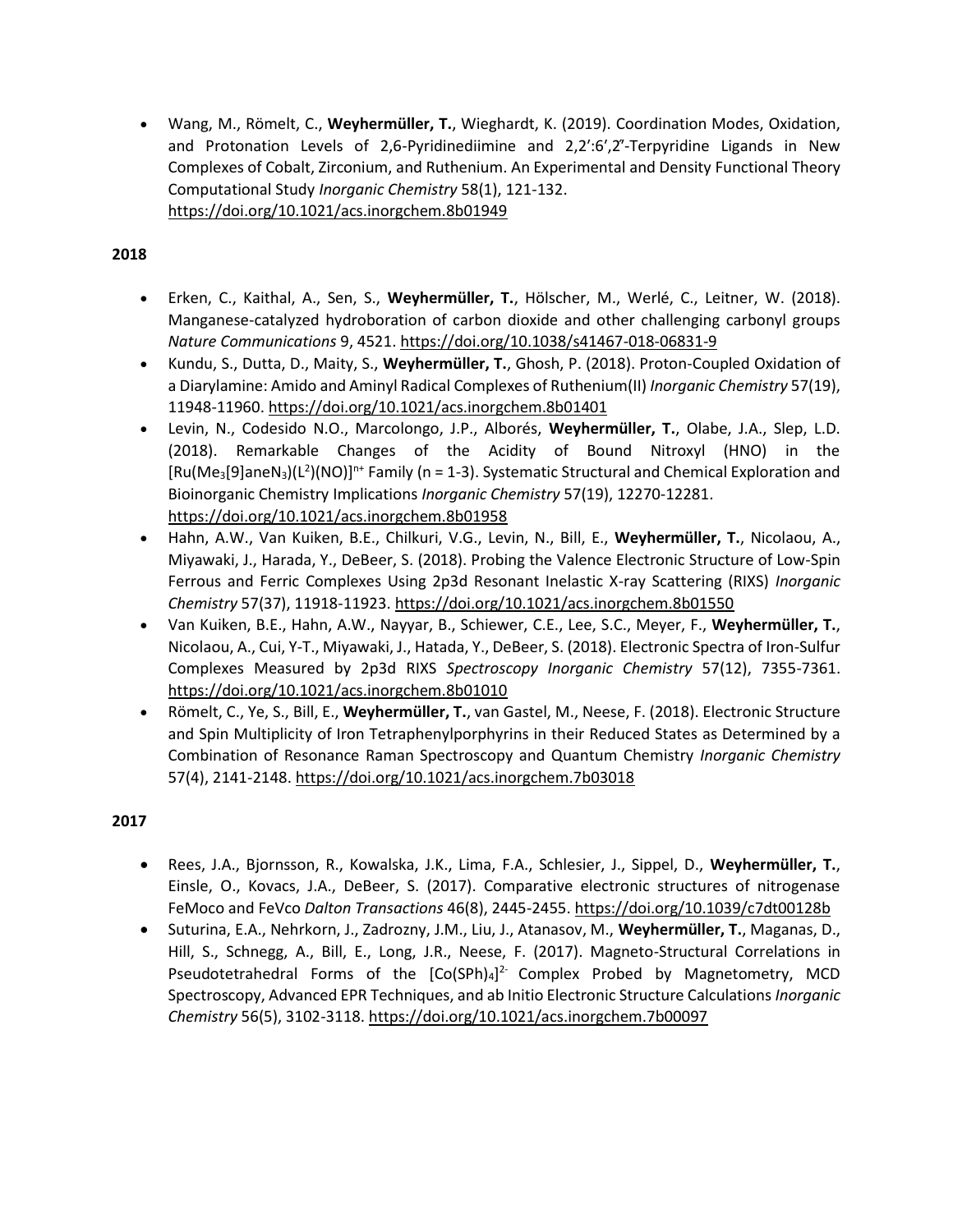- Wang, M., Römelt, C., **Weyhermüller, T.**, Wieghardt, K. (2019). Coordination Modes, Oxidation, and Protonation Levels of 2,6-Pyridinediimine and 2,2′:6′,2″-Terpyridine Ligands in New Complexes of Cobalt, Zirconium, and Ruthenium. An Experimental and Density Functional Theory Computational Study *Inorganic Chemistry* 58(1), 121-132. https://doi.org/10.1021/acs.inorgchem.8b01949

**2018**

- Erken, C., Kaithal, A., Sen, S., **Weyhermüller, T.**, Hölscher, M., Werlé, C., Leitner, W. (2018). Manganese-catalyzed hydroboration of carbon dioxide and other challenging carbonyl groups *Nature Communications* 9, 4521. https://doi.org/10.1038/s41467-018-06831-9
- Kundu, S., Dutta, D., Maity, S., **Weyhermüller, T.**, Ghosh, P. (2018). Proton-Coupled Oxidation of a Diarylamine: Amido and Aminyl Radical Complexes of Ruthenium(II) *Inorganic Chemistry* 57(19), 11948-11960. https://doi.org/10.1021/acs.inorgchem.8b01401
- Levin, N., Codesido N.O., Marcolongo, J.P., Alborés, **Weyhermüller, T.**, Olabe, J.A., Slep, L.D. (2018). Remarkable Changes of the Acidity of Bound Nitroxyl (HNO) in the $[Ru(Me_3[9]aneN_3)(L^2)(NO)]^{n+}$ Family (n = 1-3). Systematic Structural and Chemical Exploration and Bioinorganic Chemistry Implications *Inorganic Chemistry* 57(19), 12270-12281. https://doi.org/10.1021/acs.inorgchem.8b01958
- Hahn, A.W., Van Kuiken, B.E., Chilkuri, V.G., Levin, N., Bill, E., **Weyhermüller, T.**, Nicolaou, A., Miyawaki, J., Harada, Y., DeBeer, S. (2018). Probing the Valence Electronic Structure of Low-Spin Ferrous and Ferric Complexes Using 2p3d Resonant Inelastic X-ray Scattering (RIXS) *Inorganic Chemistry* 57(37), 11918-11923. https://doi.org/10.1021/acs.inorgchem.8b01550
- Van Kuiken, B.E., Hahn, A.W., Nayyar, B., Schiewer, C.E., Lee, S.C., Meyer, F., **Weyhermüller, T.**, Nicolaou, A., Cui, Y-T., Miyawaki, J., Hatada, Y., DeBeer, S. (2018). Electronic Spectra of Iron-Sulfur Complexes Measured by 2p3d RIXS *Spectroscopy Inorganic Chemistry* 57(12), 7355-7361. https://doi.org/10.1021/acs.inorgchem.8b01010
- Römelt, C., Ye, S., Bill, E., **Weyhermüller, T.**, van Gastel, M., Neese, F. (2018). Electronic Structure and Spin Multiplicity of Iron Tetraphenylporphyrins in their Reduced States as Determined by a Combination of Resonance Raman Spectroscopy and Quantum Chemistry *Inorganic Chemistry* 57(4), 2141-2148. https://doi.org/10.1021/acs.inorgchem.7b03018

**2017**

- Rees, J.A., Bjornsson, R., Kowalska, J.K., Lima, F.A., Schlesier, J., Sippel, D., **Weyhermüller, T.**, Einsle, O., Kovacs, J.A., DeBeer, S. (2017). Comparative electronic structures of nitrogenase FeMoco and FeVco *Dalton Transactions* 46(8), 2445-2455. https://doi.org/10.1039/c7dt00128b
- Suturina, E.A., Nehrkorn, J., Zadrozny, J.M., Liu, J., Atanasov, M., **Weyhermüller, T.**, Maganas, D., Hill, S., Schnegg, A., Bill, E., Long, J.R., Neese, F. (2017). Magneto-Structural Correlations in Pseudotetrahedral Forms of the $[Co(SPh)_4]^{2-}$ Complex Probed by Magnetometry, MCD Spectroscopy, Advanced EPR Techniques, and ab Initio Electronic Structure Calculations *Inorganic Chemistry* 56(5), 3102-3118. https://doi.org/10.1021/acs.inorgchem.7b00097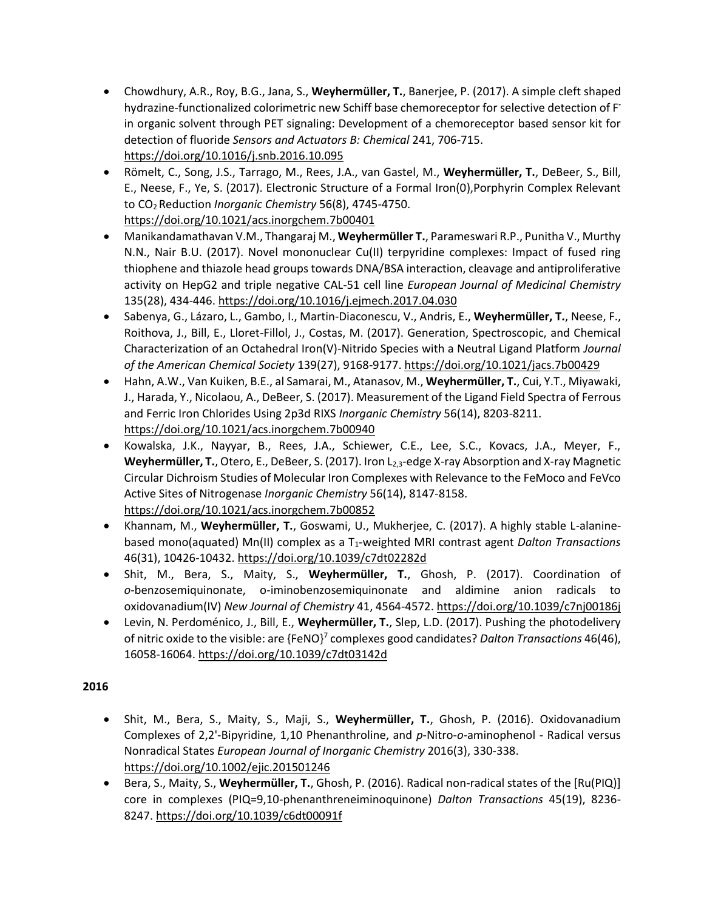- Chowdhury, A.R., Roy, B.G., Jana, S., **Weyhermüller, T.**, Banerjee, P. (2017). A simple cleft shaped hydrazine-functionalized colorimetric new Schiff base chemoreceptor for selective detection of $F^-$ in organic solvent through PET signaling: Development of a chemoreceptor based sensor kit for detection of fluoride *Sensors and Actuators B: Chemical* 241, 706-715. https://doi.org/10.1016/j.snb.2016.10.095
- Römelt, C., Song, J.S., Tarrago, M., Rees, J.A., van Gastel, M., **Weyhermüller, T.**, DeBeer, S., Bill, E., Neese, F., Ye, S. (2017). Electronic Structure of a Formal Iron(0),Porphyrin Complex Relevant to $CO_2$ Reduction *Inorganic Chemistry* 56(8), 4745-4750. https://doi.org/10.1021/acs.inorgchem.7b00401
- Manikandamathavan V.M., Thangaraj M., **Weyhermüller T.**, Parameswari R.P., Punitha V., Murthy N.N., Nair B.U. (2017). Novel mononuclear Cu(II) terpyridine complexes: Impact of fused ring thiophene and thiazole head groups towards DNA/BSA interaction, cleavage and antiproliferative activity on HepG2 and triple negative CAL-51 cell line *European Journal of Medicinal Chemistry* 135(28), 434-446. https://doi.org/10.1016/j.ejmech.2017.04.030
- Sabenya, G., Lázaro, L., Gambo, I., Martin-Diaconescu, V., Andris, E., **Weyhermüller, T.**, Neese, F., Roithova, J., Bill, E., Lloret-Fillol, J., Costas, M. (2017). Generation, Spectroscopic, and Chemical Characterization of an Octahedral Iron(V)-Nitrido Species with a Neutral Ligand Platform *Journal of the American Chemical Society* 139(27), 9168-9177. https://doi.org/10.1021/jacs.7b00429
- Hahn, A.W., Van Kuiken, B.E., al Samarai, M., Atanasov, M., **Weyhermüller, T.**, Cui, Y.T., Miyawaki, J., Harada, Y., Nicolaou, A., DeBeer, S. (2017). Measurement of the Ligand Field Spectra of Ferrous and Ferric Iron Chlorides Using 2p3d RIXS *Inorganic Chemistry* 56(14), 8203-8211. https://doi.org/10.1021/acs.inorgchem.7b00940
- Kowalska, J.K., Nayyar, B., Rees, J.A., Schiewer, C.E., Lee, S.C., Kovacs, J.A., Meyer, F., **Weyhermüller, T.**, Otero, E., DeBeer, S. (2017). Iron $L_{2,3}$-edge X-ray Absorption and X-ray Magnetic Circular Dichroism Studies of Molecular Iron Complexes with Relevance to the FeMoco and FeVco Active Sites of Nitrogenase *Inorganic Chemistry* 56(14), 8147-8158. https://doi.org/10.1021/acs.inorgchem.7b00852
- Khannam, M., **Weyhermüller, T.**, Goswami, U., Mukherjee, C. (2017). A highly stable L-alanine-based mono(aquated) Mn(II) complex as a $T_1$-weighted MRI contrast agent *Dalton Transactions* 46(31), 10426-10432. https://doi.org/10.1039/c7dt02282d
- Shit, M., Bera, S., Maity, S., **Weyhermüller, T.**, Ghosh, P. (2017). Coordination of *o*-benzosemiquinonate, o-iminobenzosemiquinonate and aldimine anion radicals to oxidovanadium(IV) *New Journal of Chemistry* 41, 4564-4572. https://doi.org/10.1039/c7nj00186j
- Levin, N. Perdoménico, J., Bill, E., **Weyhermüller, T.**, Slep, L.D. (2017). Pushing the photodelivery of nitric oxide to the visible: are $\{FeNO\}^7$ complexes good candidates? *Dalton Transactions* 46(46), 16058-16064. https://doi.org/10.1039/c7dt03142d

**2016**

- Shit, M., Bera, S., Maity, S., Maji, S., **Weyhermüller, T.**, Ghosh, P. (2016). Oxidovanadium Complexes of 2,2'-Bipyridine, 1,10 Phenanthroline, and *p*-Nitro-*o*-aminophenol - Radical versus Nonradical States *European Journal of Inorganic Chemistry* 2016(3), 330-338. https://doi.org/10.1002/ejic.201501246
- Bera, S., Maity, S., **Weyhermüller, T.**, Ghosh, P. (2016). Radical non-radical states of the [Ru(PIQ)] core in complexes (PIQ=9,10-phenanthreneiminoquinone) *Dalton Transactions* 45(19), 8236-8247. https://doi.org/10.1039/c6dt00091f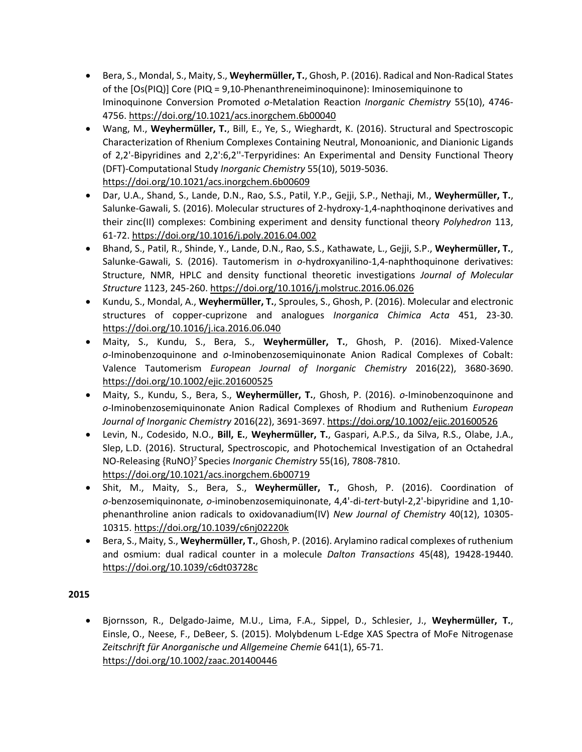- Bera, S., Mondal, S., Maity, S., **Weyhermüller, T.**, Ghosh, P. (2016). Radical and Non-Radical States of the [Os(PIQ)] Core (PIQ = 9,10-Phenanthreneiminoquinone): Iminosemiquinone to Iminoquinone Conversion Promoted *o*-Metalation Reaction *Inorganic Chemistry* 55(10), 4746-4756. https://doi.org/10.1021/acs.inorgchem.6b00040
- Wang, M., **Weyhermüller, T.**, Bill, E., Ye, S., Wieghardt, K. (2016). Structural and Spectroscopic Characterization of Rhenium Complexes Containing Neutral, Monoanionic, and Dianionic Ligands of 2,2'-Bipyridines and 2,2':6,2''-Terpyridines: An Experimental and Density Functional Theory (DFT)-Computational Study *Inorganic Chemistry* 55(10), 5019-5036. https://doi.org/10.1021/acs.inorgchem.6b00609
- Dar, U.A., Shand, S., Lande, D.N., Rao, S.S., Patil, Y.P., Gejji, S.P., Nethaji, M., **Weyhermüller, T.**, Salunke-Gawali, S. (2016). Molecular structures of 2-hydroxy-1,4-naphthoqinone derivatives and their zinc(II) complexes: Combining experiment and density functional theory *Polyhedron* 113, 61-72. https://doi.org/10.1016/j.poly.2016.04.002
- Bhand, S., Patil, R., Shinde, Y., Lande, D.N., Rao, S.S., Kathawate, L., Gejji, S.P., **Weyhermüller, T.**, Salunke-Gawali, S. (2016). Tautomerism in *o*-hydroxyanilino-1,4-naphthoquinone derivatives: Structure, NMR, HPLC and density functional theoretic investigations *Journal of Molecular Structure* 1123, 245-260. https://doi.org/10.1016/j.molstruc.2016.06.026
- Kundu, S., Mondal, A., **Weyhermüller, T.**, Sproules, S., Ghosh, P. (2016). Molecular and electronic structures of copper-cuprizone and analogues *Inorganica Chimica Acta* 451, 23-30. https://doi.org/10.1016/j.ica.2016.06.040
- Maity, S., Kundu, S., Bera, S., **Weyhermüller, T.**, Ghosh, P. (2016). Mixed-Valence *o*-Iminobenzoquinone and *o*-Iminobenzosemiquinonate Anion Radical Complexes of Cobalt: Valence Tautomerism *European Journal of Inorganic Chemistry* 2016(22), 3680-3690. https://doi.org/10.1002/ejic.201600525
- Maity, S., Kundu, S., Bera, S., **Weyhermüller, T.**, Ghosh, P. (2016). *o*-Iminobenzoquinone and *o*-Iminobenzosemiquinonate Anion Radical Complexes of Rhodium and Ruthenium *European Journal of Inorganic Chemistry* 2016(22), 3691-3697. https://doi.org/10.1002/ejic.201600526
- Levin, N., Codesido, N.O., **Bill, E.**, **Weyhermüller, T.**, Gaspari, A.P.S., da Silva, R.S., Olabe, J.A., Slep, L.D. (2016). Structural, Spectroscopic, and Photochemical Investigation of an Octahedral NO-Releasing $\{RuNO\}^7$ Species *Inorganic Chemistry* 55(16), 7808-7810. https://doi.org/10.1021/acs.inorgchem.6b00719
- Shit, M., Maity, S., Bera, S., **Weyhermüller, T.**, Ghosh, P. (2016). Coordination of *o*-benzosemiquinonate, *o*-iminobenzosemiquinonate, 4,4'-di-*tert*-butyl-2,2'-bipyridine and 1,10-phenanthroline anion radicals to oxidovanadium(IV) *New Journal of Chemistry* 40(12), 10305-10315. https://doi.org/10.1039/c6nj02220k
- Bera, S., Maity, S., **Weyhermüller, T.**, Ghosh, P. (2016). Arylamino radical complexes of ruthenium and osmium: dual radical counter in a molecule *Dalton Transactions* 45(48), 19428-19440. https://doi.org/10.1039/c6dt03728c

**2015**

- Bjornsson, R., Delgado-Jaime, M.U., Lima, F.A., Sippel, D., Schlesier, J., **Weyhermüller, T.**, Einsle, O., Neese, F., DeBeer, S. (2015). Molybdenum L-Edge XAS Spectra of MoFe Nitrogenase *Zeitschrift für Anorganische und Allgemeine Chemie* 641(1), 65-71. https://doi.org/10.1002/zaac.201400446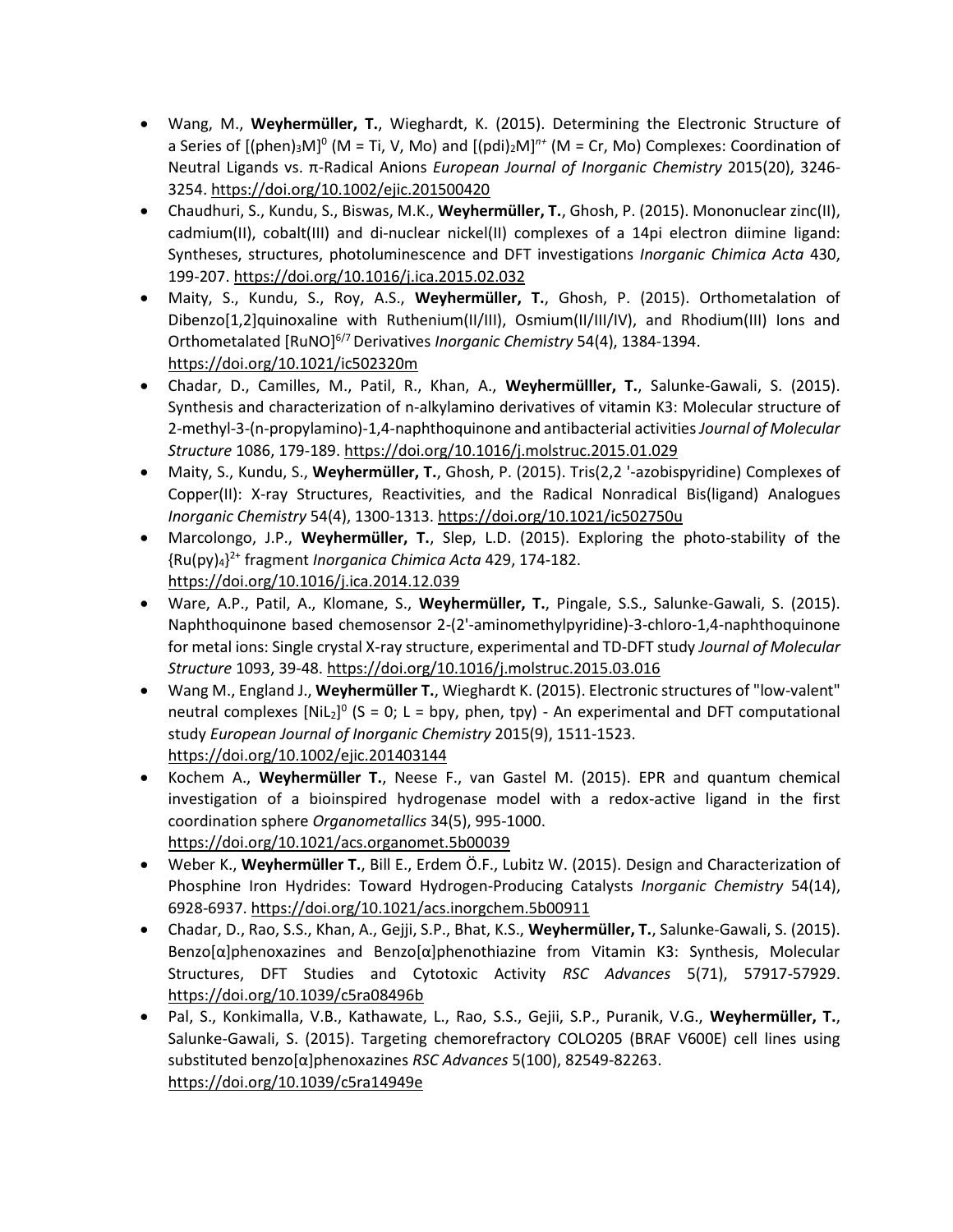- Wang, M., **Weyhermüller, T.**, Wieghardt, K. (2015). Determining the Electronic Structure of a Series of $[(phen)_3M]^0$ (M = Ti, V, Mo) and $[(pdi)_2M]^{n+}$ (M = Cr, Mo) Complexes: Coordination of Neutral Ligands vs. π-Radical Anions *European Journal of Inorganic Chemistry* 2015(20), 3246-3254. https://doi.org/10.1002/ejic.201500420
- Chaudhuri, S., Kundu, S., Biswas, M.K., **Weyhermüller, T.**, Ghosh, P. (2015). Mononuclear zinc(II), cadmium(II), cobalt(III) and di-nuclear nickel(II) complexes of a 14pi electron diimine ligand: Syntheses, structures, photoluminescence and DFT investigations *Inorganic Chimica Acta* 430, 199-207. https://doi.org/10.1016/j.ica.2015.02.032
- Maity, S., Kundu, S., Roy, A.S., **Weyhermüller, T.**, Ghosh, P. (2015). Orthometalation of Dibenzo[1,2]quinoxaline with Ruthenium(II/III), Osmium(II/III/IV), and Rhodium(III) Ions and Orthometalated $[RuNO]^{6/7}$ Derivatives *Inorganic Chemistry* 54(4), 1384-1394. https://doi.org/10.1021/ic502320m
- Chadar, D., Camilles, M., Patil, R., Khan, A., **Weyhermülller, T.**, Salunke-Gawali, S. (2015). Synthesis and characterization of n-alkylamino derivatives of vitamin K3: Molecular structure of 2-methyl-3-(n-propylamino)-1,4-naphthoquinone and antibacterial activities *Journal of Molecular Structure* 1086, 179-189. https://doi.org/10.1016/j.molstruc.2015.01.029
- Maity, S., Kundu, S., **Weyhermüller, T.**, Ghosh, P. (2015). Tris(2,2 '-azobispyridine) Complexes of Copper(II): X-ray Structures, Reactivities, and the Radical Nonradical Bis(ligand) Analogues *Inorganic Chemistry* 54(4), 1300-1313. https://doi.org/10.1021/ic502750u
- Marcolongo, J.P., **Weyhermüller, T.**, Slep, L.D. (2015). Exploring the photo-stability of the $\{Ru(py)_4\}^{2+}$ fragment *Inorganica Chimica Acta* 429, 174-182. https://doi.org/10.1016/j.ica.2014.12.039
- Ware, A.P., Patil, A., Klomane, S., **Weyhermüller, T.**, Pingale, S.S., Salunke-Gawali, S. (2015). Naphthoquinone based chemosensor 2-(2'-aminomethylpyridine)-3-chloro-1,4-naphthoquinone for metal ions: Single crystal X-ray structure, experimental and TD-DFT study *Journal of Molecular Structure* 1093, 39-48. https://doi.org/10.1016/j.molstruc.2015.03.016
- Wang M., England J., **Weyhermüller T.**, Wieghardt K. (2015). Electronic structures of "low-valent" neutral complexes $[NiL_2]^0$ (S = 0; L = bpy, phen, tpy) - An experimental and DFT computational study *European Journal of Inorganic Chemistry* 2015(9), 1511-1523. https://doi.org/10.1002/ejic.201403144
- Kochem A., **Weyhermüller T.**, Neese F., van Gastel M. (2015). EPR and quantum chemical investigation of a bioinspired hydrogenase model with a redox-active ligand in the first coordination sphere *Organometallics* 34(5), 995-1000. https://doi.org/10.1021/acs.organomet.5b00039
- Weber K., **Weyhermüller T.**, Bill E., Erdem Ö.F., Lubitz W. (2015). Design and Characterization of Phosphine Iron Hydrides: Toward Hydrogen-Producing Catalysts *Inorganic Chemistry* 54(14), 6928-6937. https://doi.org/10.1021/acs.inorgchem.5b00911
- Chadar, D., Rao, S.S., Khan, A., Gejji, S.P., Bhat, K.S., **Weyhermüller, T.**, Salunke-Gawali, S. (2015). Benzo[α]phenoxazines and Benzo[α]phenothiazine from Vitamin K3: Synthesis, Molecular Structures, DFT Studies and Cytotoxic Activity *RSC Advances* 5(71), 57917-57929. https://doi.org/10.1039/c5ra08496b
- Pal, S., Konkimalla, V.B., Kathawate, L., Rao, S.S., Gejii, S.P., Puranik, V.G., **Weyhermüller, T.**, Salunke-Gawali, S. (2015). Targeting chemorefractory COLO205 (BRAF V600E) cell lines using substituted benzo[α]phenoxazines *RSC Advances* 5(100), 82549-82263. https://doi.org/10.1039/c5ra14949e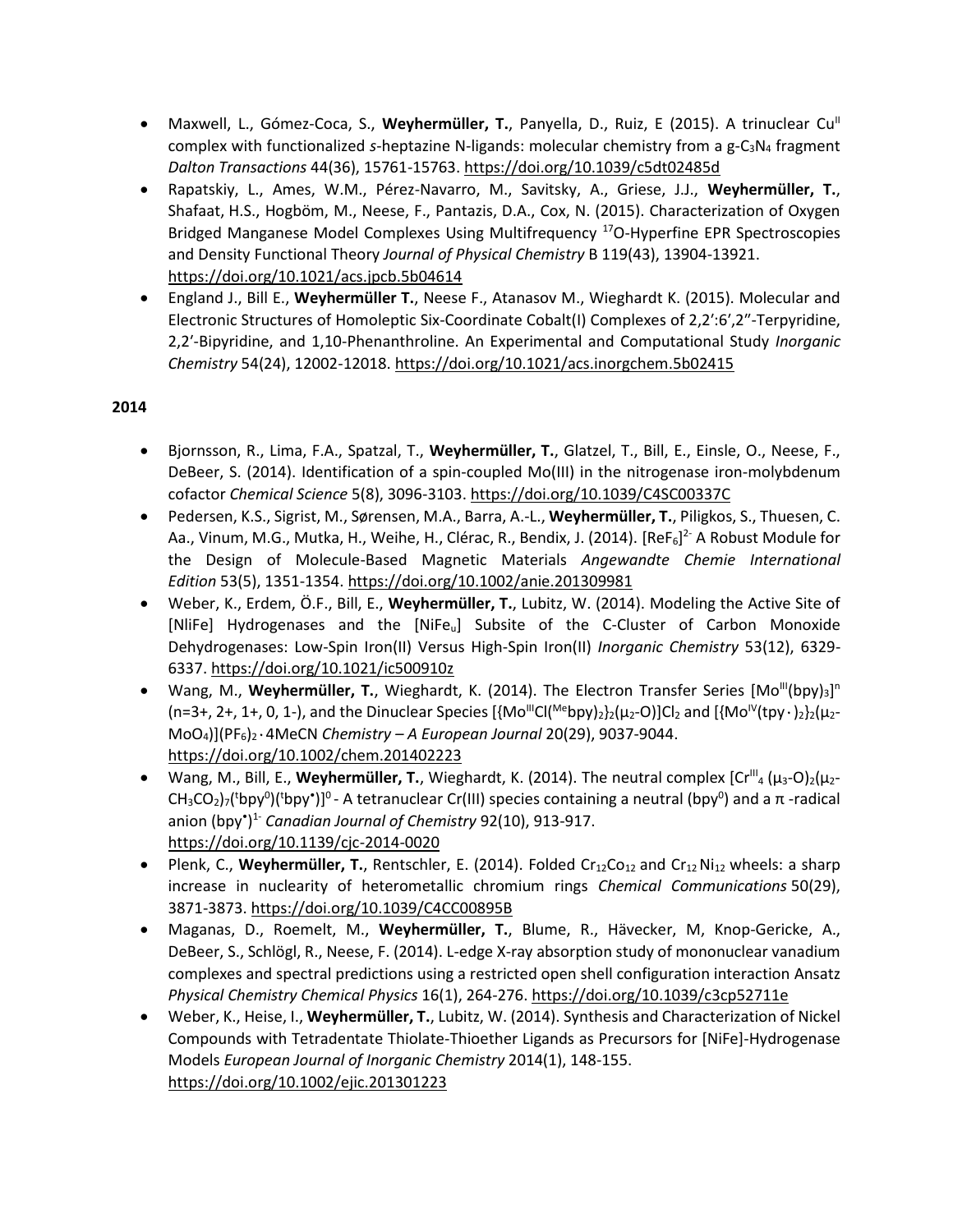- Maxwell, L., Gómez-Coca, S., **Weyhermüller, T.**, Panyella, D., Ruiz, E (2015). A trinuclear $Cu^{II}$ complex with functionalized *s*-heptazine N-ligands: molecular chemistry from a g-$C_3N_4$ fragment *Dalton Transactions* 44(36), 15761-15763. https://doi.org/10.1039/c5dt02485d
- Rapatskiy, L., Ames, W.M., Pérez-Navarro, M., Savitsky, A., Griese, J.J., **Weyhermüller, T.**, Shafaat, H.S., Hogböm, M., Neese, F., Pantazis, D.A., Cox, N. (2015). Characterization of Oxygen Bridged Manganese Model Complexes Using Multifrequency $^{17}O$-Hyperfine EPR Spectroscopies and Density Functional Theory *Journal of Physical Chemistry* B 119(43), 13904-13921. https://doi.org/10.1021/acs.jpcb.5b04614
- England J., Bill E., **Weyhermüller T.**, Neese F., Atanasov M., Wieghardt K. (2015). Molecular and Electronic Structures of Homoleptic Six-Coordinate Cobalt(I) Complexes of 2,2′:6′,2″-Terpyridine, 2,2′-Bipyridine, and 1,10-Phenanthroline. An Experimental and Computational Study *Inorganic Chemistry* 54(24), 12002-12018. https://doi.org/10.1021/acs.inorgchem.5b02415

**2014**

- Bjornsson, R., Lima, F.A., Spatzal, T., **Weyhermüller, T.**, Glatzel, T., Bill, E., Einsle, O., Neese, F., DeBeer, S. (2014). Identification of a spin-coupled Mo(III) in the nitrogenase iron-molybdenum cofactor *Chemical Science* 5(8), 3096-3103. https://doi.org/10.1039/C4SC00337C
- Pedersen, K.S., Sigrist, M., Sørensen, M.A., Barra, A.-L., **Weyhermüller, T.**, Piligkos, S., Thuesen, C. Aa., Vinum, M.G., Mutka, H., Weihe, H., Clérac, R., Bendix, J. (2014). $[ReF_6]^{2-}$ A Robust Module for the Design of Molecule-Based Magnetic Materials *Angewandte Chemie International Edition* 53(5), 1351-1354. https://doi.org/10.1002/anie.201309981
- Weber, K., Erdem, Ö.F., Bill, E., **Weyhermüller, T.**, Lubitz, W. (2014). Modeling the Active Site of [NliFe] Hydrogenases and the [$NiFe_u$] Subsite of the C-Cluster of Carbon Monoxide Dehydrogenases: Low-Spin Iron(II) Versus High-Spin Iron(II) *Inorganic Chemistry* 53(12), 6329-6337. https://doi.org/10.1021/ic500910z
- Wang, M., **Weyhermüller, T.**, Wieghardt, K. (2014). The Electron Transfer Series $[Mo^{III}(bpy)_3]^n$ (n=3+, 2+, 1+, 0, 1-), and the Dinuclear Species $[\{Mo^{III}Cl(^{Me}bpy)_2\}_2(\mu_2\text{-}O)]Cl_2$ and $[\{Mo^{IV}(tpy\cdot)_2\}_2(\mu_2\text{-}MoO_4)](PF_6)_2\cdot 4MeCN$ *Chemistry – A European Journal* 20(29), 9037-9044. https://doi.org/10.1002/chem.201402223
- Wang, M., Bill, E., **Weyhermüller, T.**, Wieghardt, K. (2014). The neutral complex $[Cr^{III}_4(\mu_3\text{-}O)_2(\mu_2\text{-}CH_3CO_2)_7(^tbpy^0)(^tbpy^\bullet)]^0$ - A tetranuclear Cr(III) species containing a neutral ($bpy^0$) and a π -radical anion $(bpy^\bullet)^{1-}$ *Canadian Journal of Chemistry* 92(10), 913-917. https://doi.org/10.1139/cjc-2014-0020
- Plenk, C., **Weyhermüller, T.**, Rentschler, E. (2014). Folded $Cr_{12}Co_{12}$ and $Cr_{12}Ni_{12}$ wheels: a sharp increase in nuclearity of heterometallic chromium rings *Chemical Communications* 50(29), 3871-3873. https://doi.org/10.1039/C4CC00895B
- Maganas, D., Roemelt, M., **Weyhermüller, T.**, Blume, R., Hävecker, M, Knop-Gericke, A., DeBeer, S., Schlögl, R., Neese, F. (2014). L-edge X-ray absorption study of mononuclear vanadium complexes and spectral predictions using a restricted open shell configuration interaction Ansatz *Physical Chemistry Chemical Physics* 16(1), 264-276. https://doi.org/10.1039/c3cp52711e
- Weber, K., Heise, I., **Weyhermüller, T.**, Lubitz, W. (2014). Synthesis and Characterization of Nickel Compounds with Tetradentate Thiolate-Thioether Ligands as Precursors for [NiFe]-Hydrogenase Models *European Journal of Inorganic Chemistry* 2014(1), 148-155. https://doi.org/10.1002/ejic.201301223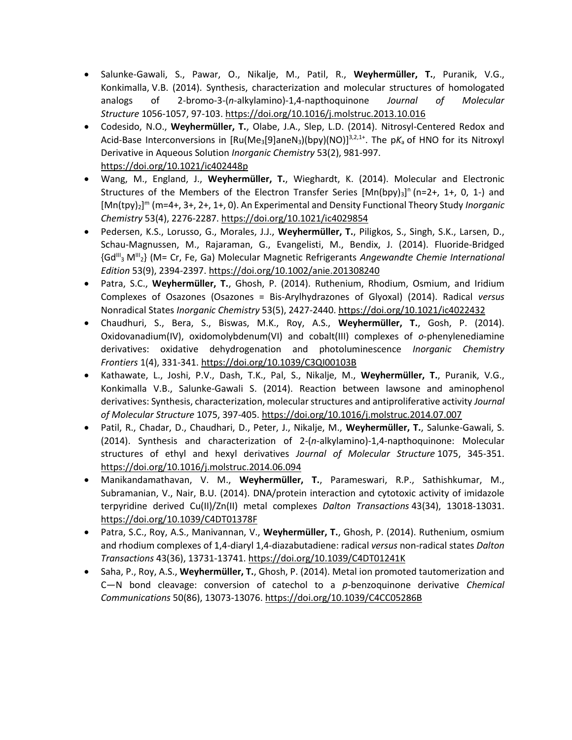- Salunke-Gawali, S., Pawar, O., Nikalje, M., Patil, R., **Weyhermüller, T.**, Puranik, V.G., Konkimalla, V.B. (2014). Synthesis, characterization and molecular structures of homologated analogs of 2-bromo-3-(*n*-alkylamino)-1,4-napthoquinone *Journal of Molecular Structure* 1056-1057, 97-103. https://doi.org/10.1016/j.molstruc.2013.10.016
- Codesido, N.O., **Weyhermüller, T.**, Olabe, J.A., Slep, L.D. (2014). Nitrosyl-Centered Redox and Acid-Base Interconversions in $[Ru(Me_3[9]aneN_3)(bpy)(NO)]^{3,2,1+}$. The p$K_a$ of HNO for its Nitroxyl Derivative in Aqueous Solution *Inorganic Chemistry* 53(2), 981-997. https://doi.org/10.1021/ic402448p
- Wang, M., England, J., **Weyhermüller, T.**, Wieghardt, K. (2014). Molecular and Electronic Structures of the Members of the Electron Transfer Series $[Mn(bpy)_3]^n$ (n=2+, 1+, 0, 1-) and $[Mn(tpy)_2]^m$ (m=4+, 3+, 2+, 1+, 0). An Experimental and Density Functional Theory Study *Inorganic Chemistry* 53(4), 2276-2287. https://doi.org/10.1021/ic4029854
- Pedersen, K.S., Lorusso, G., Morales, J.J., **Weyhermüller, T.**, Piligkos, S., Singh, S.K., Larsen, D., Schau-Magnussen, M., Rajaraman, G., Evangelisti, M., Bendix, J. (2014). Fluoride-Bridged $\{Gd^{III}_3 M^{III}_2\}$ (M= Cr, Fe, Ga) Molecular Magnetic Refrigerants *Angewandte Chemie International Edition* 53(9), 2394-2397. https://doi.org/10.1002/anie.201308240
- Patra, S.C., **Weyhermüller, T.**, Ghosh, P. (2014). Ruthenium, Rhodium, Osmium, and Iridium Complexes of Osazones (Osazones = Bis-Arylhydrazones of Glyoxal) (2014). Radical *versus* Nonradical States *Inorganic Chemistry* 53(5), 2427-2440. https://doi.org/10.1021/ic4022432
- Chaudhuri, S., Bera, S., Biswas, M.K., Roy, A.S., **Weyhermüller, T.**, Gosh, P. (2014). Oxidovanadium(IV), oxidomolybdenum(VI) and cobalt(III) complexes of *o*-phenylenediamine derivatives: oxidative dehydrogenation and photoluminescence *Inorganic Chemistry Frontiers* 1(4), 331-341. https://doi.org/10.1039/C3QI00103B
- Kathawate, L., Joshi, P.V., Dash, T.K., Pal, S., Nikalje, M., **Weyhermüller, T.**, Puranik, V.G., Konkimalla V.B., Salunke-Gawali S. (2014). Reaction between lawsone and aminophenol derivatives: Synthesis, characterization, molecular structures and antiproliferative activity *Journal of Molecular Structure* 1075, 397-405. https://doi.org/10.1016/j.molstruc.2014.07.007
- Patil, R., Chadar, D., Chaudhari, D., Peter, J., Nikalje, M., **Weyhermüller, T.**, Salunke-Gawali, S. (2014). Synthesis and characterization of 2-(*n*-alkylamino)-1,4-napthoquinone: Molecular structures of ethyl and hexyl derivatives *Journal of Molecular Structure* 1075, 345-351. https://doi.org/10.1016/j.molstruc.2014.06.094
- Manikandamathavan, V. M., **Weyhermüller, T.**, Parameswari, R.P., Sathishkumar, M., Subramanian, V., Nair, B.U. (2014). DNA/protein interaction and cytotoxic activity of imidazole terpyridine derived Cu(II)/Zn(II) metal complexes *Dalton Transactions* 43(34), 13018-13031. https://doi.org/10.1039/C4DT01378F
- Patra, S.C., Roy, A.S., Manivannan, V., **Weyhermüller, T.**, Ghosh, P. (2014). Ruthenium, osmium and rhodium complexes of 1,4-diaryl 1,4-diazabutadiene: radical *versus* non-radical states *Dalton Transactions* 43(36), 13731-13741. https://doi.org/10.1039/C4DT01241K
- Saha, P., Roy, A.S., **Weyhermüller, T.**, Ghosh, P. (2014). Metal ion promoted tautomerization and C—N bond cleavage: conversion of catechol to a *p*-benzoquinone derivative *Chemical Communications* 50(86), 13073-13076. https://doi.org/10.1039/C4CC05286B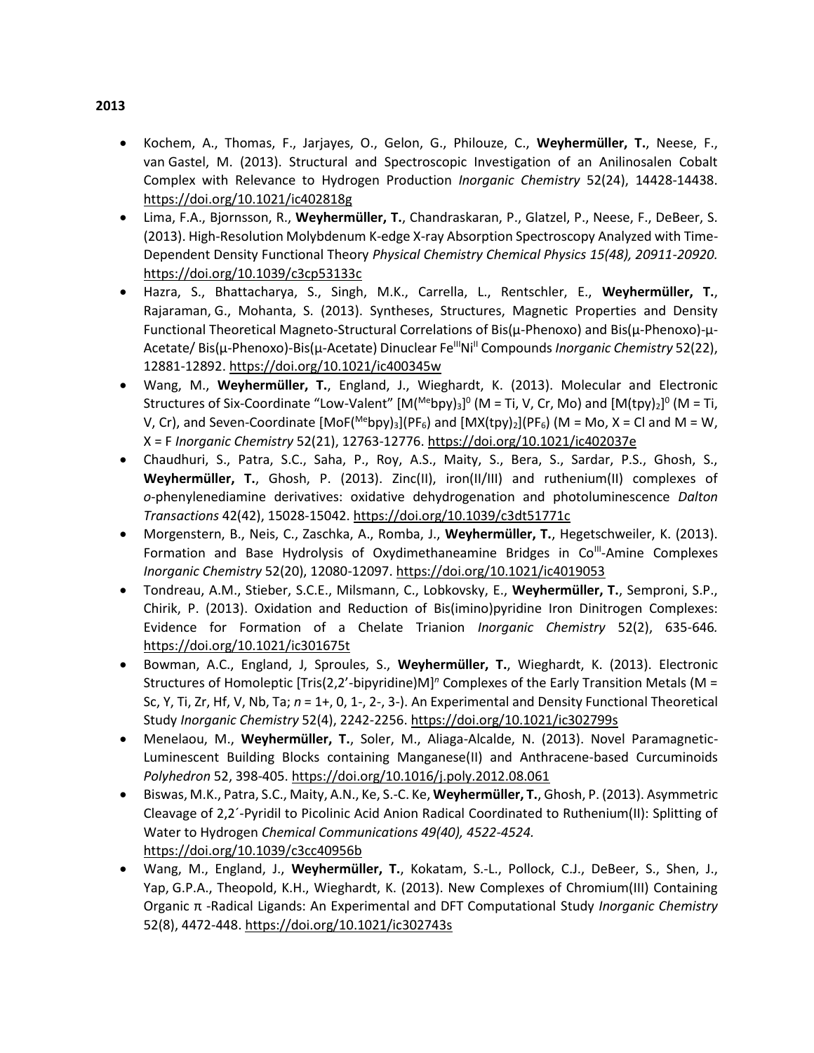**2013**

- Kochem, A., Thomas, F., Jarjayes, O., Gelon, G., Philouze, C., **Weyhermüller, T.**, Neese, F., van Gastel, M. (2013). Structural and Spectroscopic Investigation of an Anilinosalen Cobalt Complex with Relevance to Hydrogen Production *Inorganic Chemistry* 52(24), 14428-14438. https://doi.org/10.1021/ic402818g
- Lima, F.A., Bjornsson, R., **Weyhermüller, T.**, Chandraskaran, P., Glatzel, P., Neese, F., DeBeer, S. (2013). High-Resolution Molybdenum K-edge X-ray Absorption Spectroscopy Analyzed with Time-Dependent Density Functional Theory *Physical Chemistry Chemical Physics 15(48), 20911-20920.* https://doi.org/10.1039/c3cp53133c
- Hazra, S., Bhattacharya, S., Singh, M.K., Carrella, L., Rentschler, E., **Weyhermüller, T.**, Rajaraman, G., Mohanta, S. (2013). Syntheses, Structures, Magnetic Properties and Density Functional Theoretical Magneto-Structural Correlations of Bis(μ-Phenoxo) and Bis(μ-Phenoxo)-μ-Acetate/ Bis(μ-Phenoxo)-Bis(μ-Acetate) Dinuclear $Fe^{III}Ni^{II}$ Compounds *Inorganic Chemistry* 52(22), 12881-12892. https://doi.org/10.1021/ic400345w
- Wang, M., **Weyhermüller, T.**, England, J., Wieghardt, K. (2013). Molecular and Electronic Structures of Six-Coordinate "Low-Valent" $[M(^{Me}bpy)_3]^0$ (M = Ti, V, Cr, Mo) and $[M(tpy)_2]^0$ (M = Ti, V, Cr), and Seven-Coordinate $[MoF(^{Me}bpy)_3](PF_6)$ and $[MX(tpy)_2](PF_6)$ (M = Mo, X = Cl and M = W, X = F *Inorganic Chemistry* 52(21), 12763-12776. https://doi.org/10.1021/ic402037e
- Chaudhuri, S., Patra, S.C., Saha, P., Roy, A.S., Maity, S., Bera, S., Sardar, P.S., Ghosh, S., **Weyhermüller, T.**, Ghosh, P. (2013). Zinc(II), iron(II/III) and ruthenium(II) complexes of *o*-phenylenediamine derivatives: oxidative dehydrogenation and photoluminescence *Dalton Transactions* 42(42), 15028-15042. https://doi.org/10.1039/c3dt51771c
- Morgenstern, B., Neis, C., Zaschka, A., Romba, J., **Weyhermüller, T.**, Hegetschweiler, K. (2013). Formation and Base Hydrolysis of Oxydimethaneamine Bridges in $Co^{III}$-Amine Complexes *Inorganic Chemistry* 52(20), 12080-12097. https://doi.org/10.1021/ic4019053
- Tondreau, A.M., Stieber, S.C.E., Milsmann, C., Lobkovsky, E., **Weyhermüller, T.**, Semproni, S.P., Chirik, P. (2013). Oxidation and Reduction of Bis(imino)pyridine Iron Dinitrogen Complexes: Evidence for Formation of a Chelate Trianion *Inorganic Chemistry* 52(2), 635-646. https://doi.org/10.1021/ic301675t
- Bowman, A.C., England, J, Sproules, S., **Weyhermüller, T.**, Wieghardt, K. (2013). Electronic Structures of Homoleptic $[Tris(2,2'\text{-bipyridine})M]^n$ Complexes of the Early Transition Metals (M = Sc, Y, Ti, Zr, Hf, V, Nb, Ta; *n* = 1+, 0, 1-, 2-, 3-). An Experimental and Density Functional Theoretical Study *Inorganic Chemistry* 52(4), 2242-2256. https://doi.org/10.1021/ic302799s
- Menelaou, M., **Weyhermüller, T.**, Soler, M., Aliaga-Alcalde, N. (2013). Novel Paramagnetic-Luminescent Building Blocks containing Manganese(II) and Anthracene-based Curcuminoids *Polyhedron* 52, 398-405. https://doi.org/10.1016/j.poly.2012.08.061
- Biswas, M.K., Patra, S.C., Maity, A.N., Ke, S.-C. Ke, **Weyhermüller, T.**, Ghosh, P. (2013). Asymmetric Cleavage of 2,2´-Pyridil to Picolinic Acid Anion Radical Coordinated to Ruthenium(II): Splitting of Water to Hydrogen *Chemical Communications 49(40), 4522-4524.* https://doi.org/10.1039/c3cc40956b
- Wang, M., England, J., **Weyhermüller, T.**, Kokatam, S.-L., Pollock, C.J., DeBeer, S., Shen, J., Yap, G.P.A., Theopold, K.H., Wieghardt, K. (2013). New Complexes of Chromium(III) Containing Organic π -Radical Ligands: An Experimental and DFT Computational Study *Inorganic Chemistry* 52(8), 4472-448. https://doi.org/10.1021/ic302743s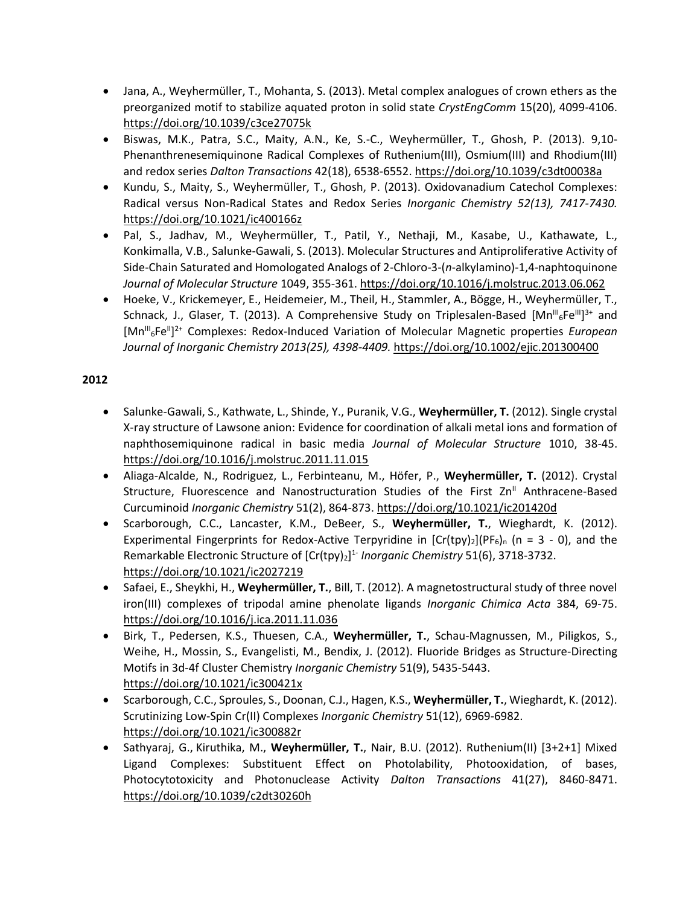- Jana, A., Weyhermüller, T., Mohanta, S. (2013). Metal complex analogues of crown ethers as the preorganized motif to stabilize aquated proton in solid state *CrystEngComm* 15(20), 4099-4106. https://doi.org/10.1039/c3ce27075k
- Biswas, M.K., Patra, S.C., Maity, A.N., Ke, S.-C., Weyhermüller, T., Ghosh, P. (2013). 9,10-Phenanthrenesemiquinone Radical Complexes of Ruthenium(III), Osmium(III) and Rhodium(III) and redox series *Dalton Transactions* 42(18), 6538-6552. https://doi.org/10.1039/c3dt00038a
- Kundu, S., Maity, S., Weyhermüller, T., Ghosh, P. (2013). Oxidovanadium Catechol Complexes: Radical versus Non-Radical States and Redox Series *Inorganic Chemistry 52(13), 7417-7430.* https://doi.org/10.1021/ic400166z
- Pal, S., Jadhav, M., Weyhermüller, T., Patil, Y., Nethaji, M., Kasabe, U., Kathawate, L., Konkimalla, V.B., Salunke-Gawali, S. (2013). Molecular Structures and Antiproliferative Activity of Side-Chain Saturated and Homologated Analogs of 2-Chloro-3-(*n*-alkylamino)-1,4-naphtoquinone *Journal of Molecular Structure* 1049, 355-361. https://doi.org/10.1016/j.molstruc.2013.06.062
- Hoeke, V., Krickemeyer, E., Heidemeier, M., Theil, H., Stammler, A., Bögge, H., Weyhermüller, T., Schnack, J., Glaser, T. (2013). A Comprehensive Study on Triplesalen-Based $[Mn^{III}_6Fe^{III}]^{3+}$ and $[Mn^{III}_6Fe^{II}]^{2+}$ Complexes: Redox-Induced Variation of Molecular Magnetic properties *European Journal of Inorganic Chemistry 2013(25), 4398-4409.* https://doi.org/10.1002/ejic.201300400

**2012**

- Salunke-Gawali, S., Kathwate, L., Shinde, Y., Puranik, V.G., **Weyhermüller, T.** (2012). Single crystal X-ray structure of Lawsone anion: Evidence for coordination of alkali metal ions and formation of naphthosemiquinone radical in basic media *Journal of Molecular Structure* 1010, 38-45. https://doi.org/10.1016/j.molstruc.2011.11.015
- Aliaga-Alcalde, N., Rodriguez, L., Ferbinteanu, M., Höfer, P., **Weyhermüller, T.** (2012). Crystal Structure, Fluorescence and Nanostructuration Studies of the First $Zn^{II}$ Anthracene-Based Curcuminoid *Inorganic Chemistry* 51(2), 864-873. https://doi.org/10.1021/ic201420d
- Scarborough, C.C., Lancaster, K.M., DeBeer, S., **Weyhermüller, T.**, Wieghardt, K. (2012). Experimental Fingerprints for Redox-Active Terpyridine in $[Cr(tpy)_2](PF_6)_n$ (n = 3 - 0), and the Remarkable Electronic Structure of $[Cr(tpy)_2]^{1-}$ *Inorganic Chemistry* 51(6), 3718-3732. https://doi.org/10.1021/ic2027219
- Safaei, E., Sheykhi, H., **Weyhermüller, T.**, Bill, T. (2012). A magnetostructural study of three novel iron(III) complexes of tripodal amine phenolate ligands *Inorganic Chimica Acta* 384, 69-75. https://doi.org/10.1016/j.ica.2011.11.036
- Birk, T., Pedersen, K.S., Thuesen, C.A., **Weyhermüller, T.**, Schau-Magnussen, M., Piligkos, S., Weihe, H., Mossin, S., Evangelisti, M., Bendix, J. (2012). Fluoride Bridges as Structure-Directing Motifs in 3d-4f Cluster Chemistry *Inorganic Chemistry* 51(9), 5435-5443. https://doi.org/10.1021/ic300421x
- Scarborough, C.C., Sproules, S., Doonan, C.J., Hagen, K.S., **Weyhermüller, T.**, Wieghardt, K. (2012). Scrutinizing Low-Spin Cr(II) Complexes *Inorganic Chemistry* 51(12), 6969-6982. https://doi.org/10.1021/ic300882r
- Sathyaraj, G., Kiruthika, M., **Weyhermüller, T.**, Nair, B.U. (2012). Ruthenium(II) [3+2+1] Mixed Ligand Complexes: Substituent Effect on Photolability, Photooxidation, of bases, Photocytotoxicity and Photonuclease Activity *Dalton Transactions* 41(27), 8460-8471. https://doi.org/10.1039/c2dt30260h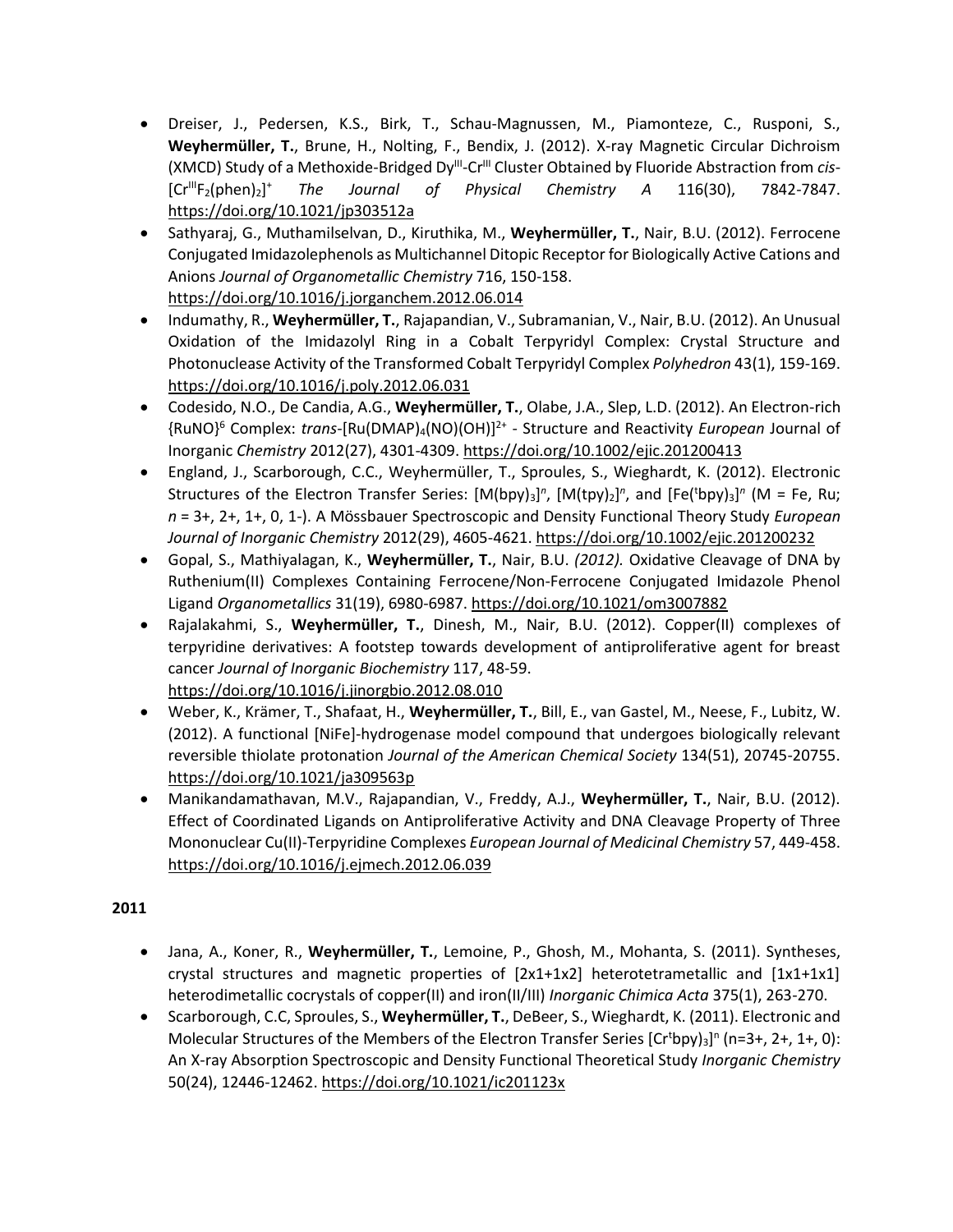- Dreiser, J., Pedersen, K.S., Birk, T., Schau-Magnussen, M., Piamonteze, C., Rusponi, S., **Weyhermüller, T.**, Brune, H., Nolting, F., Bendix, J. (2012). X-ray Magnetic Circular Dichroism (XMCD) Study of a Methoxide-Bridged $Dy^{III}$-$Cr^{III}$ Cluster Obtained by Fluoride Abstraction from *cis*-$[Cr^{III}F_2(phen)_2]^+$ *The Journal of Physical Chemistry A* 116(30), 7842-7847. https://doi.org/10.1021/jp303512a
- Sathyaraj, G., Muthamilselvan, D., Kiruthika, M., **Weyhermüller, T.**, Nair, B.U. (2012). Ferrocene Conjugated Imidazolephenols as Multichannel Ditopic Receptor for Biologically Active Cations and Anions *Journal of Organometallic Chemistry* 716, 150-158. https://doi.org/10.1016/j.jorganchem.2012.06.014
- Indumathy, R., **Weyhermüller, T.**, Rajapandian, V., Subramanian, V., Nair, B.U. (2012). An Unusual Oxidation of the Imidazolyl Ring in a Cobalt Terpyridyl Complex: Crystal Structure and Photonuclease Activity of the Transformed Cobalt Terpyridyl Complex *Polyhedron* 43(1), 159-169. https://doi.org/10.1016/j.poly.2012.06.031
- Codesido, N.O., De Candia, A.G., **Weyhermüller, T.**, Olabe, J.A., Slep, L.D. (2012). An Electron-rich $\{RuNO\}^6$ Complex: *trans*-$[Ru(DMAP)_4(NO)(OH)]^{2+}$ - Structure and Reactivity *European* Journal of Inorganic *Chemistry* 2012(27), 4301-4309. https://doi.org/10.1002/ejic.201200413
- England, J., Scarborough, C.C., Weyhermüller, T., Sproules, S., Wieghardt, K. (2012). Electronic Structures of the Electron Transfer Series: $[M(bpy)_3]^n$, $[M(tpy)_2]^n$, and $[Fe(^tbpy)_3]^n$ (M = Fe, Ru; *n* = 3+, 2+, 1+, 0, 1-). A Mössbauer Spectroscopic and Density Functional Theory Study *European Journal of Inorganic Chemistry* 2012(29), 4605-4621. https://doi.org/10.1002/ejic.201200232
- Gopal, S., Mathiyalagan, K., **Weyhermüller, T.**, Nair, B.U. *(2012).* Oxidative Cleavage of DNA by Ruthenium(II) Complexes Containing Ferrocene/Non-Ferrocene Conjugated Imidazole Phenol Ligand *Organometallics* 31(19), 6980-6987. https://doi.org/10.1021/om3007882
- Rajalakahmi, S., **Weyhermüller, T.**, Dinesh, M., Nair, B.U. (2012). Copper(II) complexes of terpyridine derivatives: A footstep towards development of antiproliferative agent for breast cancer *Journal of Inorganic Biochemistry* 117, 48-59. https://doi.org/10.1016/j.jinorgbio.2012.08.010
- Weber, K., Krämer, T., Shafaat, H., **Weyhermüller, T.**, Bill, E., van Gastel, M., Neese, F., Lubitz, W. (2012). A functional [NiFe]-hydrogenase model compound that undergoes biologically relevant reversible thiolate protonation *Journal of the American Chemical Society* 134(51), 20745-20755. https://doi.org/10.1021/ja309563p
- Manikandamathavan, M.V., Rajapandian, V., Freddy, A.J., **Weyhermüller, T.**, Nair, B.U. (2012). Effect of Coordinated Ligands on Antiproliferative Activity and DNA Cleavage Property of Three Mononuclear Cu(II)-Terpyridine Complexes *European Journal of Medicinal Chemistry* 57, 449-458. https://doi.org/10.1016/j.ejmech.2012.06.039

**2011**

- Jana, A., Koner, R., **Weyhermüller, T.**, Lemoine, P., Ghosh, M., Mohanta, S. (2011). Syntheses, crystal structures and magnetic properties of [2x1+1x2] heterotetrametallic and [1x1+1x1] heterodimetallic cocrystals of copper(II) and iron(II/III) *Inorganic Chimica Acta* 375(1), 263-270.
- Scarborough, C.C, Sproules, S., **Weyhermüller, T.**, DeBeer, S., Wieghardt, K. (2011). Electronic and Molecular Structures of the Members of the Electron Transfer Series $[Cr(^tbpy)_3]^n$ (n=3+, 2+, 1+, 0): An X-ray Absorption Spectroscopic and Density Functional Theoretical Study *Inorganic Chemistry* 50(24), 12446-12462. https://doi.org/10.1021/ic201123x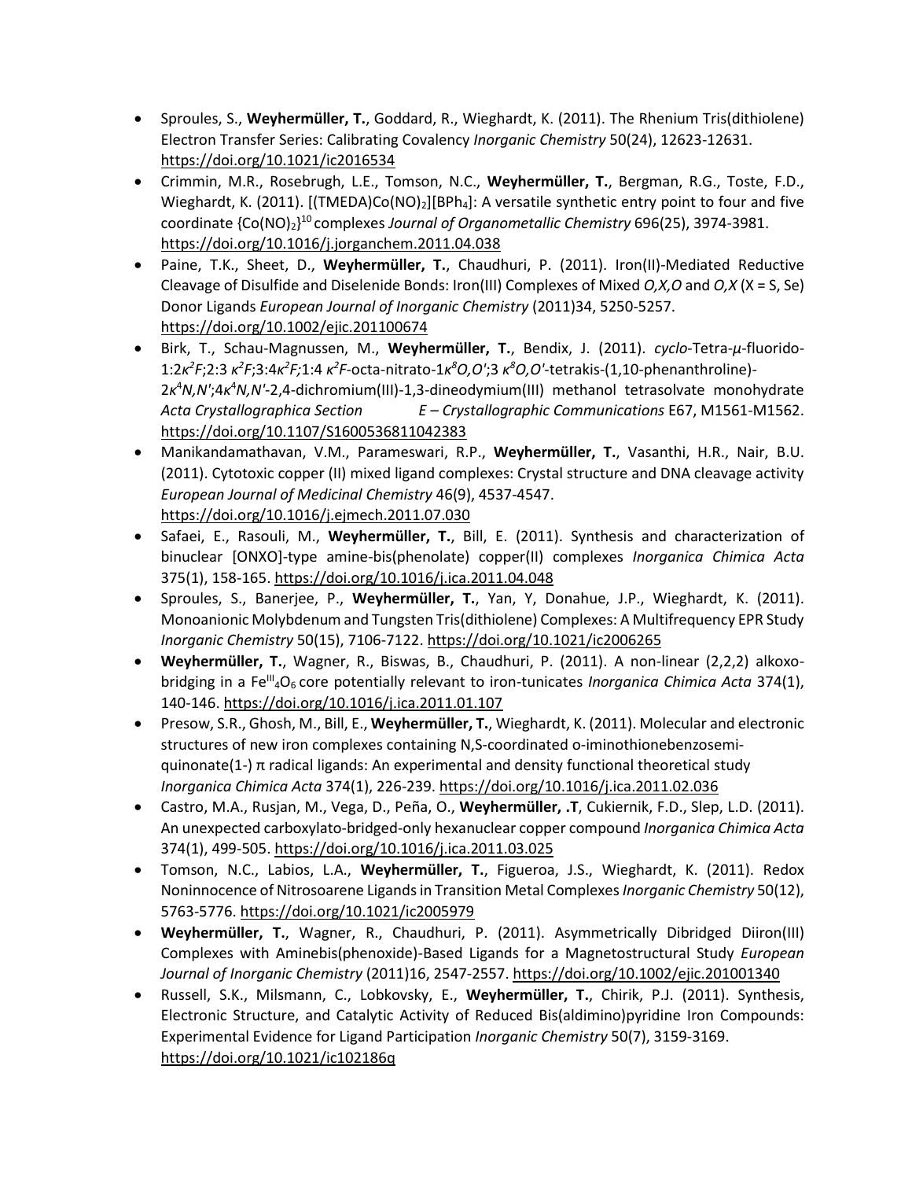- Sproules, S., **Weyhermüller, T.**, Goddard, R., Wieghardt, K. (2011). The Rhenium Tris(dithiolene) Electron Transfer Series: Calibrating Covalency *Inorganic Chemistry* 50(24), 12623-12631. https://doi.org/10.1021/ic2016534
- Crimmin, M.R., Rosebrugh, L.E., Tomson, N.C., **Weyhermüller, T.**, Bergman, R.G., Toste, F.D., Wieghardt, K. (2011). [(TMEDA)Co(NO)$_2$][BPh$_4$]: A versatile synthetic entry point to four and five coordinate {Co(NO)$_2$}$^{10}$ complexes *Journal of Organometallic Chemistry* 696(25), 3974-3981. https://doi.org/10.1016/j.jorganchem.2011.04.038
- Paine, T.K., Sheet, D., **Weyhermüller, T.**, Chaudhuri, P. (2011). Iron(II)-Mediated Reductive Cleavage of Disulfide and Diselenide Bonds: Iron(III) Complexes of Mixed *O,X,O* and *O,X* (X = S, Se) Donor Ligands *European Journal of Inorganic Chemistry* (2011)34, 5250-5257. https://doi.org/10.1002/ejic.201100674
- Birk, T., Schau-Magnussen, M., **Weyhermüller, T.**, Bendix, J. (2011). *cyclo*-Tetra-*μ*-fluorido-1:2$\kappa^2$*F*;2:3 $\kappa^2$*F*;3:4$\kappa^2$*F*;1:4 $\kappa^2$*F*-octa-nitrato-1$\kappa^8$*O,O'*;3 $\kappa^8$*O,O'*-tetrakis-(1,10-phenanthroline)-2$\kappa^4$*N,N'*;4$\kappa^4$*N,N'*-2,4-dichromium(III)-1,3-dineodymium(III) methanol tetrasolvate monohydrate *Acta Crystallographica Section E – Crystallographic Communications* E67, M1561-M1562. https://doi.org/10.1107/S1600536811042383
- Manikandamathavan, V.M., Parameswari, R.P., **Weyhermüller, T.**, Vasanthi, H.R., Nair, B.U. (2011). Cytotoxic copper (II) mixed ligand complexes: Crystal structure and DNA cleavage activity *European Journal of Medicinal Chemistry* 46(9), 4537-4547. https://doi.org/10.1016/j.ejmech.2011.07.030
- Safaei, E., Rasouli, M., **Weyhermüller, T.**, Bill, E. (2011). Synthesis and characterization of binuclear [ONXO]-type amine-bis(phenolate) copper(II) complexes *Inorganica Chimica Acta* 375(1), 158-165. https://doi.org/10.1016/j.ica.2011.04.048
- Sproules, S., Banerjee, P., **Weyhermüller, T.**, Yan, Y, Donahue, J.P., Wieghardt, K. (2011). Monoanionic Molybdenum and Tungsten Tris(dithiolene) Complexes: A Multifrequency EPR Study *Inorganic Chemistry* 50(15), 7106-7122. https://doi.org/10.1021/ic2006265
- **Weyhermüller, T.**, Wagner, R., Biswas, B., Chaudhuri, P. (2011). A non-linear (2,2,2) alkoxo-bridging in a $Fe^{III}_4O_6$ core potentially relevant to iron-tunicates *Inorganica Chimica Acta* 374(1), 140-146. https://doi.org/10.1016/j.ica.2011.01.107
- Presow, S.R., Ghosh, M., Bill, E., **Weyhermüller, T.**, Wieghardt, K. (2011). Molecular and electronic structures of new iron complexes containing N,S-coordinated o-iminothionebenzosemi-quinonate(1-) π radical ligands: An experimental and density functional theoretical study *Inorganica Chimica Acta* 374(1), 226-239. https://doi.org/10.1016/j.ica.2011.02.036
- Castro, M.A., Rusjan, M., Vega, D., Peña, O., **Weyhermüller, .T**, Cukiernik, F.D., Slep, L.D. (2011). An unexpected carboxylato-bridged-only hexanuclear copper compound *Inorganica Chimica Acta* 374(1), 499-505. https://doi.org/10.1016/j.ica.2011.03.025
- Tomson, N.C., Labios, L.A., **Weyhermüller, T.**, Figueroa, J.S., Wieghardt, K. (2011). Redox Noninnocence of Nitrosoarene Ligands in Transition Metal Complexes *Inorganic Chemistry* 50(12), 5763-5776. https://doi.org/10.1021/ic2005979
- **Weyhermüller, T.**, Wagner, R., Chaudhuri, P. (2011). Asymmetrically Dibridged Diiron(III) Complexes with Aminebis(phenoxide)-Based Ligands for a Magnetostructural Study *European Journal of Inorganic Chemistry* (2011)16, 2547-2557. https://doi.org/10.1002/ejic.201001340
- Russell, S.K., Milsmann, C., Lobkovsky, E., **Weyhermüller, T.**, Chirik, P.J. (2011). Synthesis, Electronic Structure, and Catalytic Activity of Reduced Bis(aldimino)pyridine Iron Compounds: Experimental Evidence for Ligand Participation *Inorganic Chemistry* 50(7), 3159-3169. https://doi.org/10.1021/ic102186q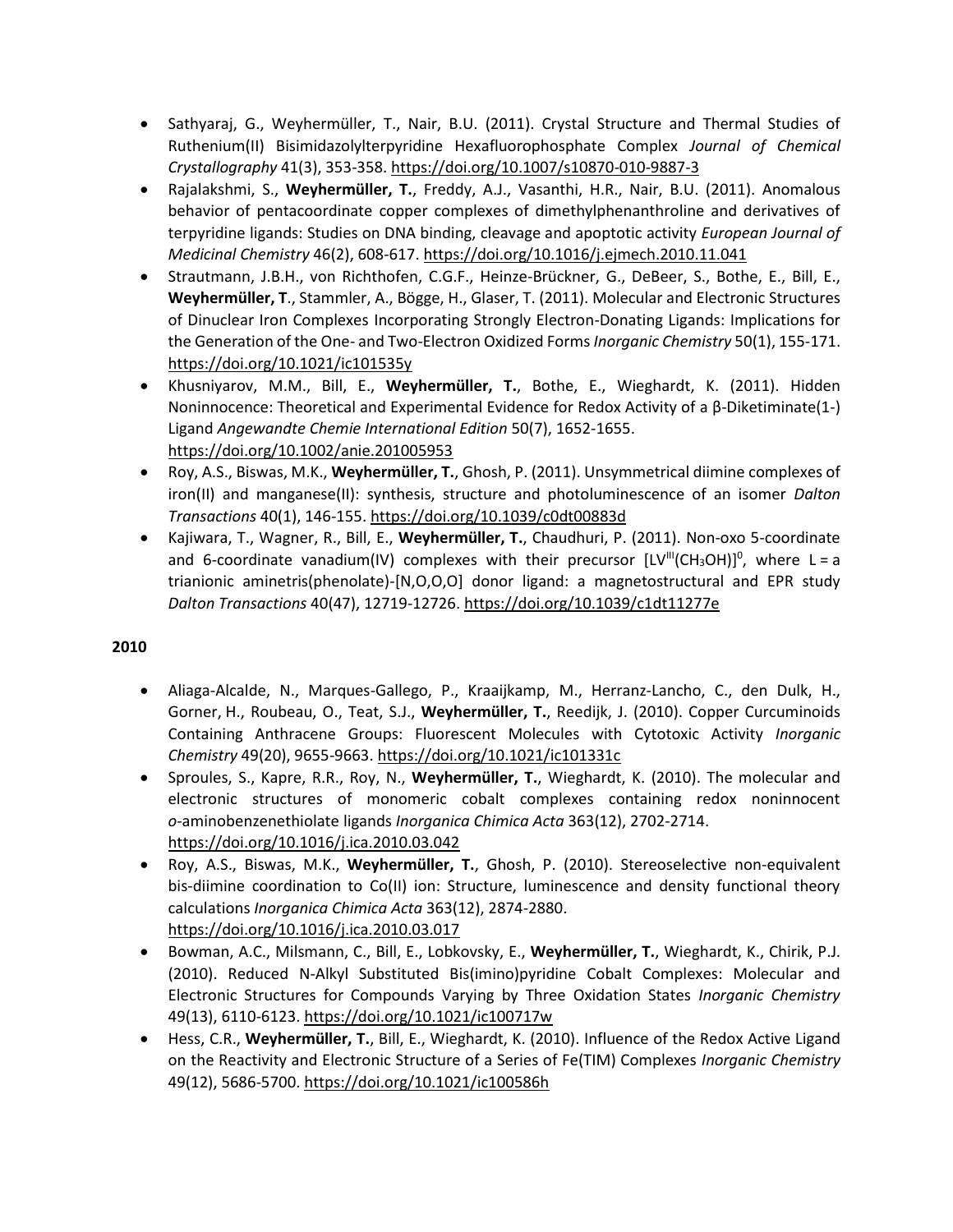- Sathyaraj, G., Weyhermüller, T., Nair, B.U. (2011). Crystal Structure and Thermal Studies of Ruthenium(II) Bisimidazolylterpyridine Hexafluorophosphate Complex *Journal of Chemical Crystallography* 41(3), 353-358. https://doi.org/10.1007/s10870-010-9887-3
- Rajalakshmi, S., **Weyhermüller, T.**, Freddy, A.J., Vasanthi, H.R., Nair, B.U. (2011). Anomalous behavior of pentacoordinate copper complexes of dimethylphenanthroline and derivatives of terpyridine ligands: Studies on DNA binding, cleavage and apoptotic activity *European Journal of Medicinal Chemistry* 46(2), 608-617. https://doi.org/10.1016/j.ejmech.2010.11.041
- Strautmann, J.B.H., von Richthofen, C.G.F., Heinze-Brückner, G., DeBeer, S., Bothe, E., Bill, E., **Weyhermüller, T**., Stammler, A., Bögge, H., Glaser, T. (2011). Molecular and Electronic Structures of Dinuclear Iron Complexes Incorporating Strongly Electron-Donating Ligands: Implications for the Generation of the One- and Two-Electron Oxidized Forms *Inorganic Chemistry* 50(1), 155-171. https://doi.org/10.1021/ic101535y
- Khusniyarov, M.M., Bill, E., **Weyhermüller, T.**, Bothe, E., Wieghardt, K. (2011). Hidden Noninnocence: Theoretical and Experimental Evidence for Redox Activity of a β-Diketiminate(1-) Ligand *Angewandte Chemie International Edition* 50(7), 1652-1655. https://doi.org/10.1002/anie.201005953
- Roy, A.S., Biswas, M.K., **Weyhermüller, T.**, Ghosh, P. (2011). Unsymmetrical diimine complexes of iron(II) and manganese(II): synthesis, structure and photoluminescence of an isomer *Dalton Transactions* 40(1), 146-155. https://doi.org/10.1039/c0dt00883d
- Kajiwara, T., Wagner, R., Bill, E., **Weyhermüller, T.**, Chaudhuri, P. (2011). Non-oxo 5-coordinate and 6-coordinate vanadium(IV) complexes with their precursor $[LV^{III}(CH_3OH)]^0$, where L = a trianionic aminetris(phenolate)-[N,O,O,O] donor ligand: a magnetostructural and EPR study *Dalton Transactions* 40(47), 12719-12726. https://doi.org/10.1039/c1dt11277e

**2010**

- Aliaga-Alcalde, N., Marques-Gallego, P., Kraaijkamp, M., Herranz-Lancho, C., den Dulk, H., Gorner, H., Roubeau, O., Teat, S.J., **Weyhermüller, T.**, Reedijk, J. (2010). Copper Curcuminoids Containing Anthracene Groups: Fluorescent Molecules with Cytotoxic Activity *Inorganic Chemistry* 49(20), 9655-9663. https://doi.org/10.1021/ic101331c
- Sproules, S., Kapre, R.R., Roy, N., **Weyhermüller, T.**, Wieghardt, K. (2010). The molecular and electronic structures of monomeric cobalt complexes containing redox noninnocent *o*-aminobenzenethiolate ligands *Inorganica Chimica Acta* 363(12), 2702-2714. https://doi.org/10.1016/j.ica.2010.03.042
- Roy, A.S., Biswas, M.K., **Weyhermüller, T.**, Ghosh, P. (2010). Stereoselective non-equivalent bis-diimine coordination to Co(II) ion: Structure, luminescence and density functional theory calculations *Inorganica Chimica Acta* 363(12), 2874-2880. https://doi.org/10.1016/j.ica.2010.03.017
- Bowman, A.C., Milsmann, C., Bill, E., Lobkovsky, E., **Weyhermüller, T.**, Wieghardt, K., Chirik, P.J. (2010). Reduced N-Alkyl Substituted Bis(imino)pyridine Cobalt Complexes: Molecular and Electronic Structures for Compounds Varying by Three Oxidation States *Inorganic Chemistry* 49(13), 6110-6123. https://doi.org/10.1021/ic100717w
- Hess, C.R., **Weyhermüller, T.**, Bill, E., Wieghardt, K. (2010). Influence of the Redox Active Ligand on the Reactivity and Electronic Structure of a Series of Fe(TIM) Complexes *Inorganic Chemistry* 49(12), 5686-5700. https://doi.org/10.1021/ic100586h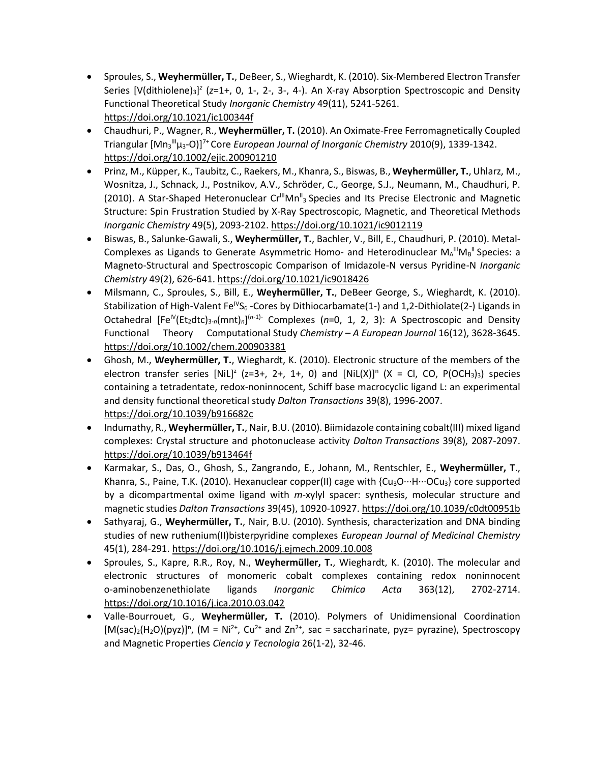- Sproules, S., **Weyhermüller, T.**, DeBeer, S., Wieghardt, K. (2010). Six-Membered Electron Transfer Series $[V(dithiolene)_3]^z$ (*z*=1+, 0, 1-, 2-, 3-, 4-). An X-ray Absorption Spectroscopic and Density Functional Theoretical Study *Inorganic Chemistry* 49(11), 5241-5261. https://doi.org/10.1021/ic100344f
- Chaudhuri, P., Wagner, R., **Weyhermüller, T.** (2010). An Oximate-Free Ferromagnetically Coupled Triangular $[Mn_3^{III}\mu_3\text{-}O)]^{7+}$ Core *European Journal of Inorganic Chemistry* 2010(9), 1339-1342. https://doi.org/10.1002/ejic.200901210
- Prinz, M., Küpper, K., Taubitz, C., Raekers, M., Khanra, S., Biswas, B., **Weyhermüller, T.**, Uhlarz, M., Wosnitza, J., Schnack, J., Postnikov, A.V., Schröder, C., George, S.J., Neumann, M., Chaudhuri, P. (2010). A Star-Shaped Heteronuclear $Cr^{III}Mn^{II}_3$ Species and Its Precise Electronic and Magnetic Structure: Spin Frustration Studied by X-Ray Spectroscopic, Magnetic, and Theoretical Methods *Inorganic Chemistry* 49(5), 2093-2102. https://doi.org/10.1021/ic9012119
- Biswas, B., Salunke-Gawali, S., **Weyhermüller, T.**, Bachler, V., Bill, E., Chaudhuri, P. (2010). Metal-Complexes as Ligands to Generate Asymmetric Homo- and Heterodinuclear $M_A^{III}M_B^{II}$ Species: a Magneto-Structural and Spectroscopic Comparison of Imidazole-N versus Pyridine-N *Inorganic Chemistry* 49(2), 626-641. https://doi.org/10.1021/ic9018426
- Milsmann, C., Sproules, S., Bill, E., **Weyhermüller, T.**, DeBeer George, S., Wieghardt, K. (2010). Stabilization of High-Valent $Fe^{IV}S_6$ -Cores by Dithiocarbamate(1-) and 1,2-Dithiolate(2-) Ligands in Octahedral $[Fe^{IV}(Et_2dtc)_{3-n}(mnt)_n]^{(n-1)-}$ Complexes (*n*=0, 1, 2, 3): A Spectroscopic and Density Functional Theory Computational Study *Chemistry – A European Journal* 16(12), 3628-3645. https://doi.org/10.1002/chem.200903381
- Ghosh, M., **Weyhermüller, T.**, Wieghardt, K. (2010). Electronic structure of the members of the electron transfer series $[NiL]^z$ (z=3+, 2+, 1+, 0) and $[NiL(X)]^n$ (X = Cl, CO, $P(OCH_3)_3$) species containing a tetradentate, redox-noninnocent, Schiff base macrocyclic ligand L: an experimental and density functional theoretical study *Dalton Transactions* 39(8), 1996-2007. https://doi.org/10.1039/b916682c
- Indumathy, R., **Weyhermüller, T.**, Nair, B.U. (2010). Biimidazole containing cobalt(III) mixed ligand complexes: Crystal structure and photonuclease activity *Dalton Transactions* 39(8), 2087-2097. https://doi.org/10.1039/b913464f
- Karmakar, S., Das, O., Ghosh, S., Zangrando, E., Johann, M., Rentschler, E., **Weyhermüller, T**., Khanra, S., Paine, T.K. (2010). Hexanuclear copper(II) cage with $\{Cu_3O\cdots H\cdots OCu_3\}$ core supported by a dicompartmental oxime ligand with *m*-xylyl spacer: synthesis, molecular structure and magnetic studies *Dalton Transactions* 39(45), 10920-10927. https://doi.org/10.1039/c0dt00951b
- Sathyaraj, G., **Weyhermüller, T.**, Nair, B.U. (2010). Synthesis, characterization and DNA binding studies of new ruthenium(II)bisterpyridine complexes *European Journal of Medicinal Chemistry* 45(1), 284-291. https://doi.org/10.1016/j.ejmech.2009.10.008
- Sproules, S., Kapre, R.R., Roy, N., **Weyhermüller, T.**, Wieghardt, K. (2010). The molecular and electronic structures of monomeric cobalt complexes containing redox noninnocent o-aminobenzenethiolate ligands *Inorganic Chimica Acta* 363(12), 2702-2714. https://doi.org/10.1016/j.ica.2010.03.042
- Valle-Bourrouet, G., **Weyhermüller, T.** (2010). Polymers of Unidimensional Coordination $[M(sac)_2(H_2O)(pyz)]^n$, (M = $Ni^{2+}$, $Cu^{2+}$ and $Zn^{2+}$, sac = saccharinate, pyz= pyrazine), Spectroscopy and Magnetic Properties *Ciencia y Tecnologia* 26(1-2), 32-46.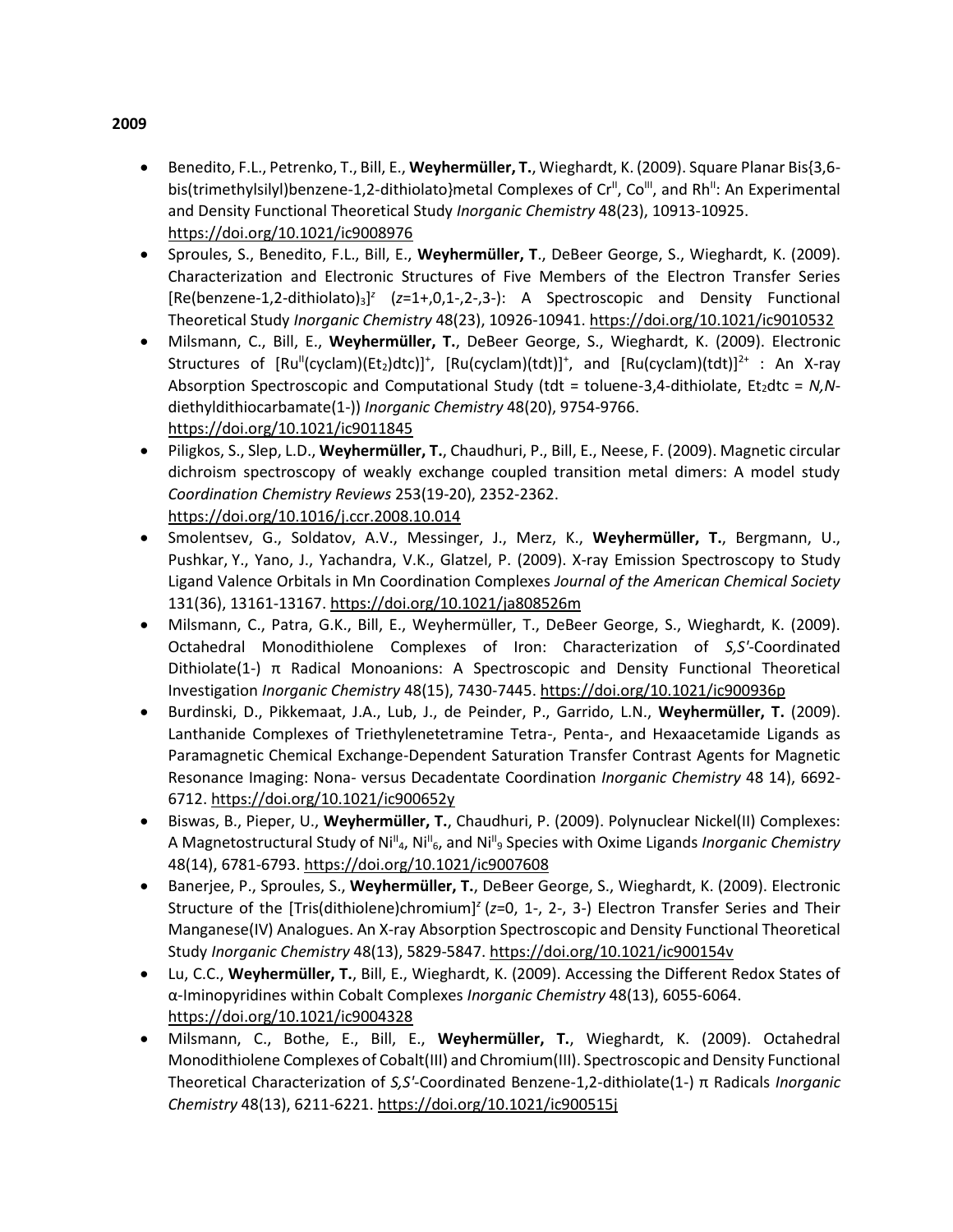**2009**

- Benedito, F.L., Petrenko, T., Bill, E., **Weyhermüller, T.**, Wieghardt, K. (2009). Square Planar Bis{3,6-bis(trimethylsilyl)benzene-1,2-dithiolato}metal Complexes of $Cr^{II}$, $Co^{III}$, and $Rh^{II}$: An Experimental and Density Functional Theoretical Study *Inorganic Chemistry* 48(23), 10913-10925. https://doi.org/10.1021/ic9008976
- Sproules, S., Benedito, F.L., Bill, E., **Weyhermüller, T**., DeBeer George, S., Wieghardt, K. (2009). Characterization and Electronic Structures of Five Members of the Electron Transfer Series $[Re(benzene\text{-}1,2\text{-}dithiolato)_3]^z$ (*z*=1+,0,1-,2-,3-): A Spectroscopic and Density Functional Theoretical Study *Inorganic Chemistry* 48(23), 10926-10941. https://doi.org/10.1021/ic9010532
- Milsmann, C., Bill, E., **Weyhermüller, T.**, DeBeer George, S., Wieghardt, K. (2009). Electronic Structures of $[Ru^{II}(cyclam)(Et_2)dtc)]^+$, $[Ru(cyclam)(tdt)]^+$, and $[Ru(cyclam)(tdt)]^{2+}$ : An X-ray Absorption Spectroscopic and Computational Study (tdt = toluene-3,4-dithiolate, $Et_2$dtc = *N,N*-diethyldithiocarbamate(1-)) *Inorganic Chemistry* 48(20), 9754-9766. https://doi.org/10.1021/ic9011845
- Piligkos, S., Slep, L.D., **Weyhermüller, T.**, Chaudhuri, P., Bill, E., Neese, F. (2009). Magnetic circular dichroism spectroscopy of weakly exchange coupled transition metal dimers: A model study *Coordination Chemistry Reviews* 253(19-20), 2352-2362. https://doi.org/10.1016/j.ccr.2008.10.014
- Smolentsev, G., Soldatov, A.V., Messinger, J., Merz, K., **Weyhermüller, T.**, Bergmann, U., Pushkar, Y., Yano, J., Yachandra, V.K., Glatzel, P. (2009). X-ray Emission Spectroscopy to Study Ligand Valence Orbitals in Mn Coordination Complexes *Journal of the American Chemical Society* 131(36), 13161-13167. https://doi.org/10.1021/ja808526m
- Milsmann, C., Patra, G.K., Bill, E., Weyhermüller, T., DeBeer George, S., Wieghardt, K. (2009). Octahedral Monodithiolene Complexes of Iron: Characterization of *S,S′*-Coordinated Dithiolate(1-) π Radical Monoanions: A Spectroscopic and Density Functional Theoretical Investigation *Inorganic Chemistry* 48(15), 7430-7445. https://doi.org/10.1021/ic900936p
- Burdinski, D., Pikkemaat, J.A., Lub, J., de Peinder, P., Garrido, L.N., **Weyhermüller, T.** (2009). Lanthanide Complexes of Triethylenetetramine Tetra-, Penta-, and Hexaacetamide Ligands as Paramagnetic Chemical Exchange-Dependent Saturation Transfer Contrast Agents for Magnetic Resonance Imaging: Nona- versus Decadentate Coordination *Inorganic Chemistry* 48 14), 6692-6712. https://doi.org/10.1021/ic900652y
- Biswas, B., Pieper, U., **Weyhermüller, T.**, Chaudhuri, P. (2009). Polynuclear Nickel(II) Complexes: A Magnetostructural Study of $Ni^{II}_4$, $Ni^{II}_6$, and $Ni^{II}_9$ Species with Oxime Ligands *Inorganic Chemistry* 48(14), 6781-6793. https://doi.org/10.1021/ic9007608
- Banerjee, P., Sproules, S., **Weyhermüller, T.**, DeBeer George, S., Wieghardt, K. (2009). Electronic Structure of the $[Tris(dithiolene)chromium]^z$ (*z*=0, 1-, 2-, 3-) Electron Transfer Series and Their Manganese(IV) Analogues. An X-ray Absorption Spectroscopic and Density Functional Theoretical Study *Inorganic Chemistry* 48(13), 5829-5847. https://doi.org/10.1021/ic900154v
- Lu, C.C., **Weyhermüller, T.**, Bill, E., Wieghardt, K. (2009). Accessing the Different Redox States of α-Iminopyridines within Cobalt Complexes *Inorganic Chemistry* 48(13), 6055-6064. https://doi.org/10.1021/ic9004328
- Milsmann, C., Bothe, E., Bill, E., **Weyhermüller, T.**, Wieghardt, K. (2009). Octahedral Monodithiolene Complexes of Cobalt(III) and Chromium(III). Spectroscopic and Density Functional Theoretical Characterization of *S,S′*-Coordinated Benzene-1,2-dithiolate(1-) π Radicals *Inorganic Chemistry* 48(13), 6211-6221. https://doi.org/10.1021/ic900515j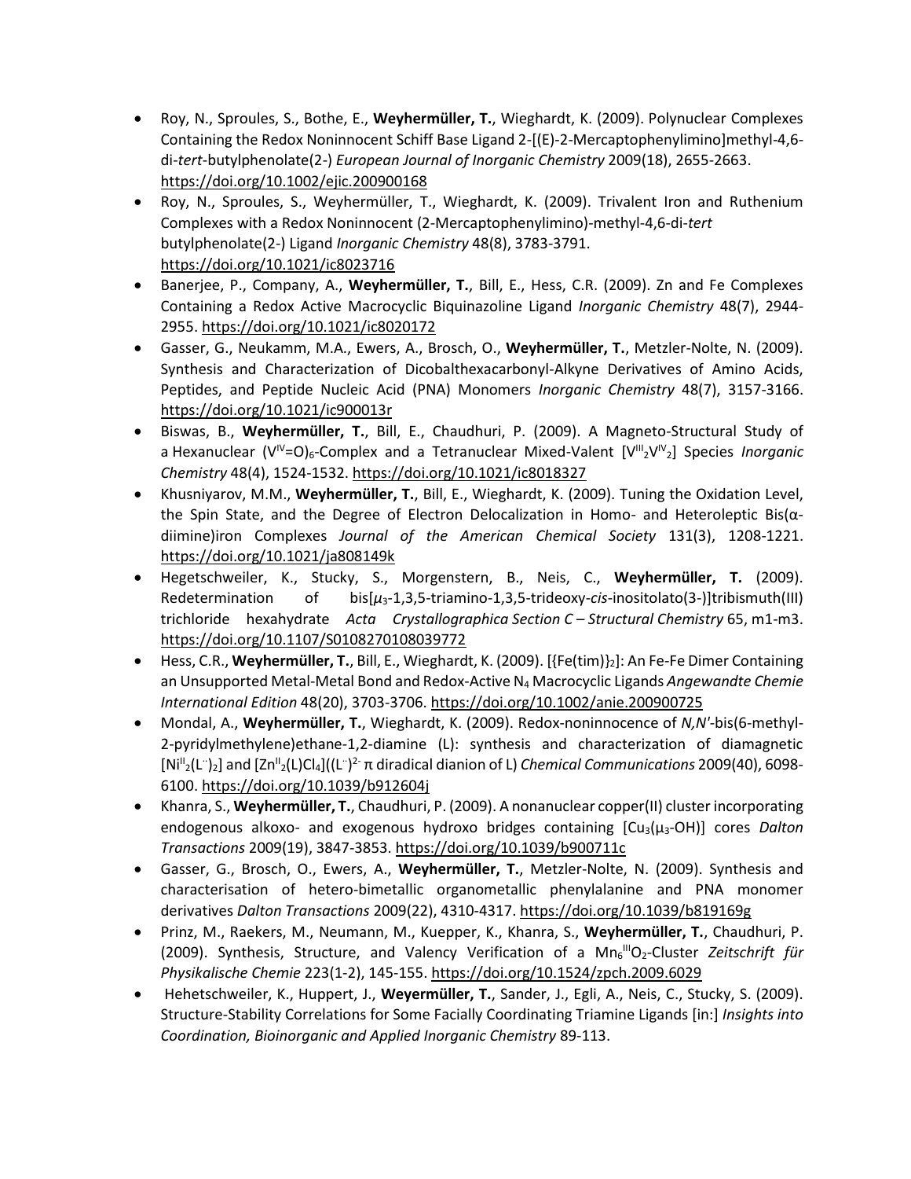- Roy, N., Sproules, S., Bothe, E., **Weyhermüller, T.**, Wieghardt, K. (2009). Polynuclear Complexes Containing the Redox Noninnocent Schiff Base Ligand 2-[(E)-2-Mercaptophenylimino]methyl-4,6-di-*tert*-butylphenolate(2-) *European Journal of Inorganic Chemistry* 2009(18), 2655-2663. https://doi.org/10.1002/ejic.200900168
- Roy, N., Sproules, S., Weyhermüller, T., Wieghardt, K. (2009). Trivalent Iron and Ruthenium Complexes with a Redox Noninnocent (2-Mercaptophenylimino)-methyl-4,6-di-*tert* butylphenolate(2-) Ligand *Inorganic Chemistry* 48(8), 3783-3791. https://doi.org/10.1021/ic8023716
- Banerjee, P., Company, A., **Weyhermüller, T.**, Bill, E., Hess, C.R. (2009). Zn and Fe Complexes Containing a Redox Active Macrocyclic Biquinazoline Ligand *Inorganic Chemistry* 48(7), 2944-2955. https://doi.org/10.1021/ic8020172
- Gasser, G., Neukamm, M.A., Ewers, A., Brosch, O., **Weyhermüller, T.**, Metzler-Nolte, N. (2009). Synthesis and Characterization of Dicobalthexacarbonyl-Alkyne Derivatives of Amino Acids, Peptides, and Peptide Nucleic Acid (PNA) Monomers *Inorganic Chemistry* 48(7), 3157-3166. https://doi.org/10.1021/ic900013r
- Biswas, B., **Weyhermüller, T.**, Bill, E., Chaudhuri, P. (2009). A Magneto-Structural Study of a Hexanuclear $(V^{IV}{=}O)_6$-Complex and a Tetranuclear Mixed-Valent $[V^{III}{}_2V^{IV}{}_2]$ Species *Inorganic Chemistry* 48(4), 1524-1532. https://doi.org/10.1021/ic8018327
- Khusniyarov, M.M., **Weyhermüller, T.**, Bill, E., Wieghardt, K. (2009). Tuning the Oxidation Level, the Spin State, and the Degree of Electron Delocalization in Homo- and Heteroleptic Bis(α-diimine)iron Complexes *Journal of the American Chemical Society* 131(3), 1208-1221. https://doi.org/10.1021/ja808149k
- Hegetschweiler, K., Stucky, S., Morgenstern, B., Neis, C., **Weyhermüller, T.** (2009). Redetermination of bis[$\mu_3$-1,3,5-triamino-1,3,5-trideoxy-*cis*-inositolato(3-)]tribismuth(III) trichloride hexahydrate *Acta Crystallographica Section C – Structural Chemistry* 65, m1-m3. https://doi.org/10.1107/S0108270108039772
- Hess, C.R., **Weyhermüller, T.**, Bill, E., Wieghardt, K. (2009). [{Fe(tim)}$_2$]: An Fe-Fe Dimer Containing an Unsupported Metal-Metal Bond and Redox-Active $N_4$ Macrocyclic Ligands *Angewandte Chemie International Edition* 48(20), 3703-3706. https://doi.org/10.1002/anie.200900725
- Mondal, A., **Weyhermüller, T.**, Wieghardt, K. (2009). Redox-noninnocence of *N,N'*-bis(6-methyl-2-pyridylmethylene)ethane-1,2-diamine (L): synthesis and characterization of diamagnetic $[Ni^{II}{}_2(L^{\cdot\cdot})_2]$ and $[Zn^{II}{}_2(L)Cl_4]((L^{\cdot\cdot})^{2-}$ π diradical dianion of L) *Chemical Communications* 2009(40), 6098-6100. https://doi.org/10.1039/b912604j
- Khanra, S., **Weyhermüller, T.**, Chaudhuri, P. (2009). A nonanuclear copper(II) cluster incorporating endogenous alkoxo- and exogenous hydroxo bridges containing $[Cu_3(\mu_3\text{-OH})]$ cores *Dalton Transactions* 2009(19), 3847-3853. https://doi.org/10.1039/b900711c
- Gasser, G., Brosch, O., Ewers, A., **Weyhermüller, T.**, Metzler-Nolte, N. (2009). Synthesis and characterisation of hetero-bimetallic organometallic phenylalanine and PNA monomer derivatives *Dalton Transactions* 2009(22), 4310-4317. https://doi.org/10.1039/b819169g
- Prinz, M., Raekers, M., Neumann, M., Kuepper, K., Khanra, S., **Weyhermüller, T.**, Chaudhuri, P. (2009). Synthesis, Structure, and Valency Verification of a $Mn_6{}^{III}O_2$-Cluster *Zeitschrift für Physikalische Chemie* 223(1-2), 145-155. https://doi.org/10.1524/zpch.2009.6029
- Hehetschweiler, K., Huppert, J., **Weyermüller, T.**, Sander, J., Egli, A., Neis, C., Stucky, S. (2009). Structure-Stability Correlations for Some Facially Coordinating Triamine Ligands [in:] *Insights into Coordination, Bioinorganic and Applied Inorganic Chemistry* 89-113.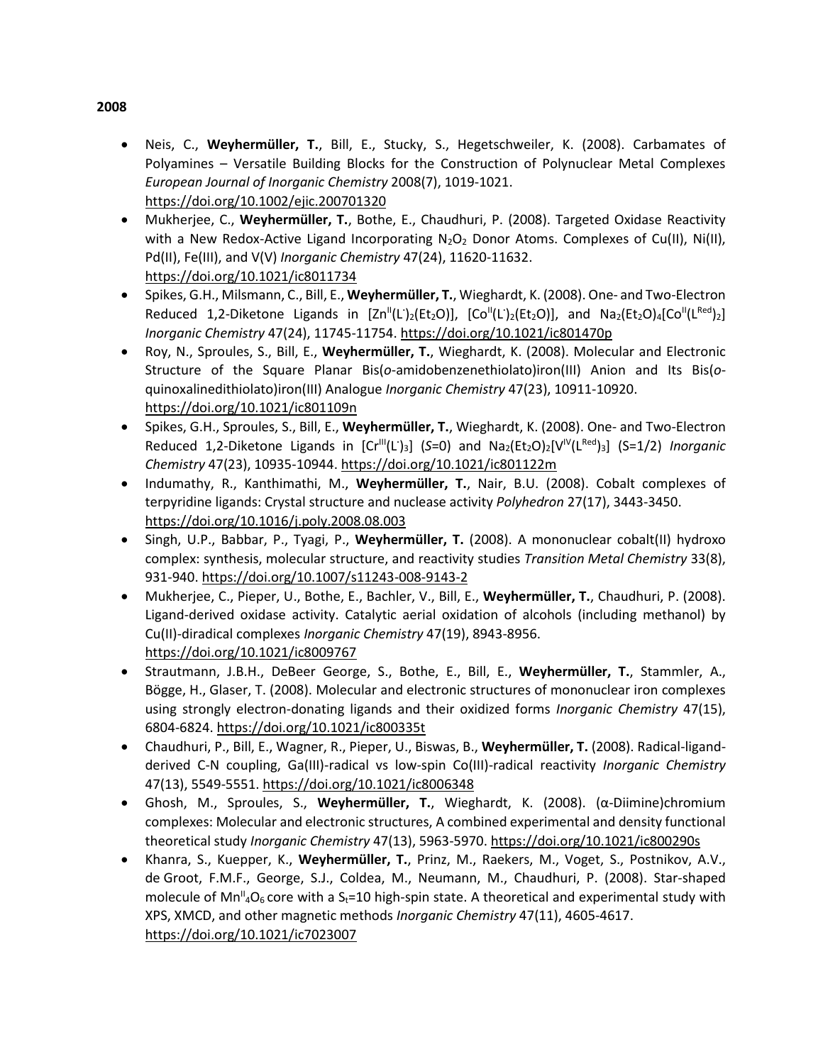**2008**

- Neis, C., **Weyhermüller, T.**, Bill, E., Stucky, S., Hegetschweiler, K. (2008). Carbamates of Polyamines – Versatile Building Blocks for the Construction of Polynuclear Metal Complexes *European Journal of Inorganic Chemistry* 2008(7), 1019-1021. https://doi.org/10.1002/ejic.200701320
- Mukherjee, C., **Weyhermüller, T.**, Bothe, E., Chaudhuri, P. (2008). Targeted Oxidase Reactivity with a New Redox-Active Ligand Incorporating $N_2O_2$ Donor Atoms. Complexes of Cu(II), Ni(II), Pd(II), Fe(III), and V(V) *Inorganic Chemistry* 47(24), 11620-11632. https://doi.org/10.1021/ic8011734
- Spikes, G.H., Milsmann, C., Bill, E., **Weyhermüller, T.**, Wieghardt, K. (2008). One- and Two-Electron Reduced 1,2-Diketone Ligands in $[Zn^{II}(L^{\cdot})_2(Et_2O)]$, $[Co^{II}(L^{\cdot})_2(Et_2O)]$, and $Na_2(Et_2O)_4[Co^{II}(L^{Red})_2]$ *Inorganic Chemistry* 47(24), 11745-11754. https://doi.org/10.1021/ic801470p
- Roy, N., Sproules, S., Bill, E., **Weyhermüller, T.**, Wieghardt, K. (2008). Molecular and Electronic Structure of the Square Planar Bis(*o*-amidobenzenethiolato)iron(III) Anion and Its Bis(*o*-quinoxalinedithiolato)iron(III) Analogue *Inorganic Chemistry* 47(23), 10911-10920. https://doi.org/10.1021/ic801109n
- Spikes, G.H., Sproules, S., Bill, E., **Weyhermüller, T.**, Wieghardt, K. (2008). One- and Two-Electron Reduced 1,2-Diketone Ligands in $[Cr^{III}(L^{\cdot})_3]$ ($S$=0) and $Na_2(Et_2O)_2[V^{IV}(L^{Red})_3]$ (S=1/2) *Inorganic Chemistry* 47(23), 10935-10944. https://doi.org/10.1021/ic801122m
- Indumathy, R., Kanthimathi, M., **Weyhermüller, T.**, Nair, B.U. (2008). Cobalt complexes of terpyridine ligands: Crystal structure and nuclease activity *Polyhedron* 27(17), 3443-3450. https://doi.org/10.1016/j.poly.2008.08.003
- Singh, U.P., Babbar, P., Tyagi, P., **Weyhermüller, T.** (2008). A mononuclear cobalt(II) hydroxo complex: synthesis, molecular structure, and reactivity studies *Transition Metal Chemistry* 33(8), 931-940. https://doi.org/10.1007/s11243-008-9143-2
- Mukherjee, C., Pieper, U., Bothe, E., Bachler, V., Bill, E., **Weyhermüller, T.**, Chaudhuri, P. (2008). Ligand-derived oxidase activity. Catalytic aerial oxidation of alcohols (including methanol) by Cu(II)-diradical complexes *Inorganic Chemistry* 47(19), 8943-8956. https://doi.org/10.1021/ic8009767
- Strautmann, J.B.H., DeBeer George, S., Bothe, E., Bill, E., **Weyhermüller, T.**, Stammler, A., Bögge, H., Glaser, T. (2008). Molecular and electronic structures of mononuclear iron complexes using strongly electron-donating ligands and their oxidized forms *Inorganic Chemistry* 47(15), 6804-6824. https://doi.org/10.1021/ic800335t
- Chaudhuri, P., Bill, E., Wagner, R., Pieper, U., Biswas, B., **Weyhermüller, T.** (2008). Radical-ligand-derived C-N coupling, Ga(III)-radical vs low-spin Co(III)-radical reactivity *Inorganic Chemistry* 47(13), 5549-5551. https://doi.org/10.1021/ic8006348
- Ghosh, M., Sproules, S., **Weyhermüller, T.**, Wieghardt, K. (2008). (α-Diimine)chromium complexes: Molecular and electronic structures, A combined experimental and density functional theoretical study *Inorganic Chemistry* 47(13), 5963-5970. https://doi.org/10.1021/ic800290s
- Khanra, S., Kuepper, K., **Weyhermüller, T.**, Prinz, M., Raekers, M., Voget, S., Postnikov, A.V., de Groot, F.M.F., George, S.J., Coldea, M., Neumann, M., Chaudhuri, P. (2008). Star-shaped molecule of $Mn^{II}_4O_6$ core with a $S_t$=10 high-spin state. A theoretical and experimental study with XPS, XMCD, and other magnetic methods *Inorganic Chemistry* 47(11), 4605-4617. https://doi.org/10.1021/ic7023007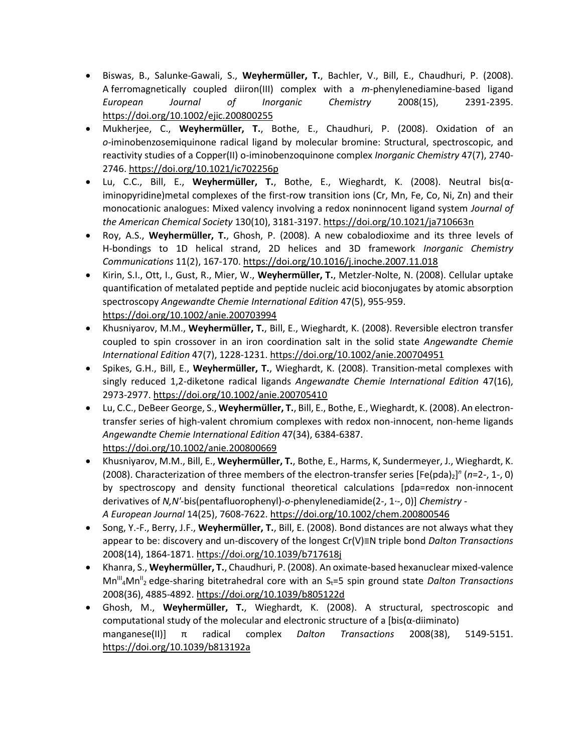- Biswas, B., Salunke-Gawali, S., **Weyhermüller, T.**, Bachler, V., Bill, E., Chaudhuri, P. (2008). A ferromagnetically coupled diiron(III) complex with a *m*-phenylenediamine-based ligand *European Journal of Inorganic Chemistry* 2008(15), 2391-2395. https://doi.org/10.1002/ejic.200800255
- Mukherjee, C., **Weyhermüller, T.**, Bothe, E., Chaudhuri, P. (2008). Oxidation of an *o*-iminobenzosemiquinone radical ligand by molecular bromine: Structural, spectroscopic, and reactivity studies of a Copper(II) o-iminobenzoquinone complex *Inorganic Chemistry* 47(7), 2740-2746. https://doi.org/10.1021/ic702256p
- Lu, C.C., Bill, E., **Weyhermüller, T.**, Bothe, E., Wieghardt, K. (2008). Neutral bis(α-iminopyridine)metal complexes of the first-row transition ions (Cr, Mn, Fe, Co, Ni, Zn) and their monocationic analogues: Mixed valency involving a redox noninnocent ligand system *Journal of the American Chemical Society* 130(10), 3181-3197. https://doi.org/10.1021/ja710663n
- Roy, A.S., **Weyhermüller, T.**, Ghosh, P. (2008). A new cobalodioxime and its three levels of H-bondings to 1D helical strand, 2D helices and 3D framework *Inorganic Chemistry Communications* 11(2), 167-170. https://doi.org/10.1016/j.inoche.2007.11.018
- Kirin, S.I., Ott, I., Gust, R., Mier, W., **Weyhermüller, T.**, Metzler-Nolte, N. (2008). Cellular uptake quantification of metalated peptide and peptide nucleic acid bioconjugates by atomic absorption spectroscopy *Angewandte Chemie International Edition* 47(5), 955-959. https://doi.org/10.1002/anie.200703994
- Khusniyarov, M.M., **Weyhermüller, T.**, Bill, E., Wieghardt, K. (2008). Reversible electron transfer coupled to spin crossover in an iron coordination salt in the solid state *Angewandte Chemie International Edition* 47(7), 1228-1231. https://doi.org/10.1002/anie.200704951
- Spikes, G.H., Bill, E., **Weyhermüller, T.**, Wieghardt, K. (2008). Transition-metal complexes with singly reduced 1,2-diketone radical ligands *Angewandte Chemie International Edition* 47(16), 2973-2977. https://doi.org/10.1002/anie.200705410
- Lu, C.C., DeBeer George, S., **Weyhermüller, T.**, Bill, E., Bothe, E., Wieghardt, K. (2008). An electron-transfer series of high-valent chromium complexes with redox non-innocent, non-heme ligands *Angewandte Chemie International Edition* 47(34), 6384-6387. https://doi.org/10.1002/anie.200800669
- Khusniyarov, M.M., Bill, E., **Weyhermüller, T.**, Bothe, E., Harms, K, Sundermeyer, J., Wieghardt, K. (2008). Characterization of three members of the electron-transfer series $[Fe(pda)_2]^n$ (*n*=2-, 1-, 0) by spectroscopy and density functional theoretical calculations [pda=redox non-innocent derivatives of *N,N'*-bis(pentafluorophenyl)-*o*-phenylenediamide(2-, 1·-, 0)] *Chemistry - A European Journal* 14(25), 7608-7622. https://doi.org/10.1002/chem.200800546
- Song, Y.-F., Berry, J.F., **Weyhermüller, T.**, Bill, E. (2008). Bond distances are not always what they appear to be: discovery and un-discovery of the longest Cr(V)≡N triple bond *Dalton Transactions* 2008(14), 1864-1871. https://doi.org/10.1039/b717618j
- Khanra, S., **Weyhermüller, T.**, Chaudhuri, P. (2008). An oximate-based hexanuclear mixed-valence $Mn^{III}_4Mn^{II}_2$ edge-sharing bitetrahedral core with an $S_t$=5 spin ground state *Dalton Transactions* 2008(36), 4885-4892. https://doi.org/10.1039/b805122d
- Ghosh, M., **Weyhermüller, T.**, Wieghardt, K. (2008). A structural, spectroscopic and computational study of the molecular and electronic structure of a [bis(α-diiminato) manganese(II)] π radical complex *Dalton Transactions* 2008(38), 5149-5151. https://doi.org/10.1039/b813192a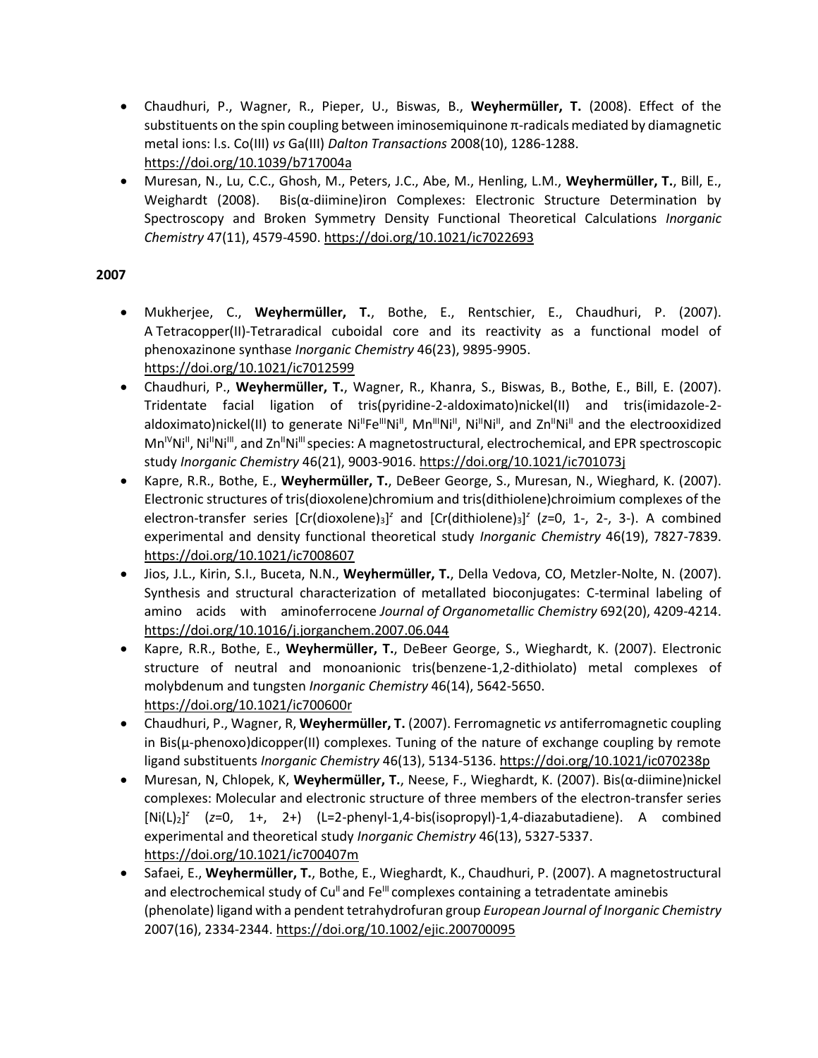- Chaudhuri, P., Wagner, R., Pieper, U., Biswas, B., **Weyhermüller, T.** (2008). Effect of the substituents on the spin coupling between iminosemiquinone π-radicals mediated by diamagnetic metal ions: l.s. Co(III) *vs* Ga(III) *Dalton Transactions* 2008(10), 1286-1288. https://doi.org/10.1039/b717004a
- Muresan, N., Lu, C.C., Ghosh, M., Peters, J.C., Abe, M., Henling, L.M., **Weyhermüller, T.**, Bill, E., Weighardt (2008). Bis(α-diimine)iron Complexes: Electronic Structure Determination by Spectroscopy and Broken Symmetry Density Functional Theoretical Calculations *Inorganic Chemistry* 47(11), 4579-4590. https://doi.org/10.1021/ic7022693

**2007**

- Mukherjee, C., **Weyhermüller, T.**, Bothe, E., Rentschier, E., Chaudhuri, P. (2007). A Tetracopper(II)-Tetraradical cuboidal core and its reactivity as a functional model of phenoxazinone synthase *Inorganic Chemistry* 46(23), 9895-9905. https://doi.org/10.1021/ic7012599
- Chaudhuri, P., **Weyhermüller, T.**, Wagner, R., Khanra, S., Biswas, B., Bothe, E., Bill, E. (2007). Tridentate facial ligation of tris(pyridine-2-aldoximato)nickel(II) and tris(imidazole-2-aldoximato)nickel(II) to generate $Ni^{II}Fe^{III}Ni^{II}$, $Mn^{III}Ni^{II}$, $Ni^{II}Ni^{II}$, and $Zn^{II}Ni^{II}$ and the electrooxidized $Mn^{IV}Ni^{II}$, $Ni^{II}Ni^{III}$, and $Zn^{II}Ni^{III}$ species: A magnetostructural, electrochemical, and EPR spectroscopic study *Inorganic Chemistry* 46(21), 9003-9016. https://doi.org/10.1021/ic701073j
- Kapre, R.R., Bothe, E., **Weyhermüller, T.**, DeBeer George, S., Muresan, N., Wieghard, K. (2007). Electronic structures of tris(dioxolene)chromium and tris(dithiolene)chroimium complexes of the electron-transfer series $[Cr(dioxolene)_3]^z$ and $[Cr(dithiolene)_3]^z$ ($z$=0, 1-, 2-, 3-). A combined experimental and density functional theoretical study *Inorganic Chemistry* 46(19), 7827-7839. https://doi.org/10.1021/ic7008607
- Jios, J.L., Kirin, S.I., Buceta, N.N., **Weyhermüller, T.**, Della Vedova, CO, Metzler-Nolte, N. (2007). Synthesis and structural characterization of metallated bioconjugates: C-terminal labeling of amino acids with aminoferrocene *Journal of Organometallic Chemistry* 692(20), 4209-4214. https://doi.org/10.1016/j.jorganchem.2007.06.044
- Kapre, R.R., Bothe, E., **Weyhermüller, T.**, DeBeer George, S., Wieghardt, K. (2007). Electronic structure of neutral and monoanionic tris(benzene-1,2-dithiolato) metal complexes of molybdenum and tungsten *Inorganic Chemistry* 46(14), 5642-5650. https://doi.org/10.1021/ic700600r
- Chaudhuri, P., Wagner, R, **Weyhermüller, T.** (2007). Ferromagnetic *vs* antiferromagnetic coupling in Bis(μ-phenoxo)dicopper(II) complexes. Tuning of the nature of exchange coupling by remote ligand substituents *Inorganic Chemistry* 46(13), 5134-5136. https://doi.org/10.1021/ic070238p
- Muresan, N, Chlopek, K, **Weyhermüller, T.**, Neese, F., Wieghardt, K. (2007). Bis(α-diimine)nickel complexes: Molecular and electronic structure of three members of the electron-transfer series $[Ni(L)_2]^z$ ($z$=0, 1+, 2+) (L=2-phenyl-1,4-bis(isopropyl)-1,4-diazabutadiene). A combined experimental and theoretical study *Inorganic Chemistry* 46(13), 5327-5337. https://doi.org/10.1021/ic700407m
- Safaei, E., **Weyhermüller, T.**, Bothe, E., Wieghardt, K., Chaudhuri, P. (2007). A magnetostructural and electrochemical study of $Cu^{II}$ and $Fe^{III}$ complexes containing a tetradentate aminebis (phenolate) ligand with a pendent tetrahydrofuran group *European Journal of Inorganic Chemistry* 2007(16), 2334-2344. https://doi.org/10.1002/ejic.200700095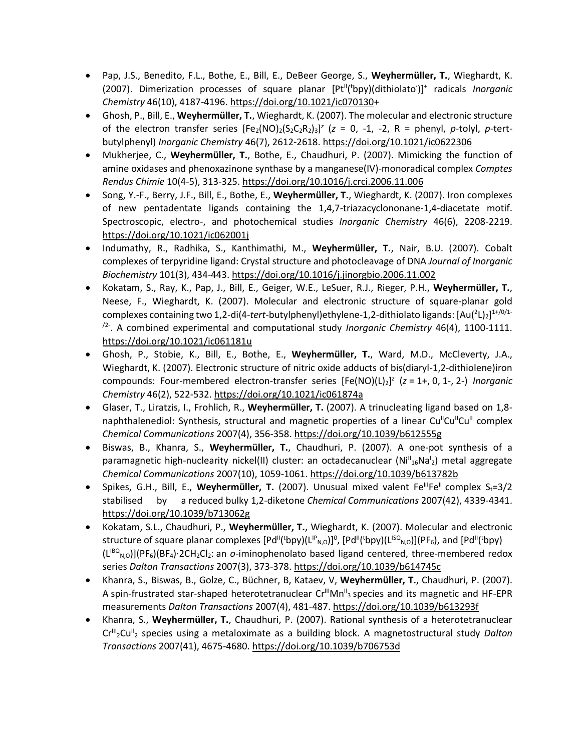- Pap, J.S., Benedito, F.L., Bothe, E., Bill, E., DeBeer George, S., **Weyhermüller, T.**, Wieghardt, K. (2007). Dimerization processes of square planar $[Pt^{II}(^{t}bpy)(dithiolato^{\cdot})]^{+}$ radicals *Inorganic Chemistry* 46(10), 4187-4196. https://doi.org/10.1021/ic070130+
- Ghosh, P., Bill, E., **Weyhermüller, T.**, Wieghardt, K. (2007). The molecular and electronic structure of the electron transfer series $[Fe_2(NO)_2(S_2C_2R_2)_3]^{z}$ ($z$ = 0, -1, -2, R = phenyl, *p*-tolyl, *p*-tert-butylphenyl) *Inorganic Chemistry* 46(7), 2612-2618. https://doi.org/10.1021/ic0622306
- Mukherjee, C., **Weyhermüller, T.**, Bothe, E., Chaudhuri, P. (2007). Mimicking the function of amine oxidases and phenoxazinone synthase by a manganese(IV)-monoradical complex *Comptes Rendus Chimie* 10(4-5), 313-325. https://doi.org/10.1016/j.crci.2006.11.006
- Song, Y.-F., Berry, J.F., Bill, E., Bothe, E., **Weyhermüller, T.**, Wieghardt, K. (2007). Iron complexes of new pentadentate ligands containing the 1,4,7-triazacyclononane-1,4-diacetate motif. Spectroscopic, electro-, and photochemical studies *Inorganic Chemistry* 46(6), 2208-2219. https://doi.org/10.1021/ic062001j
- Indumathy, R., Radhika, S., Kanthimathi, M., **Weyhermüller, T.**, Nair, B.U. (2007). Cobalt complexes of terpyridine ligand: Crystal structure and photocleavage of DNA *Journal of Inorganic Biochemistry* 101(3), 434-443. https://doi.org/10.1016/j.jinorgbio.2006.11.002
- Kokatam, S., Ray, K., Pap, J., Bill, E., Geiger, W.E., LeSuer, R.J., Rieger, P.H., **Weyhermüller, T.**, Neese, F., Wieghardt, K. (2007). Molecular and electronic structure of square-planar gold complexes containing two 1,2-di(4-*tert*-butylphenyl)ethylene-1,2-dithiolato ligands: $[Au(^{2}L)_2]^{1+/0/1-/2-}$. A combined experimental and computational study *Inorganic Chemistry* 46(4), 1100-1111. https://doi.org/10.1021/ic061181u
- Ghosh, P., Stobie, K., Bill, E., Bothe, E., **Weyhermüller, T.**, Ward, M.D., McCleverty, J.A., Wieghardt, K. (2007). Electronic structure of nitric oxide adducts of bis(diaryl-1,2-dithiolene)iron compounds: Four-membered electron-transfer series $[Fe(NO)(L)_2]^{z}$ ($z$ = 1+, 0, 1-, 2-) *Inorganic Chemistry* 46(2), 522-532. https://doi.org/10.1021/ic061874a
- Glaser, T., Liratzis, I., Frohlich, R., **Weyhermüller, T.** (2007). A trinucleating ligand based on 1,8-naphthalenediol: Synthesis, structural and magnetic properties of a linear $Cu^{II}Cu^{II}Cu^{II}$ complex *Chemical Communications* 2007(4), 356-358. https://doi.org/10.1039/b612555g
- Biswas, B., Khanra, S., **Weyhermüller, T.**, Chaudhuri, P. (2007). A one-pot synthesis of a paramagnetic high-nuclearity nickel(II) cluster: an octadecanuclear ($Ni^{II}_{16}Na^{I}_{2}$) metal aggregate *Chemical Communications* 2007(10), 1059-1061. https://doi.org/10.1039/b613782b
- Spikes, G.H., Bill, E., **Weyhermüller, T.** (2007). Unusual mixed valent $Fe^{III}Fe^{II}$ complex $S_t$=3/2 stabilised by a reduced bulky 1,2-diketone *Chemical Communications* 2007(42), 4339-4341. https://doi.org/10.1039/b713062g
- Kokatam, S.L., Chaudhuri, P., **Weyhermüller, T.**, Wieghardt, K. (2007). Molecular and electronic structure of square planar complexes $[Pd^{II}(^{t}bpy)(L^{IP}_{N,O})]^{0}$, $[Pd^{II}(^{t}bpy)(L^{ISQ}_{N,O})](PF_6)$, and $[Pd^{II}(^{t}bpy)(L^{IBQ}_{N,O})](PF_6)(BF_4)\cdot 2CH_2Cl_2$: an *o*-iminophenolato based ligand centered, three-membered redox series *Dalton Transactions* 2007(3), 373-378. https://doi.org/10.1039/b614745c
- Khanra, S., Biswas, B., Golze, C., Büchner, B, Kataev, V, **Weyhermüller, T.**, Chaudhuri, P. (2007). A spin-frustrated star-shaped heterotetranuclear $Cr^{III}Mn^{II}_{3}$ species and its magnetic and HF-EPR measurements *Dalton Transactions* 2007(4), 481-487. https://doi.org/10.1039/b613293f
- Khanra, S., **Weyhermüller, T.**, Chaudhuri, P. (2007). Rational synthesis of a heterotetranuclear $Cr^{III}_{2}Cu^{II}_{2}$ species using a metaloximate as a building block. A magnetostructural study *Dalton Transactions* 2007(41), 4675-4680. https://doi.org/10.1039/b706753d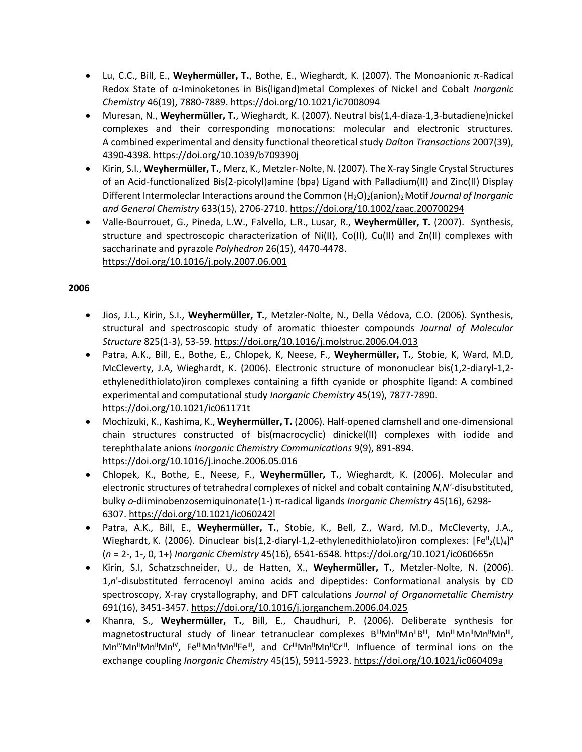- Lu, C.C., Bill, E., **Weyhermüller, T.**, Bothe, E., Wieghardt, K. (2007). The Monoanionic π-Radical Redox State of α-Iminoketones in Bis(ligand)metal Complexes of Nickel and Cobalt *Inorganic Chemistry* 46(19), 7880-7889. https://doi.org/10.1021/ic7008094
- Muresan, N., **Weyhermüller, T.**, Wieghardt, K. (2007). Neutral bis(1,4-diaza-1,3-butadiene)nickel complexes and their corresponding monocations: molecular and electronic structures. A combined experimental and density functional theoretical study *Dalton Transactions* 2007(39), 4390-4398. https://doi.org/10.1039/b709390j
- Kirin, S.I., **Weyhermüller, T.**, Merz, K., Metzler-Nolte, N. (2007). The X-ray Single Crystal Structures of an Acid-functionalized Bis(2-picolyl)amine (bpa) Ligand with Palladium(II) and Zinc(II) Display Different Intermoleclar Interactions around the Common $(H_2O)_2(\text{anion})_2$ Motif *Journal of Inorganic and General Chemistry* 633(15), 2706-2710. https://doi.org/10.1002/zaac.200700294
- Valle-Bourrouet, G., Pineda, L.W., Falvello, L.R., Lusar, R., **Weyhermüller, T.** (2007). Synthesis, structure and spectroscopic characterization of Ni(II), Co(II), Cu(II) and Zn(II) complexes with saccharinate and pyrazole *Polyhedron* 26(15), 4470-4478. https://doi.org/10.1016/j.poly.2007.06.001

**2006**

- Jios, J.L., Kirin, S.I., **Weyhermüller, T.**, Metzler-Nolte, N., Della Védova, C.O. (2006). Synthesis, structural and spectroscopic study of aromatic thioester compounds *Journal of Molecular Structure* 825(1-3), 53-59. https://doi.org/10.1016/j.molstruc.2006.04.013
- Patra, A.K., Bill, E., Bothe, E., Chlopek, K, Neese, F., **Weyhermüller, T.**, Stobie, K, Ward, M.D, McCleverty, J.A, Wieghardt, K. (2006). Electronic structure of mononuclear bis(1,2-diaryl-1,2-ethylenedithiolato)iron complexes containing a fifth cyanide or phosphite ligand: A combined experimental and computational study *Inorganic Chemistry* 45(19), 7877-7890. https://doi.org/10.1021/ic061171t
- Mochizuki, K., Kashima, K., **Weyhermüller, T.** (2006). Half-opened clamshell and one-dimensional chain structures constructed of bis(macrocyclic) dinickel(II) complexes with iodide and terephthalate anions *Inorganic Chemistry Communications* 9(9), 891-894. https://doi.org/10.1016/j.inoche.2006.05.016
- Chlopek, K., Bothe, E., Neese, F., **Weyhermüller, T.**, Wieghardt, K. (2006). Molecular and electronic structures of tetrahedral complexes of nickel and cobalt containing *N,N'*-disubstituted, bulky *o*-diiminobenzosemiquinonate(1-) π-radical ligands *Inorganic Chemistry* 45(16), 6298-6307. https://doi.org/10.1021/ic060242l
- Patra, A.K., Bill, E., **Weyhermüller, T.**, Stobie, K., Bell, Z., Ward, M.D., McCleverty, J.A., Wieghardt, K. (2006). Dinuclear bis(1,2-diaryl-1,2-ethylenedithiolato)iron complexes: $[Fe^{II}_2(L)_4]^n$ ($n$ = 2-, 1-, 0, 1+) *Inorganic Chemistry* 45(16), 6541-6548. https://doi.org/10.1021/ic060665n
- Kirin, S.I, Schatzschneider, U., de Hatten, X., **Weyhermüller, T.**, Metzler-Nolte, N. (2006). 1,*n*'-disubstituted ferrocenoyl amino acids and dipeptides: Conformational analysis by CD spectroscopy, X-ray crystallography, and DFT calculations *Journal of Organometallic Chemistry* 691(16), 3451-3457. https://doi.org/10.1016/j.jorganchem.2006.04.025
- Khanra, S., **Weyhermüller, T.**, Bill, E., Chaudhuri, P. (2006). Deliberate synthesis for magnetostructural study of linear tetranuclear complexes $B^{III}Mn^{II}Mn^{II}B^{III}$, $Mn^{III}Mn^{II}Mn^{II}Mn^{III}$, $Mn^{IV}Mn^{II}Mn^{II}Mn^{IV}$, $Fe^{III}Mn^{II}Mn^{II}Fe^{III}$, and $Cr^{III}Mn^{II}Mn^{II}Cr^{III}$. Influence of terminal ions on the exchange coupling *Inorganic Chemistry* 45(15), 5911-5923. https://doi.org/10.1021/ic060409a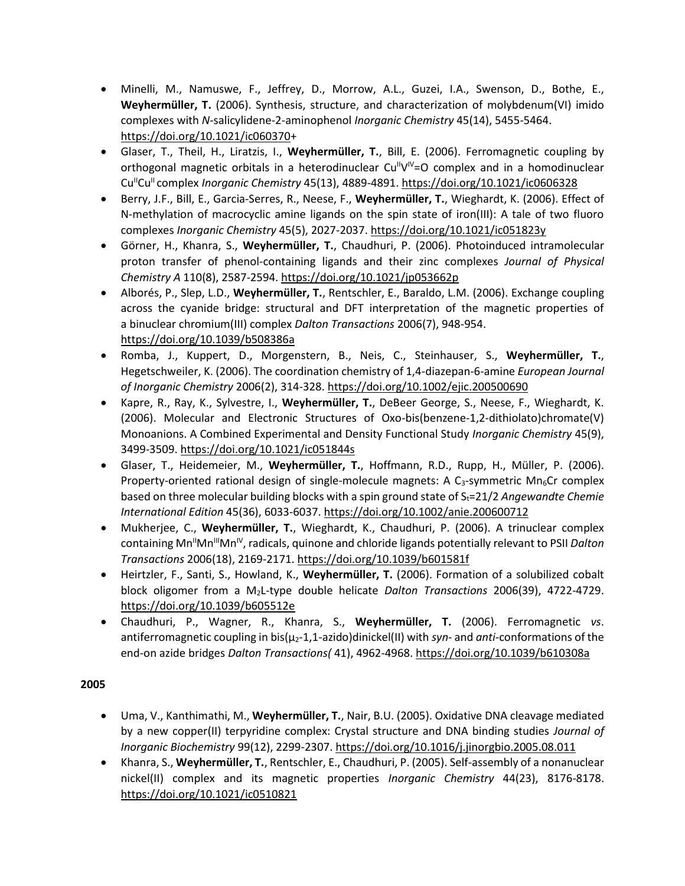- Minelli, M., Namuswe, F., Jeffrey, D., Morrow, A.L., Guzei, I.A., Swenson, D., Bothe, E., **Weyhermüller, T.** (2006). Synthesis, structure, and characterization of molybdenum(VI) imido complexes with *N*-salicylidene-2-aminophenol *Inorganic Chemistry* 45(14), 5455-5464. https://doi.org/10.1021/ic060370+
- Glaser, T., Theil, H., Liratzis, I., **Weyhermüller, T.**, Bill, E. (2006). Ferromagnetic coupling by orthogonal magnetic orbitals in a heterodinuclear $Cu^{II}V^{IV}$=O complex and in a homodinuclear $Cu^{II}Cu^{II}$ complex *Inorganic Chemistry* 45(13), 4889-4891. https://doi.org/10.1021/ic0606328
- Berry, J.F., Bill, E., Garcia-Serres, R., Neese, F., **Weyhermüller, T.**, Wieghardt, K. (2006). Effect of N-methylation of macrocyclic amine ligands on the spin state of iron(III): A tale of two fluoro complexes *Inorganic Chemistry* 45(5), 2027-2037. https://doi.org/10.1021/ic051823y
- Görner, H., Khanra, S., **Weyhermüller, T.**, Chaudhuri, P. (2006). Photoinduced intramolecular proton transfer of phenol-containing ligands and their zinc complexes *Journal of Physical Chemistry A* 110(8), 2587-2594. https://doi.org/10.1021/jp053662p
- Alborés, P., Slep, L.D., **Weyhermüller, T.**, Rentschler, E., Baraldo, L.M. (2006). Exchange coupling across the cyanide bridge: structural and DFT interpretation of the magnetic properties of a binuclear chromium(III) complex *Dalton Transactions* 2006(7), 948-954. https://doi.org/10.1039/b508386a
- Romba, J., Kuppert, D., Morgenstern, B., Neis, C., Steinhauser, S., **Weyhermüller, T.**, Hegetschweiler, K. (2006). The coordination chemistry of 1,4-diazepan-6-amine *European Journal of Inorganic Chemistry* 2006(2), 314-328. https://doi.org/10.1002/ejic.200500690
- Kapre, R., Ray, K., Sylvestre, I., **Weyhermüller, T.**, DeBeer George, S., Neese, F., Wieghardt, K. (2006). Molecular and Electronic Structures of Oxo-bis(benzene-1,2-dithiolato)chromate(V) Monoanions. A Combined Experimental and Density Functional Study *Inorganic Chemistry* 45(9), 3499-3509. https://doi.org/10.1021/ic051844s
- Glaser, T., Heidemeier, M., **Weyhermüller, T.**, Hoffmann, R.D., Rupp, H., Müller, P. (2006). Property-oriented rational design of single-molecule magnets: A $C_3$-symmetric $Mn_6Cr$ complex based on three molecular building blocks with a spin ground state of $S_t$=21/2 *Angewandte Chemie International Edition* 45(36), 6033-6037. https://doi.org/10.1002/anie.200600712
- Mukherjee, C., **Weyhermüller, T.**, Wieghardt, K., Chaudhuri, P. (2006). A trinuclear complex containing $Mn^{II}Mn^{III}Mn^{IV}$, radicals, quinone and chloride ligands potentially relevant to PSII *Dalton Transactions* 2006(18), 2169-2171. https://doi.org/10.1039/b601581f
- Heirtzler, F., Santi, S., Howland, K., **Weyhermüller, T.** (2006). Formation of a solubilized cobalt block oligomer from a $M_2L$-type double helicate *Dalton Transactions* 2006(39), 4722-4729. https://doi.org/10.1039/b605512e
- Chaudhuri, P., Wagner, R., Khanra, S., **Weyhermüller, T.** (2006). Ferromagnetic *vs*. antiferromagnetic coupling in bis($\mu_2$-1,1-azido)dinickel(II) with *syn*- and *anti*-conformations of the end-on azide bridges *Dalton Transactions(* 41), 4962-4968. https://doi.org/10.1039/b610308a

**2005**

- Uma, V., Kanthimathi, M., **Weyhermüller, T.**, Nair, B.U. (2005). Oxidative DNA cleavage mediated by a new copper(II) terpyridine complex: Crystal structure and DNA binding studies *Journal of Inorganic Biochemistry* 99(12), 2299-2307. https://doi.org/10.1016/j.jinorgbio.2005.08.011
- Khanra, S., **Weyhermüller, T.**, Rentschler, E., Chaudhuri, P. (2005). Self-assembly of a nonanuclear nickel(II) complex and its magnetic properties *Inorganic Chemistry* 44(23), 8176-8178. https://doi.org/10.1021/ic0510821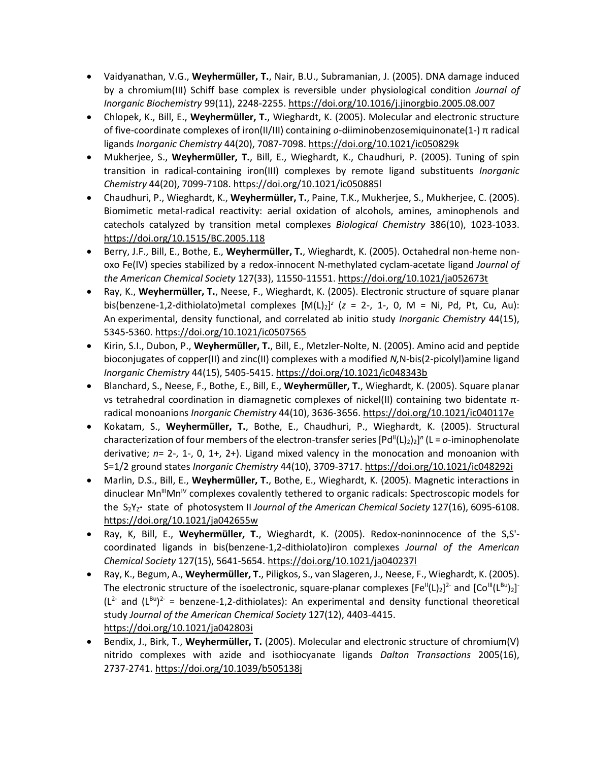- Vaidyanathan, V.G., **Weyhermüller, T.**, Nair, B.U., Subramanian, J. (2005). DNA damage induced by a chromium(III) Schiff base complex is reversible under physiological condition *Journal of Inorganic Biochemistry* 99(11), 2248-2255. https://doi.org/10.1016/j.jinorgbio.2005.08.007
- Chlopek, K., Bill, E., **Weyhermüller, T.**, Wieghardt, K. (2005). Molecular and electronic structure of five-coordinate complexes of iron(II/III) containing *o*-diiminobenzosemiquinonate(1-) π radical ligands *Inorganic Chemistry* 44(20), 7087-7098. https://doi.org/10.1021/ic050829k
- Mukherjee, S., **Weyhermüller, T.**, Bill, E., Wieghardt, K., Chaudhuri, P. (2005). Tuning of spin transition in radical-containing iron(III) complexes by remote ligand substituents *Inorganic Chemistry* 44(20), 7099-7108. https://doi.org/10.1021/ic050885l
- Chaudhuri, P., Wieghardt, K., **Weyhermüller, T.**, Paine, T.K., Mukherjee, S., Mukherjee, C. (2005). Biomimetic metal-radical reactivity: aerial oxidation of alcohols, amines, aminophenols and catechols catalyzed by transition metal complexes *Biological Chemistry* 386(10), 1023-1033. https://doi.org/10.1515/BC.2005.118
- Berry, J.F., Bill, E., Bothe, E., **Weyhermüller, T.**, Wieghardt, K. (2005). Octahedral non-heme non-oxo Fe(IV) species stabilized by a redox-innocent N-methylated cyclam-acetate ligand *Journal of the American Chemical Society* 127(33), 11550-11551. https://doi.org/10.1021/ja052673t
- Ray, K., **Weyhermüller, T.**, Neese, F., Wieghardt, K. (2005). Electronic structure of square planar bis(benzene-1,2-dithiolato)metal complexes $[M(L)_2]^z$ (*z* = 2-, 1-, 0, M = Ni, Pd, Pt, Cu, Au): An experimental, density functional, and correlated ab initio study *Inorganic Chemistry* 44(15), 5345-5360. https://doi.org/10.1021/ic0507565
- Kirin, S.I., Dubon, P., **Weyhermüller, T.**, Bill, E., Metzler-Nolte, N. (2005). Amino acid and peptide bioconjugates of copper(II) and zinc(II) complexes with a modified *N,*N-bis(2-picolyl)amine ligand *Inorganic Chemistry* 44(15), 5405-5415. https://doi.org/10.1021/ic048343b
- Blanchard, S., Neese, F., Bothe, E., Bill, E., **Weyhermüller, T.**, Wieghardt, K. (2005). Square planar vs tetrahedral coordination in diamagnetic complexes of nickel(II) containing two bidentate π-radical monoanions *Inorganic Chemistry* 44(10), 3636-3656. https://doi.org/10.1021/ic040117e
- Kokatam, S., **Weyhermüller, T.**, Bothe, E., Chaudhuri, P., Wieghardt, K. (2005). Structural characterization of four members of the electron-transfer series $[Pd^{II}(L)_2)_2]^n$ (L = *o*-iminophenolate derivative; *n*= 2-, 1-, 0, 1+, 2+). Ligand mixed valency in the monocation and monoanion with S=1/2 ground states *Inorganic Chemistry* 44(10), 3709-3717. https://doi.org/10.1021/ic048292i
- Marlin, D.S., Bill, E., **Weyhermüller, T.**, Bothe, E., Wieghardt, K. (2005). Magnetic interactions in dinuclear $Mn^{III}Mn^{IV}$ complexes covalently tethered to organic radicals: Spectroscopic models for the $S_2Y_Z$• state of photosystem II *Journal of the American Chemical Society* 127(16), 6095-6108. https://doi.org/10.1021/ja042655w
- Ray, K, Bill, E., **Weyhermüller, T.**, Wieghardt, K. (2005). Redox-noninnocence of the S,S'-coordinated ligands in bis(benzene-1,2-dithiolato)iron complexes *Journal of the American Chemical Society* 127(15), 5641-5654. https://doi.org/10.1021/ja040237l
- Ray, K., Begum, A., **Weyhermüller, T.**, Piligkos, S., van Slageren, J., Neese, F., Wieghardt, K. (2005). The electronic structure of the isoelectronic, square-planar complexes $[Fe^{II}(L)_2]^{2-}$ and $[Co^{III}(L^{Bu})_2]^-$ ($L^{2-}$ and $(L^{Bu})^{2-}$ = benzene-1,2-dithiolates): An experimental and density functional theoretical study *Journal of the American Chemical Society* 127(12), 4403-4415. https://doi.org/10.1021/ja042803i
- Bendix, J., Birk, T., **Weyhermüller, T.** (2005). Molecular and electronic structure of chromium(V) nitrido complexes with azide and isothiocyanate ligands *Dalton Transactions* 2005(16), 2737-2741. https://doi.org/10.1039/b505138j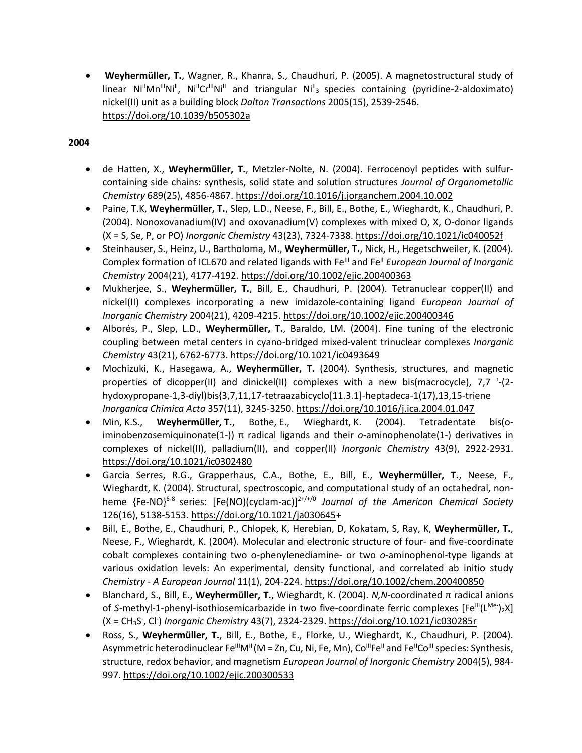- **Weyhermüller, T.**, Wagner, R., Khanra, S., Chaudhuri, P. (2005). A magnetostructural study of linear $Ni^{II}Mn^{III}Ni^{II}$, $Ni^{II}Cr^{III}Ni^{II}$ and triangular $Ni^{II}_3$ species containing (pyridine-2-aldoximato) nickel(II) unit as a building block *Dalton Transactions* 2005(15), 2539-2546. https://doi.org/10.1039/b505302a

**2004**

- de Hatten, X., **Weyhermüller, T.**, Metzler-Nolte, N. (2004). Ferrocenoyl peptides with sulfur-containing side chains: synthesis, solid state and solution structures *Journal of Organometallic Chemistry* 689(25), 4856-4867. https://doi.org/10.1016/j.jorganchem.2004.10.002
- Paine, T.K, **Weyhermüller, T.**, Slep, L.D., Neese, F., Bill, E., Bothe, E., Wieghardt, K., Chaudhuri, P. (2004). Nonoxovanadium(IV) and oxovanadium(V) complexes with mixed O, X, O-donor ligands (X = S, Se, P, or PO) *Inorganic Chemistry* 43(23), 7324-7338. https://doi.org/10.1021/ic040052f
- Steinhauser, S., Heinz, U., Bartholoma, M., **Weyhermüller, T.**, Nick, H., Hegetschweiler, K. (2004). Complex formation of ICL670 and related ligands with $Fe^{III}$ and $Fe^{II}$ *European Journal of Inorganic Chemistry* 2004(21), 4177-4192. https://doi.org/10.1002/ejic.200400363
- Mukherjee, S., **Weyhermüller, T.**, Bill, E., Chaudhuri, P. (2004). Tetranuclear copper(II) and nickel(II) complexes incorporating a new imidazole-containing ligand *European Journal of Inorganic Chemistry* 2004(21), 4209-4215. https://doi.org/10.1002/ejic.200400346
- Alborés, P., Slep, L.D., **Weyhermüller, T.**, Baraldo, LM. (2004). Fine tuning of the electronic coupling between metal centers in cyano-bridged mixed-valent trinuclear complexes *Inorganic Chemistry* 43(21), 6762-6773. https://doi.org/10.1021/ic0493649
- Mochizuki, K., Hasegawa, A., **Weyhermüller, T.** (2004). Synthesis, structures, and magnetic properties of dicopper(II) and dinickel(II) complexes with a new bis(macrocycle), 7,7 '-(2-hydoxypropane-1,3-diyl)bis{3,7,11,17-tetraazabicyclo[11.3.1]-heptadeca-1(17),13,15-triene *Inorganica Chimica Acta* 357(11), 3245-3250. https://doi.org/10.1016/j.ica.2004.01.047
- Min, K.S., **Weyhermüller, T.**, Bothe, E., Wieghardt, K. (2004). Tetradentate bis(o-iminobenzosemiquinonate(1-)) π radical ligands and their *o*-aminophenolate(1-) derivatives in complexes of nickel(II), palladium(II), and copper(II) *Inorganic Chemistry* 43(9), 2922-2931. https://doi.org/10.1021/ic0302480
- Garcia Serres, R.G., Grapperhaus, C.A., Bothe, E., Bill, E., **Weyhermüller, T.**, Neese, F., Wieghardt, K. (2004). Structural, spectroscopic, and computational study of an octahedral, non-heme $\{Fe\text{-}NO\}^{6\text{-}8}$ series: $[Fe(NO)(cyclam\text{-}ac)]^{2+/+/0}$ *Journal of the American Chemical Society* 126(16), 5138-5153. https://doi.org/10.1021/ja030645+
- Bill, E., Bothe, E., Chaudhuri, P., Chlopek, K, Herebian, D, Kokatam, S, Ray, K, **Weyhermüller, T.**, Neese, F., Wieghardt, K. (2004). Molecular and electronic structure of four- and five-coordinate cobalt complexes containing two o-phenylenediamine- or two *o*-aminophenol-type ligands at various oxidation levels: An experimental, density functional, and correlated ab initio study *Chemistry - A European Journal* 11(1), 204-224. https://doi.org/10.1002/chem.200400850
- Blanchard, S., Bill, E., **Weyhermüller, T.**, Wieghardt, K. (2004). *N,N*-coordinated π radical anions of *S*-methyl-1-phenyl-isothiosemicarbazide in two five-coordinate ferric complexes $[Fe^{III}(L^{Me\cdot})_2X]$ (X = $CH_3S^-$, $Cl^-$) *Inorganic Chemistry* 43(7), 2324-2329. https://doi.org/10.1021/ic030285r
- Ross, S., **Weyhermüller, T.**, Bill, E., Bothe, E., Florke, U., Wieghardt, K., Chaudhuri, P. (2004). Asymmetric heterodinuclear $Fe^{III}M^{II}$ (M = Zn, Cu, Ni, Fe, Mn), $Co^{III}Fe^{II}$ and $Fe^{II}Co^{III}$ species: Synthesis, structure, redox behavior, and magnetism *European Journal of Inorganic Chemistry* 2004(5), 984-997. https://doi.org/10.1002/ejic.200300533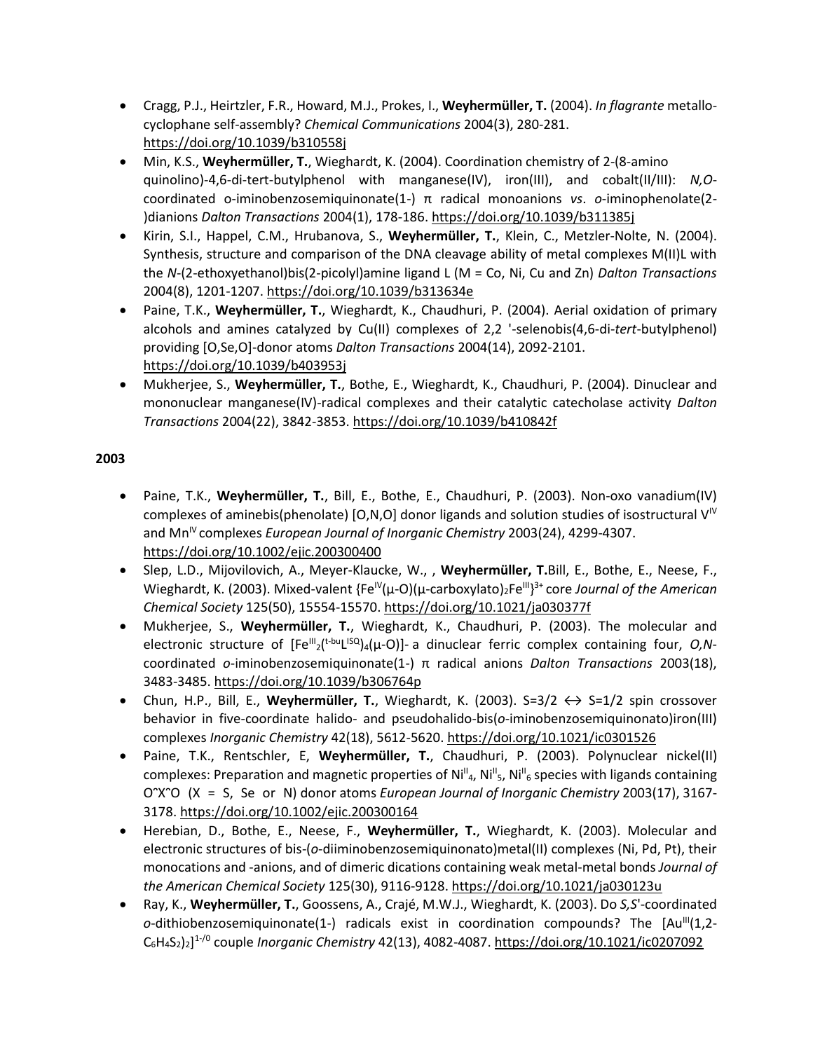- Cragg, P.J., Heirtzler, F.R., Howard, M.J., Prokes, I., **Weyhermüller, T.** (2004). *In flagrante* metallo-cyclophane self-assembly? *Chemical Communications* 2004(3), 280-281. https://doi.org/10.1039/b310558j
- Min, K.S., **Weyhermüller, T.**, Wieghardt, K. (2004). Coordination chemistry of 2-(8-amino quinolino)-4,6-di-tert-butylphenol with manganese(IV), iron(III), and cobalt(II/III): *N,O*-coordinated o-iminobenzosemiquinonate(1-) π radical monoanions *vs*. *o*-iminophenolate(2-)dianions *Dalton Transactions* 2004(1), 178-186. https://doi.org/10.1039/b311385j
- Kirin, S.I., Happel, C.M., Hrubanova, S., **Weyhermüller, T.**, Klein, C., Metzler-Nolte, N. (2004). Synthesis, structure and comparison of the DNA cleavage ability of metal complexes M(II)L with the *N*-(2-ethoxyethanol)bis(2-picolyl)amine ligand L (M = Co, Ni, Cu and Zn) *Dalton Transactions* 2004(8), 1201-1207. https://doi.org/10.1039/b313634e
- Paine, T.K., **Weyhermüller, T.**, Wieghardt, K., Chaudhuri, P. (2004). Aerial oxidation of primary alcohols and amines catalyzed by Cu(II) complexes of 2,2 '-selenobis(4,6-di-*tert*-butylphenol) providing [O,Se,O]-donor atoms *Dalton Transactions* 2004(14), 2092-2101. https://doi.org/10.1039/b403953j
- Mukherjee, S., **Weyhermüller, T.**, Bothe, E., Wieghardt, K., Chaudhuri, P. (2004). Dinuclear and mononuclear manganese(IV)-radical complexes and their catalytic catecholase activity *Dalton Transactions* 2004(22), 3842-3853. https://doi.org/10.1039/b410842f

**2003**

- Paine, T.K., **Weyhermüller, T.**, Bill, E., Bothe, E., Chaudhuri, P. (2003). Non-oxo vanadium(IV) complexes of aminebis(phenolate) [O,N,O] donor ligands and solution studies of isostructural $V^{IV}$ and $Mn^{IV}$ complexes *European Journal of Inorganic Chemistry* 2003(24), 4299-4307. https://doi.org/10.1002/ejic.200300400
- Slep, L.D., Mijovilovich, A., Meyer-Klaucke, W., , **Weyhermüller, T.** Bill, E., Bothe, E., Neese, F., Wieghardt, K. (2003). Mixed-valent $\{Fe^{IV}(\mu\text{-O})(\mu\text{-carboxylato})_2Fe^{III}\}^{3+}$ core *Journal of the American Chemical Society* 125(50), 15554-15570. https://doi.org/10.1021/ja030377f
- Mukherjee, S., **Weyhermüller, T.**, Wieghardt, K., Chaudhuri, P. (2003). The molecular and electronic structure of $[Fe^{III}_2(^{t\text{-bu}}L^{ISQ})_4(\mu\text{-O})]$- a dinuclear ferric complex containing four, *O,N*-coordinated *o*-iminobenzosemiquinonate(1-) π radical anions *Dalton Transactions* 2003(18), 3483-3485. https://doi.org/10.1039/b306764p
- Chun, H.P., Bill, E., **Weyhermüller, T.**, Wieghardt, K. (2003). S=3/2 ↔ S=1/2 spin crossover behavior in five-coordinate halido- and pseudohalido-bis(*o*-iminobenzosemiquinonato)iron(III) complexes *Inorganic Chemistry* 42(18), 5612-5620. https://doi.org/10.1021/ic0301526
- Paine, T.K., Rentschler, E, **Weyhermüller, T.**, Chaudhuri, P. (2003). Polynuclear nickel(II) complexes: Preparation and magnetic properties of $Ni^{II}_4$, $Ni^{II}_5$, $Ni^{II}_6$ species with ligands containing O^X^O (X = S, Se or N) donor atoms *European Journal of Inorganic Chemistry* 2003(17), 3167-3178. https://doi.org/10.1002/ejic.200300164
- Herebian, D., Bothe, E., Neese, F., **Weyhermüller, T.**, Wieghardt, K. (2003). Molecular and electronic structures of bis-(*o*-diiminobenzosemiquinonato)metal(II) complexes (Ni, Pd, Pt), their monocations and -anions, and of dimeric dications containing weak metal-metal bonds *Journal of the American Chemical Society* 125(30), 9116-9128. https://doi.org/10.1021/ja030123u
- Ray, K., **Weyhermüller, T.**, Goossens, A., Crajé, M.W.J., Wieghardt, K. (2003). Do *S,S*'-coordinated *o*-dithiobenzosemiquinonate(1-) radicals exist in coordination compounds? The $[Au^{III}(1,2\text{-}C_6H_4S_2)_2]^{1-/0}$ couple *Inorganic Chemistry* 42(13), 4082-4087. https://doi.org/10.1021/ic0207092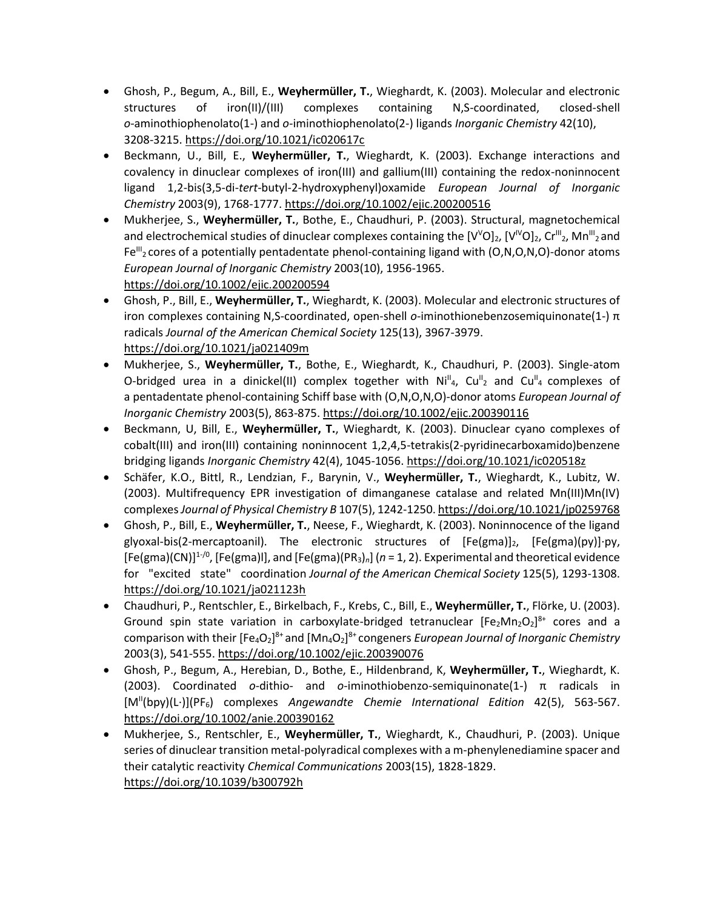- Ghosh, P., Begum, A., Bill, E., **Weyhermüller, T.**, Wieghardt, K. (2003). Molecular and electronic structures of iron(II)/(III) complexes containing N,S-coordinated, closed-shell *o*-aminothiophenolato(1-) and *o*-iminothiophenolato(2-) ligands *Inorganic Chemistry* 42(10), 3208-3215. https://doi.org/10.1021/ic020617c
- Beckmann, U., Bill, E., **Weyhermüller, T.**, Wieghardt, K. (2003). Exchange interactions and covalency in dinuclear complexes of iron(III) and gallium(III) containing the redox-noninnocent ligand 1,2-bis(3,5-di-*tert*-butyl-2-hydroxyphenyl)oxamide *European Journal of Inorganic Chemistry* 2003(9), 1768-1777. https://doi.org/10.1002/ejic.200200516
- Mukherjee, S., **Weyhermüller, T.**, Bothe, E., Chaudhuri, P. (2003). Structural, magnetochemical and electrochemical studies of dinuclear complexes containing the $[V^{V}O]_2$, $[V^{IV}O]_2$, $Cr^{III}_2$, $Mn^{III}_2$ and $Fe^{III}_2$ cores of a potentially pentadentate phenol-containing ligand with (O,N,O,N,O)-donor atoms *European Journal of Inorganic Chemistry* 2003(10), 1956-1965. https://doi.org/10.1002/ejic.200200594
- Ghosh, P., Bill, E., **Weyhermüller, T.**, Wieghardt, K. (2003). Molecular and electronic structures of iron complexes containing N,S-coordinated, open-shell *o*-iminothionebenzosemiquinonate(1-) π radicals *Journal of the American Chemical Society* 125(13), 3967-3979. https://doi.org/10.1021/ja021409m
- Mukherjee, S., **Weyhermüller, T.**, Bothe, E., Wieghardt, K., Chaudhuri, P. (2003). Single-atom O-bridged urea in a dinickel(II) complex together with $Ni^{II}_4$, $Cu^{II}_2$ and $Cu^{II}_4$ complexes of a pentadentate phenol-containing Schiff base with (O,N,O,N,O)-donor atoms *European Journal of Inorganic Chemistry* 2003(5), 863-875. https://doi.org/10.1002/ejic.200390116
- Beckmann, U, Bill, E., **Weyhermüller, T.**, Wieghardt, K. (2003). Dinuclear cyano complexes of cobalt(III) and iron(III) containing noninnocent 1,2,4,5-tetrakis(2-pyridinecarboxamido)benzene bridging ligands *Inorganic Chemistry* 42(4), 1045-1056. https://doi.org/10.1021/ic020518z
- Schäfer, K.O., Bittl, R., Lendzian, F., Barynin, V., **Weyhermüller, T.**, Wieghardt, K., Lubitz, W. (2003). Multifrequency EPR investigation of dimanganese catalase and related Mn(III)Mn(IV) complexes *Journal of Physical Chemistry B* 107(5), 1242-1250. https://doi.org/10.1021/jp0259768
- Ghosh, P., Bill, E., **Weyhermüller, T.**, Neese, F., Wieghardt, K. (2003). Noninnocence of the ligand glyoxal-bis(2-mercaptoanil). The electronic structures of $[Fe(gma)]_2$, $[Fe(gma)(py)]\cdot py$, $[Fe(gma)(CN)]^{1-/0}$, $[Fe(gma)I]$, and $[Fe(gma)(PR_3)_n]$ ($n$ = 1, 2). Experimental and theoretical evidence for "excited state" coordination *Journal of the American Chemical Society* 125(5), 1293-1308. https://doi.org/10.1021/ja021123h
- Chaudhuri, P., Rentschler, E., Birkelbach, F., Krebs, C., Bill, E., **Weyhermüller, T.**, Flörke, U. (2003). Ground spin state variation in carboxylate-bridged tetranuclear $[Fe_2Mn_2O_2]^{8+}$ cores and a comparison with their $[Fe_4O_2]^{8+}$ and $[Mn_4O_2]^{8+}$ congeners *European Journal of Inorganic Chemistry* 2003(3), 541-555. https://doi.org/10.1002/ejic.200390076
- Ghosh, P., Begum, A., Herebian, D., Bothe, E., Hildenbrand, K, **Weyhermüller, T.**, Wieghardt, K. (2003). Coordinated *o*-dithio- and *o*-iminothiobenzo-semiquinonate(1-) π radicals in $[M^{II}(bpy)(L\cdot)](PF_6)$ complexes *Angewandte Chemie International Edition* 42(5), 563-567. https://doi.org/10.1002/anie.200390162
- Mukherjee, S., Rentschler, E., **Weyhermüller, T.**, Wieghardt, K., Chaudhuri, P. (2003). Unique series of dinuclear transition metal-polyradical complexes with a m-phenylenediamine spacer and their catalytic reactivity *Chemical Communications* 2003(15), 1828-1829. https://doi.org/10.1039/b300792h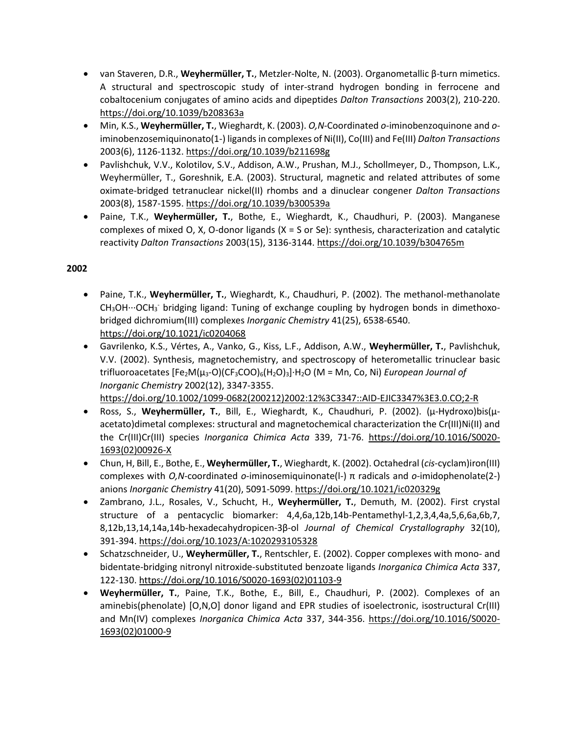- van Staveren, D.R., **Weyhermüller, T.**, Metzler-Nolte, N. (2003). Organometallic β-turn mimetics. A structural and spectroscopic study of inter-strand hydrogen bonding in ferrocene and cobaltocenium conjugates of amino acids and dipeptides *Dalton Transactions* 2003(2), 210-220. https://doi.org/10.1039/b208363a
- Min, K.S., **Weyhermüller, T.**, Wieghardt, K. (2003). *O,N*-Coordinated *o*-iminobenzoquinone and *o*-iminobenzosemiquinonato(1-) ligands in complexes of Ni(II), Co(III) and Fe(III) *Dalton Transactions* 2003(6), 1126-1132. https://doi.org/10.1039/b211698g
- Pavlishchuk, V.V., Kolotilov, S.V., Addison, A.W., Prushan, M.J., Schollmeyer, D., Thompson, L.K., Weyhermüller, T., Goreshnik, E.A. (2003). Structural, magnetic and related attributes of some oximate-bridged tetranuclear nickel(II) rhombs and a dinuclear congener *Dalton Transactions* 2003(8), 1587-1595. https://doi.org/10.1039/b300539a
- Paine, T.K., **Weyhermüller, T.**, Bothe, E., Wieghardt, K., Chaudhuri, P. (2003). Manganese complexes of mixed O, X, O-donor ligands (X = S or Se): synthesis, characterization and catalytic reactivity *Dalton Transactions* 2003(15), 3136-3144. https://doi.org/10.1039/b304765m

**2002**

- Paine, T.K., **Weyhermüller, T.**, Wieghardt, K., Chaudhuri, P. (2002). The methanol-methanolate $CH_3OH \cdots OCH_3^-$ bridging ligand: Tuning of exchange coupling by hydrogen bonds in dimethoxo-bridged dichromium(III) complexes *Inorganic Chemistry* 41(25), 6538-6540. https://doi.org/10.1021/ic0204068
- Gavrilenko, K.S., Vértes, A., Vanko, G., Kiss, L.F., Addison, A.W., **Weyhermüller, T.**, Pavlishchuk, V.V. (2002). Synthesis, magnetochemistry, and spectroscopy of heterometallic trinuclear basic trifluoroacetates $[Fe_2M(\mu_3\text{-}O)(CF_3COO)_6(H_2O)_3]\cdot H_2O$ (M = Mn, Co, Ni) *European Journal of Inorganic Chemistry* 2002(12), 3347-3355. https://doi.org/10.1002/1099-0682(200212)2002:12%3C3347::AID-EJIC3347%3E3.0.CO;2-R
- Ross, S., **Weyhermüller, T.**, Bill, E., Wieghardt, K., Chaudhuri, P. (2002). (μ-Hydroxo)bis(μ-acetato)dimetal complexes: structural and magnetochemical characterization the Cr(III)Ni(II) and the Cr(III)Cr(III) species *Inorganica Chimica Acta* 339, 71-76. https://doi.org/10.1016/S0020-1693(02)00926-X
- Chun, H, Bill, E., Bothe, E., **Weyhermüller, T.**, Wieghardt, K. (2002). Octahedral (*cis*-cyclam)iron(III) complexes with *O,N*-coordinated *o*-iminosemiquinonate(I-) π radicals and *o*-imidophenolate(2-) anions *Inorganic Chemistry* 41(20), 5091-5099. https://doi.org/10.1021/ic020329g
- Zambrano, J.L., Rosales, V., Schucht, H., **Weyhermüller, T.**, Demuth, M. (2002). First crystal structure of a pentacyclic biomarker: 4,4,6a,12b,14b-Pentamethyl-1,2,3,4,4a,5,6,6a,6b,7,8,12b,13,14,14a,14b-hexadecahydropicen-3β-ol *Journal of Chemical Crystallography* 32(10), 391-394. https://doi.org/10.1023/A:1020293105328
- Schatzschneider, U., **Weyhermüller, T.**, Rentschler, E. (2002). Copper complexes with mono- and bidentate-bridging nitronyl nitroxide-substituted benzoate ligands *Inorganica Chimica Acta* 337, 122-130. https://doi.org/10.1016/S0020-1693(02)01103-9
- **Weyhermüller, T.**, Paine, T.K., Bothe, E., Bill, E., Chaudhuri, P. (2002). Complexes of an aminebis(phenolate) [O,N,O] donor ligand and EPR studies of isoelectronic, isostructural Cr(III) and Mn(IV) complexes *Inorganica Chimica Acta* 337, 344-356. https://doi.org/10.1016/S0020-1693(02)01000-9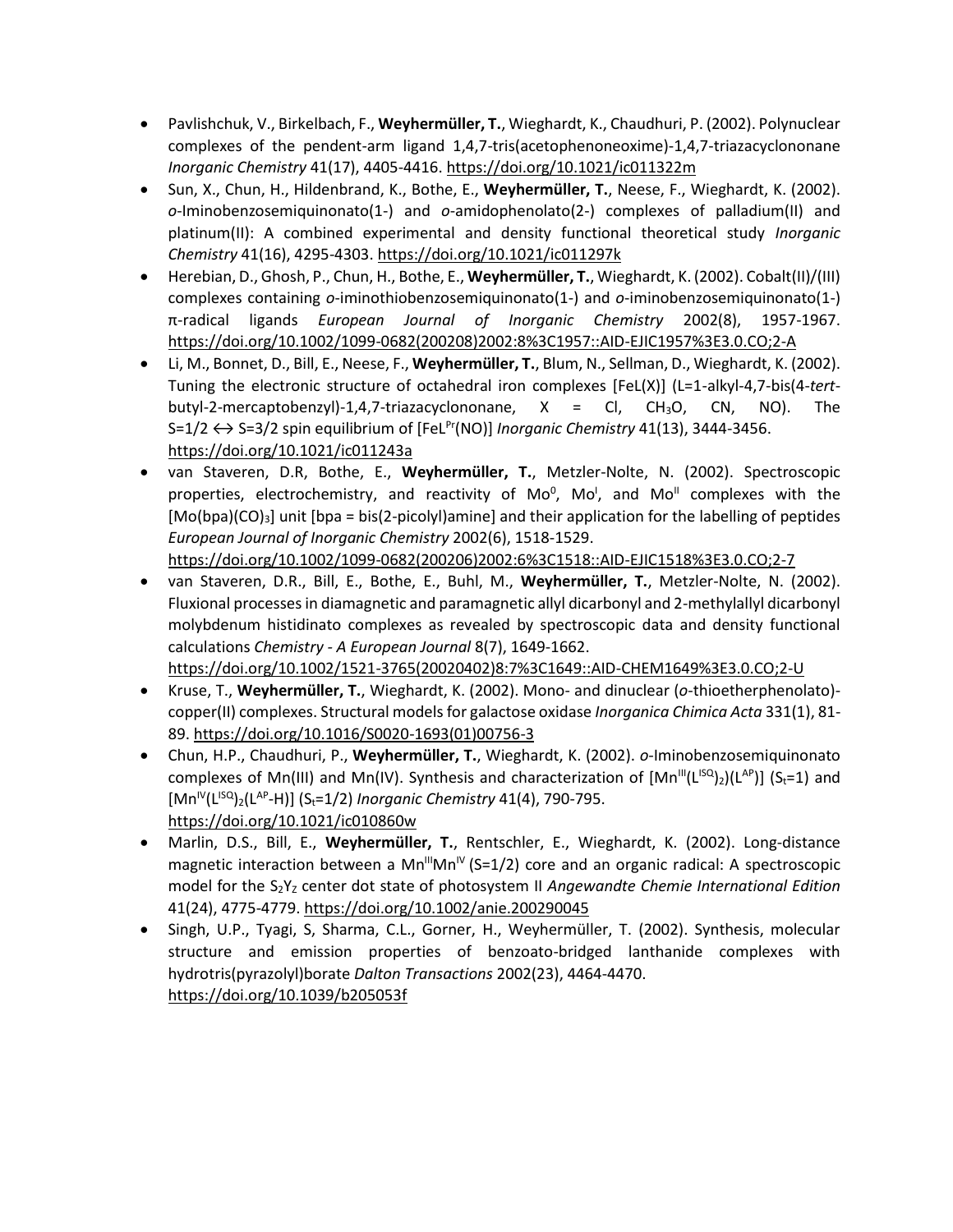- Pavlishchuk, V., Birkelbach, F., **Weyhermüller, T.**, Wieghardt, K., Chaudhuri, P. (2002). Polynuclear complexes of the pendent-arm ligand 1,4,7-tris(acetophenoneoxime)-1,4,7-triazacyclononane *Inorganic Chemistry* 41(17), 4405-4416. https://doi.org/10.1021/ic011322m
- Sun, X., Chun, H., Hildenbrand, K., Bothe, E., **Weyhermüller, T.**, Neese, F., Wieghardt, K. (2002). *o*-Iminobenzosemiquinonato(1-) and *o*-amidophenolato(2-) complexes of palladium(II) and platinum(II): A combined experimental and density functional theoretical study *Inorganic Chemistry* 41(16), 4295-4303. https://doi.org/10.1021/ic011297k
- Herebian, D., Ghosh, P., Chun, H., Bothe, E., **Weyhermüller, T.**, Wieghardt, K. (2002). Cobalt(II)/(III) complexes containing *o*-iminothiobenzosemiquinonato(1-) and *o*-iminobenzosemiquinonato(1-) π-radical ligands *European Journal of Inorganic Chemistry* 2002(8), 1957-1967. https://doi.org/10.1002/1099-0682(200208)2002:8%3C1957::AID-EJIC1957%3E3.0.CO;2-A
- Li, M., Bonnet, D., Bill, E., Neese, F., **Weyhermüller, T.**, Blum, N., Sellman, D., Wieghardt, K. (2002). Tuning the electronic structure of octahedral iron complexes [FeL(X)] (L=1-alkyl-4,7-bis(4-*tert*-butyl-2-mercaptobenzyl)-1,4,7-triazacyclononane, X = Cl, $CH_3O$, CN, NO). The S=1/2 ↔ S=3/2 spin equilibrium of [$FeL^{Pr}$(NO)] *Inorganic Chemistry* 41(13), 3444-3456. https://doi.org/10.1021/ic011243a
- van Staveren, D.R, Bothe, E., **Weyhermüller, T.**, Metzler-Nolte, N. (2002). Spectroscopic properties, electrochemistry, and reactivity of $Mo^0$, $Mo^I$, and $Mo^{II}$ complexes with the [Mo(bpa)$(CO)_3$] unit [bpa = bis(2-picolyl)amine] and their application for the labelling of peptides *European Journal of Inorganic Chemistry* 2002(6), 1518-1529. https://doi.org/10.1002/1099-0682(200206)2002:6%3C1518::AID-EJIC1518%3E3.0.CO;2-7
- van Staveren, D.R., Bill, E., Bothe, E., Buhl, M., **Weyhermüller, T.**, Metzler-Nolte, N. (2002). Fluxional processes in diamagnetic and paramagnetic allyl dicarbonyl and 2-methylallyl dicarbonyl molybdenum histidinato complexes as revealed by spectroscopic data and density functional calculations *Chemistry - A European Journal* 8(7), 1649-1662. https://doi.org/10.1002/1521-3765(20020402)8:7%3C1649::AID-CHEM1649%3E3.0.CO;2-U
- Kruse, T., **Weyhermüller, T.**, Wieghardt, K. (2002). Mono- and dinuclear (*o*-thioetherphenolato)-copper(II) complexes. Structural models for galactose oxidase *Inorganica Chimica Acta* 331(1), 81-89. https://doi.org/10.1016/S0020-1693(01)00756-3
- Chun, H.P., Chaudhuri, P., **Weyhermüller, T.**, Wieghardt, K. (2002). *o*-Iminobenzosemiquinonato complexes of Mn(III) and Mn(IV). Synthesis and characterization of [$Mn^{III}(L^{ISQ})_2)(L^{AP})$] ($S_t$=1) and [$Mn^{IV}(L^{ISQ})_2(L^{AP}$-H)] ($S_t$=1/2) *Inorganic Chemistry* 41(4), 790-795. https://doi.org/10.1021/ic010860w
- Marlin, D.S., Bill, E., **Weyhermüller, T.**, Rentschler, E., Wieghardt, K. (2002). Long-distance magnetic interaction between a $Mn^{III}Mn^{IV}$ (S=1/2) core and an organic radical: A spectroscopic model for the $S_2Y_Z$ center dot state of photosystem II *Angewandte Chemie International Edition* 41(24), 4775-4779. https://doi.org/10.1002/anie.200290045
- Singh, U.P., Tyagi, S, Sharma, C.L., Gorner, H., Weyhermüller, T. (2002). Synthesis, molecular structure and emission properties of benzoato-bridged lanthanide complexes with hydrotris(pyrazolyl)borate *Dalton Transactions* 2002(23), 4464-4470. https://doi.org/10.1039/b205053f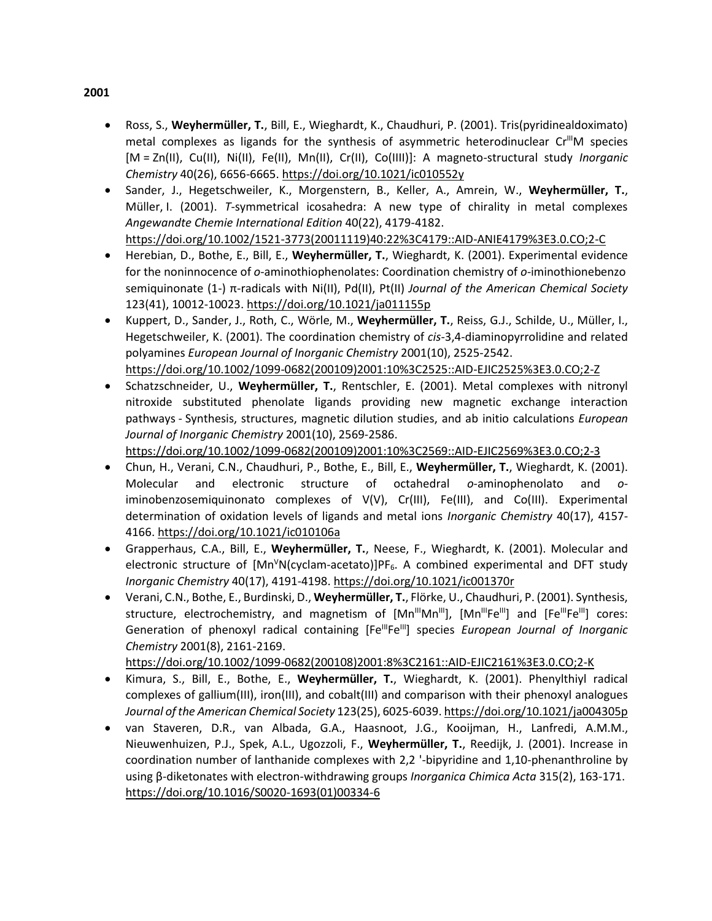**2001**

- Ross, S., **Weyhermüller, T.**, Bill, E., Wieghardt, K., Chaudhuri, P. (2001). Tris(pyridinealdoximato) metal complexes as ligands for the synthesis of asymmetric heterodinuclear $Cr^{III}M$ species [M = Zn(II), Cu(II), Ni(II), Fe(II), Mn(II), Cr(II), Co(IIII)]: A magneto-structural study *Inorganic Chemistry* 40(26), 6656-6665. https://doi.org/10.1021/ic010552y
- Sander, J., Hegetschweiler, K., Morgenstern, B., Keller, A., Amrein, W., **Weyhermüller, T.**, Müller, I. (2001). *T*-symmetrical icosahedra: A new type of chirality in metal complexes *Angewandte Chemie International Edition* 40(22), 4179-4182. https://doi.org/10.1002/1521-3773(20011119)40:22%3C4179::AID-ANIE4179%3E3.0.CO;2-C
- Herebian, D., Bothe, E., Bill, E., **Weyhermüller, T.**, Wieghardt, K. (2001). Experimental evidence for the noninnocence of *o*-aminothiophenolates: Coordination chemistry of *o*-iminothionebenzo semiquinonate (1-) π-radicals with Ni(II), Pd(II), Pt(II) *Journal of the American Chemical Society* 123(41), 10012-10023. https://doi.org/10.1021/ja011155p
- Kuppert, D., Sander, J., Roth, C., Wörle, M., **Weyhermüller, T.**, Reiss, G.J., Schilde, U., Müller, I., Hegetschweiler, K. (2001). The coordination chemistry of *cis*-3,4-diaminopyrrolidine and related polyamines *European Journal of Inorganic Chemistry* 2001(10), 2525-2542. https://doi.org/10.1002/1099-0682(200109)2001:10%3C2525::AID-EJIC2525%3E3.0.CO;2-Z
- Schatzschneider, U., **Weyhermüller, T.**, Rentschler, E. (2001). Metal complexes with nitronyl nitroxide substituted phenolate ligands providing new magnetic exchange interaction pathways - Synthesis, structures, magnetic dilution studies, and ab initio calculations *European Journal of Inorganic Chemistry* 2001(10), 2569-2586. https://doi.org/10.1002/1099-0682(200109)2001:10%3C2569::AID-EJIC2569%3E3.0.CO;2-3
- Chun, H., Verani, C.N., Chaudhuri, P., Bothe, E., Bill, E., **Weyhermüller, T.**, Wieghardt, K. (2001). Molecular and electronic structure of octahedral *o*-aminophenolato and *o*-iminobenzosemiquinonato complexes of V(V), Cr(III), Fe(III), and Co(III). Experimental determination of oxidation levels of ligands and metal ions *Inorganic Chemistry* 40(17), 4157-4166. https://doi.org/10.1021/ic010106a
- Grapperhaus, C.A., Bill, E., **Weyhermüller, T.**, Neese, F., Wieghardt, K. (2001). Molecular and electronic structure of $[Mn^{V}N(\text{cyclam-acetato})]PF_6$. A combined experimental and DFT study *Inorganic Chemistry* 40(17), 4191-4198. https://doi.org/10.1021/ic001370r
- Verani, C.N., Bothe, E., Burdinski, D., **Weyhermüller, T.**, Flörke, U., Chaudhuri, P. (2001). Synthesis, structure, electrochemistry, and magnetism of $[Mn^{III}Mn^{III}]$, $[Mn^{III}Fe^{III}]$ and $[Fe^{III}Fe^{III}]$ cores: Generation of phenoxyl radical containing $[Fe^{III}Fe^{III}]$ species *European Journal of Inorganic Chemistry* 2001(8), 2161-2169. https://doi.org/10.1002/1099-0682(200108)2001:8%3C2161::AID-EJIC2161%3E3.0.CO;2-K
- Kimura, S., Bill, E., Bothe, E., **Weyhermüller, T.**, Wieghardt, K. (2001). Phenylthiyl radical complexes of gallium(III), iron(III), and cobalt(III) and comparison with their phenoxyl analogues *Journal of the American Chemical Society* 123(25), 6025-6039. https://doi.org/10.1021/ja004305p
- van Staveren, D.R., van Albada, G.A., Haasnoot, J.G., Kooijman, H., Lanfredi, A.M.M., Nieuwenhuizen, P.J., Spek, A.L., Ugozzoli, F., **Weyhermüller, T.**, Reedijk, J. (2001). Increase in coordination number of lanthanide complexes with 2,2 '-bipyridine and 1,10-phenanthroline by using β-diketonates with electron-withdrawing groups *Inorganica Chimica Acta* 315(2), 163-171. https://doi.org/10.1016/S0020-1693(01)00334-6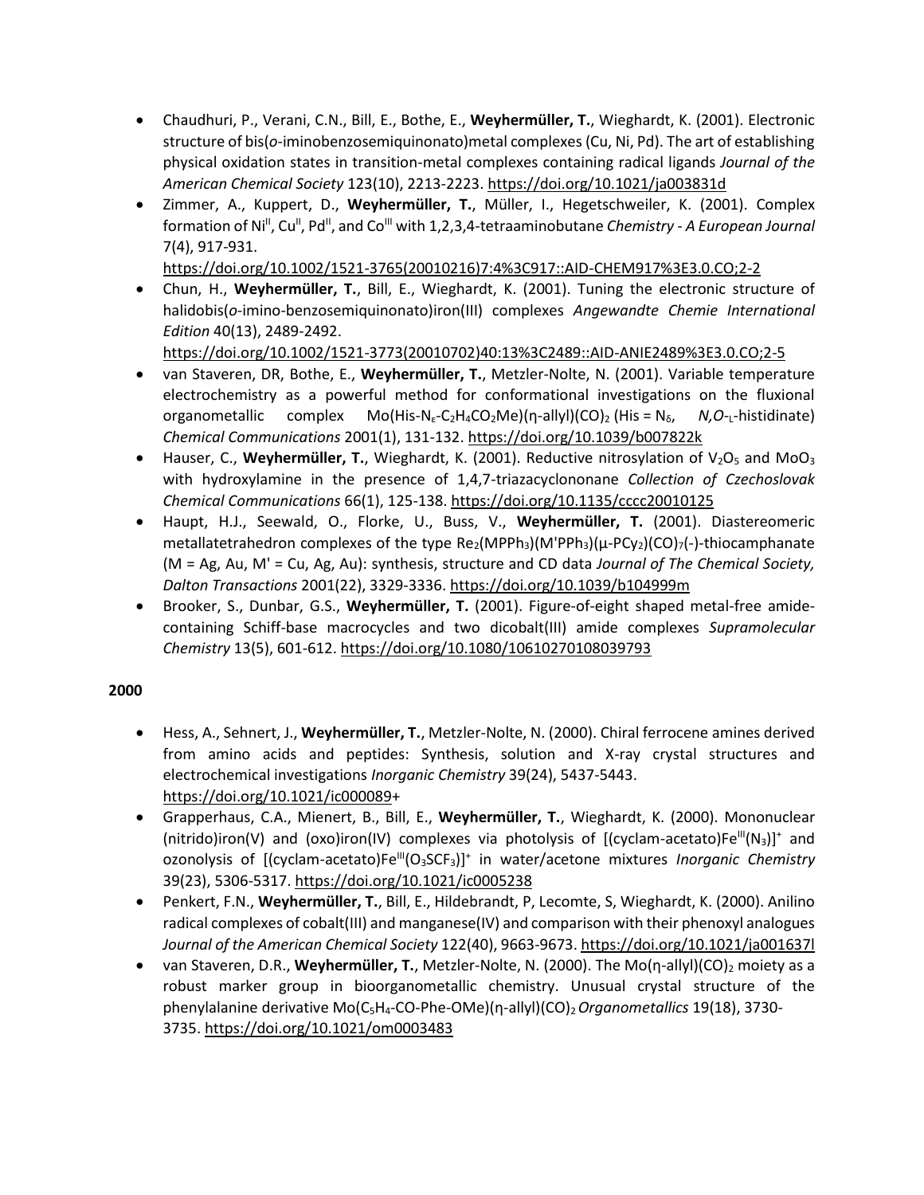- Chaudhuri, P., Verani, C.N., Bill, E., Bothe, E., **Weyhermüller, T.**, Wieghardt, K. (2001). Electronic structure of bis(*o*-iminobenzosemiquinonato)metal complexes (Cu, Ni, Pd). The art of establishing physical oxidation states in transition-metal complexes containing radical ligands *Journal of the American Chemical Society* 123(10), 2213-2223. https://doi.org/10.1021/ja003831d
- Zimmer, A., Kuppert, D., **Weyhermüller, T.**, Müller, I., Hegetschweiler, K. (2001). Complex formation of $Ni^{II}$, $Cu^{II}$, $Pd^{II}$, and $Co^{III}$ with 1,2,3,4-tetraaminobutane *Chemistry - A European Journal* 7(4), 917-931. https://doi.org/10.1002/1521-3765(20010216)7:4%3C917::AID-CHEM917%3E3.0.CO;2-2
- Chun, H., **Weyhermüller, T.**, Bill, E., Wieghardt, K. (2001). Tuning the electronic structure of halidobis(*o*-imino-benzosemiquinonato)iron(III) complexes *Angewandte Chemie International Edition* 40(13), 2489-2492. https://doi.org/10.1002/1521-3773(20010702)40:13%3C2489::AID-ANIE2489%3E3.0.CO;2-5
- van Staveren, DR, Bothe, E., **Weyhermüller, T.**, Metzler-Nolte, N. (2001). Variable temperature electrochemistry as a powerful method for conformational investigations on the fluxional organometallic complex Mo(His-$N_ε$-$C_2H_4CO_2Me$)(η-allyl)$(CO)_2$ (His = $N_δ$, *N,O*-$_L$-histidinate) *Chemical Communications* 2001(1), 131-132. https://doi.org/10.1039/b007822k
- Hauser, C., **Weyhermüller, T.**, Wieghardt, K. (2001). Reductive nitrosylation of $V_2O_5$ and $MoO_3$ with hydroxylamine in the presence of 1,4,7-triazacyclononane *Collection of Czechoslovak Chemical Communications* 66(1), 125-138. https://doi.org/10.1135/cccc20010125
- Haupt, H.J., Seewald, O., Florke, U., Buss, V., **Weyhermüller, T.** (2001). Diastereomeric metallatetrahedron complexes of the type $Re_2(MPPh_3)(M'PPh_3)(μ\text{-}PCy_2)(CO)_7$(-)-thiocamphanate (M = Ag, Au, M' = Cu, Ag, Au): synthesis, structure and CD data *Journal of The Chemical Society, Dalton Transactions* 2001(22), 3329-3336. https://doi.org/10.1039/b104999m
- Brooker, S., Dunbar, G.S., **Weyhermüller, T.** (2001). Figure-of-eight shaped metal-free amide-containing Schiff-base macrocycles and two dicobalt(III) amide complexes *Supramolecular Chemistry* 13(5), 601-612. https://doi.org/10.1080/10610270108039793

**2000**

- Hess, A., Sehnert, J., **Weyhermüller, T.**, Metzler-Nolte, N. (2000). Chiral ferrocene amines derived from amino acids and peptides: Synthesis, solution and X-ray crystal structures and electrochemical investigations *Inorganic Chemistry* 39(24), 5437-5443. https://doi.org/10.1021/ic000089+
- Grapperhaus, C.A., Mienert, B., Bill, E., **Weyhermüller, T.**, Wieghardt, K. (2000). Mononuclear (nitrido)iron(V) and (oxo)iron(IV) complexes via photolysis of $[(\text{cyclam-acetato})Fe^{III}(N_3)]^+$ and ozonolysis of $[(\text{cyclam-acetato})Fe^{III}(O_3SCF_3)]^+$ in water/acetone mixtures *Inorganic Chemistry* 39(23), 5306-5317. https://doi.org/10.1021/ic0005238
- Penkert, F.N., **Weyhermüller, T.**, Bill, E., Hildebrandt, P, Lecomte, S, Wieghardt, K. (2000). Anilino radical complexes of cobalt(III) and manganese(IV) and comparison with their phenoxyl analogues *Journal of the American Chemical Society* 122(40), 9663-9673. https://doi.org/10.1021/ja001637l
- van Staveren, D.R., **Weyhermüller, T.**, Metzler-Nolte, N. (2000). The Mo(η-allyl)$(CO)_2$ moiety as a robust marker group in bioorganometallic chemistry. Unusual crystal structure of the phenylalanine derivative Mo($C_5H_4$-CO-Phe-OMe)(η-allyl)$(CO)_2$ *Organometallics* 19(18), 3730-3735. https://doi.org/10.1021/om0003483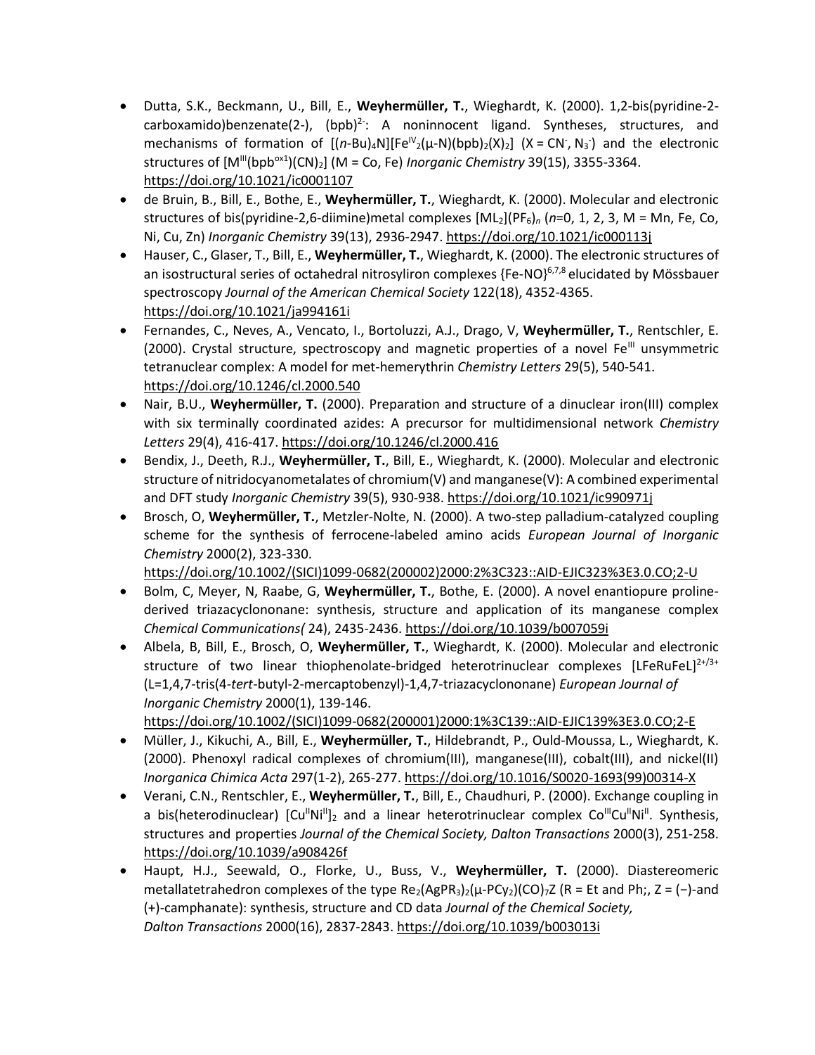- Dutta, S.K., Beckmann, U., Bill, E., **Weyhermüller, T.**, Wieghardt, K. (2000). 1,2-bis(pyridine-2-carboxamido)benzenate(2-), $(bpb)^{2-}$: A noninnocent ligand. Syntheses, structures, and mechanisms of formation of $[(n\text{-Bu})_4N][Fe^{IV}_2(\mu\text{-N})(bpb)_2(X)_2]$ ($X = CN^-, N_3^-$) and the electronic structures of $[M^{III}(bpb^{ox1})(CN)_2]$ (M = Co, Fe) *Inorganic Chemistry* 39(15), 3355-3364. https://doi.org/10.1021/ic0001107
- de Bruin, B., Bill, E., Bothe, E., **Weyhermüller, T.**, Wieghardt, K. (2000). Molecular and electronic structures of bis(pyridine-2,6-diimine)metal complexes $[ML_2](PF_6)_n$ (*n*=0, 1, 2, 3, M = Mn, Fe, Co, Ni, Cu, Zn) *Inorganic Chemistry* 39(13), 2936-2947. https://doi.org/10.1021/ic000113j
- Hauser, C., Glaser, T., Bill, E., **Weyhermüller, T.**, Wieghardt, K. (2000). The electronic structures of an isostructural series of octahedral nitrosyliron complexes $\{Fe\text{-}NO\}^{6,7,8}$ elucidated by Mössbauer spectroscopy *Journal of the American Chemical Society* 122(18), 4352-4365. https://doi.org/10.1021/ja994161i
- Fernandes, C., Neves, A., Vencato, I., Bortoluzzi, A.J., Drago, V, **Weyhermüller, T.**, Rentschler, E. (2000). Crystal structure, spectroscopy and magnetic properties of a novel $Fe^{III}$ unsymmetric tetranuclear complex: A model for met-hemerythrin *Chemistry Letters* 29(5), 540-541. https://doi.org/10.1246/cl.2000.540
- Nair, B.U., **Weyhermüller, T.** (2000). Preparation and structure of a dinuclear iron(III) complex with six terminally coordinated azides: A precursor for multidimensional network *Chemistry Letters* 29(4), 416-417. https://doi.org/10.1246/cl.2000.416
- Bendix, J., Deeth, R.J., **Weyhermüller, T.**, Bill, E., Wieghardt, K. (2000). Molecular and electronic structure of nitridocyanometalates of chromium(V) and manganese(V): A combined experimental and DFT study *Inorganic Chemistry* 39(5), 930-938. https://doi.org/10.1021/ic990971j
- Brosch, O, **Weyhermüller, T.**, Metzler-Nolte, N. (2000). A two-step palladium-catalyzed coupling scheme for the synthesis of ferrocene-labeled amino acids *European Journal of Inorganic Chemistry* 2000(2), 323-330. https://doi.org/10.1002/(SICI)1099-0682(200002)2000:2%3C323::AID-EJIC323%3E3.0.CO;2-U
- Bolm, C, Meyer, N, Raabe, G, **Weyhermüller, T.**, Bothe, E. (2000). A novel enantiopure proline-derived triazacyclononane: synthesis, structure and application of its manganese complex *Chemical Communications(* 24), 2435-2436. https://doi.org/10.1039/b007059i
- Albela, B, Bill, E., Brosch, O, **Weyhermüller, T.**, Wieghardt, K. (2000). Molecular and electronic structure of two linear thiophenolate-bridged heterotrinuclear complexes $[LFeRuFeL]^{2+/3+}$ (L=1,4,7-tris(4-*tert*-butyl-2-mercaptobenzyl)-1,4,7-triazacyclononane) *European Journal of Inorganic Chemistry* 2000(1), 139-146. https://doi.org/10.1002/(SICI)1099-0682(200001)2000:1%3C139::AID-EJIC139%3E3.0.CO;2-E
- Müller, J., Kikuchi, A., Bill, E., **Weyhermüller, T.**, Hildebrandt, P., Ould-Moussa, L., Wieghardt, K. (2000). Phenoxyl radical complexes of chromium(III), manganese(III), cobalt(III), and nickel(II) *Inorganica Chimica Acta* 297(1-2), 265-277. https://doi.org/10.1016/S0020-1693(99)00314-X
- Verani, C.N., Rentschler, E., **Weyhermüller, T.**, Bill, E., Chaudhuri, P. (2000). Exchange coupling in a bis(heterodinuclear) $[Cu^{II}Ni^{II}]_2$ and a linear heterotrinuclear complex $Co^{III}Cu^{II}Ni^{II}$. Synthesis, structures and properties *Journal of the Chemical Society, Dalton Transactions* 2000(3), 251-258. https://doi.org/10.1039/a908426f
- Haupt, H.J., Seewald, O., Florke, U., Buss, V., **Weyhermüller, T.** (2000). Diastereomeric metallatetrahedron complexes of the type $Re_2(AgPR_3)_2(\mu\text{-}PCy_2)(CO)_7Z$ (R = Et and Ph;, Z = (−)-and (+)-camphanate): synthesis, structure and CD data *Journal of the Chemical Society, Dalton Transactions* 2000(16), 2837-2843. https://doi.org/10.1039/b003013i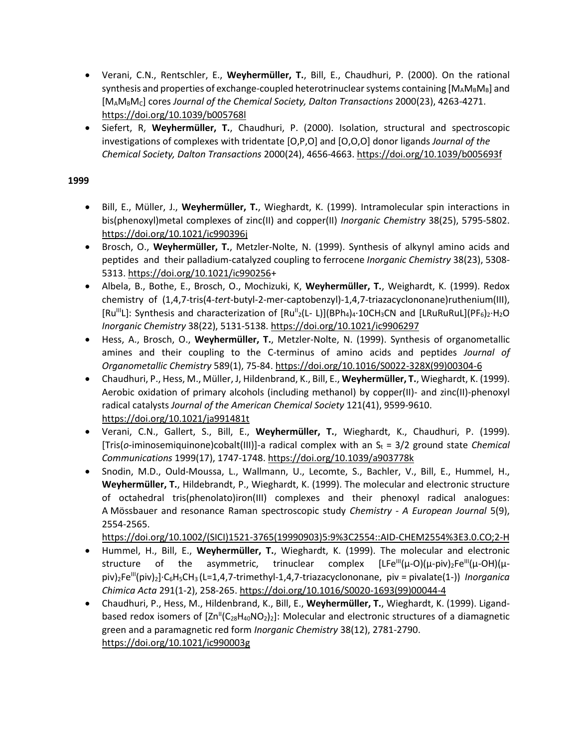- Verani, C.N., Rentschler, E., **Weyhermüller, T.**, Bill, E., Chaudhuri, P. (2000). On the rational synthesis and properties of exchange-coupled heterotrinuclear systems containing [$M_AM_BM_B$] and [$M_AM_BM_C$] cores *Journal of the Chemical Society, Dalton Transactions* 2000(23), 4263-4271. https://doi.org/10.1039/b005768l
- Siefert, R, **Weyhermüller, T.**, Chaudhuri, P. (2000). Isolation, structural and spectroscopic investigations of complexes with tridentate [O,P,O] and [O,O,O] donor ligands *Journal of the Chemical Society, Dalton Transactions* 2000(24), 4656-4663. https://doi.org/10.1039/b005693f

**1999**

- Bill, E., Müller, J., **Weyhermüller, T.**, Wieghardt, K. (1999). Intramolecular spin interactions in bis(phenoxyl)metal complexes of zinc(II) and copper(II) *Inorganic Chemistry* 38(25), 5795-5802. https://doi.org/10.1021/ic990396j
- Brosch, O., **Weyhermüller, T.**, Metzler-Nolte, N. (1999). Synthesis of alkynyl amino acids and peptides and their palladium-catalyzed coupling to ferrocene *Inorganic Chemistry* 38(23), 5308-5313. https://doi.org/10.1021/ic990256+
- Albela, B., Bothe, E., Brosch, O., Mochizuki, K, **Weyhermüller, T.**, Weighardt, K. (1999). Redox chemistry of (1,4,7-tris(4-*tert*-butyl-2-mer-captobenzyl)-1,4,7-triazacyclononane)ruthenium(III), [$Ru^{III}L$]: Synthesis and characterization of [$Ru^{II}_2$(L- L)]($BPh_4$)$_4$·10$CH_3CN$ and [LRuRuRuL]($PF_6$)$_2$·$H_2O$ *Inorganic Chemistry* 38(22), 5131-5138. https://doi.org/10.1021/ic9906297
- Hess, A., Brosch, O., **Weyhermüller, T.**, Metzler-Nolte, N. (1999). Synthesis of organometallic amines and their coupling to the C-terminus of amino acids and peptides *Journal of Organometallic Chemistry* 589(1), 75-84. https://doi.org/10.1016/S0022-328X(99)00304-6
- Chaudhuri, P., Hess, M., Müller, J, Hildenbrand, K., Bill, E., **Weyhermüller, T.**, Wieghardt, K. (1999). Aerobic oxidation of primary alcohols (including methanol) by copper(II)- and zinc(II)-phenoxyl radical catalysts *Journal of the American Chemical Society* 121(41), 9599-9610. https://doi.org/10.1021/ja991481t
- Verani, C.N., Gallert, S., Bill, E., **Weyhermüller, T.**, Wieghardt, K., Chaudhuri, P. (1999). [Tris(*o*-iminosemiquinone)cobalt(III)]-a radical complex with an $S_t$ = 3/2 ground state *Chemical Communications* 1999(17), 1747-1748. https://doi.org/10.1039/a903778k
- Snodin, M.D., Ould-Moussa, L., Wallmann, U., Lecomte, S., Bachler, V., Bill, E., Hummel, H., **Weyhermüller, T.**, Hildebrandt, P., Wieghardt, K. (1999). The molecular and electronic structure of octahedral tris(phenolato)iron(III) complexes and their phenoxyl radical analogues: A Mössbauer and resonance Raman spectroscopic study *Chemistry - A European Journal* 5(9), 2554-2565. https://doi.org/10.1002/(SICI)1521-3765(19990903)5:9%3C2554::AID-CHEM2554%3E3.0.CO;2-H
- Hummel, H., Bill, E., **Weyhermüller, T.**, Wieghardt, K. (1999). The molecular and electronic structure of the asymmetric, trinuclear complex [$LFe^{III}$(μ-O)(μ-piv)$_2Fe^{III}$(μ-OH)(μ-piv)$_2Fe^{III}$(piv)$_2$]·$C_6H_5CH_3$ (L=1,4,7-trimethyl-1,4,7-triazacyclononane, piv = pivalate(1-)) *Inorganica Chimica Acta* 291(1-2), 258-265. https://doi.org/10.1016/S0020-1693(99)00044-4
- Chaudhuri, P., Hess, M., Hildenbrand, K., Bill, E., **Weyhermüller, T.**, Wieghardt, K. (1999). Ligand-based redox isomers of [$Zn^{II}$($C_{28}H_{40}NO_2$)$_2$]: Molecular and electronic structures of a diamagnetic green and a paramagnetic red form *Inorganic Chemistry* 38(12), 2781-2790. https://doi.org/10.1021/ic990003g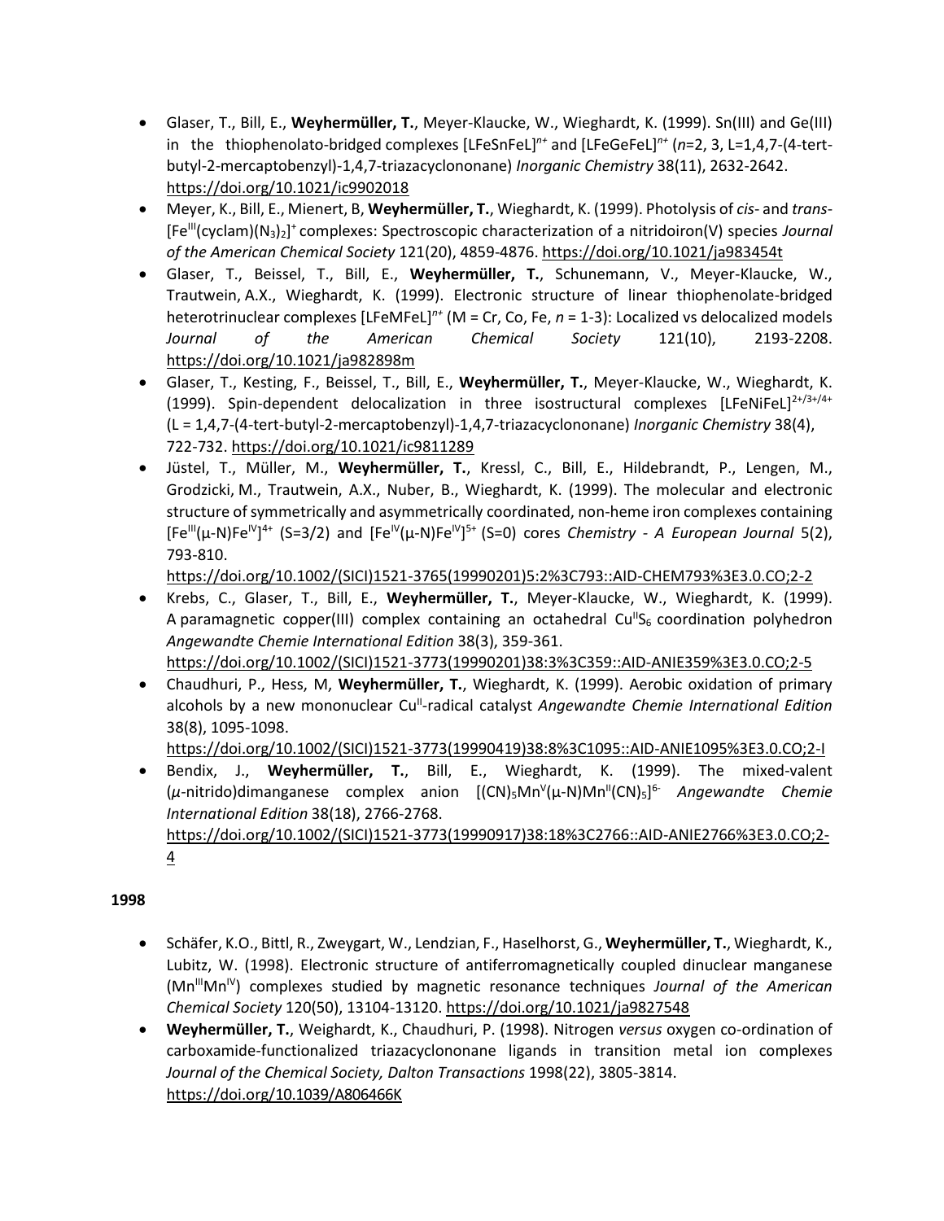- Glaser, T., Bill, E., **Weyhermüller, T.**, Meyer-Klaucke, W., Wieghardt, K. (1999). Sn(III) and Ge(III) in the thiophenolato-bridged complexes $[LFeSnFeL]^{n+}$ and $[LFeGeFeL]^{n+}$ (*n*=2, 3, L=1,4,7-(4-tert-butyl-2-mercaptobenzyl)-1,4,7-triazacyclononane) *Inorganic Chemistry* 38(11), 2632-2642. https://doi.org/10.1021/ic9902018
- Meyer, K., Bill, E., Mienert, B, **Weyhermüller, T.**, Wieghardt, K. (1999). Photolysis of *cis*- and *trans*-$[Fe^{III}(cyclam)(N_3)_2]^+$ complexes: Spectroscopic characterization of a nitridoiron(V) species *Journal of the American Chemical Society* 121(20), 4859-4876. https://doi.org/10.1021/ja983454t
- Glaser, T., Beissel, T., Bill, E., **Weyhermüller, T.**, Schunemann, V., Meyer-Klaucke, W., Trautwein, A.X., Wieghardt, K. (1999). Electronic structure of linear thiophenolate-bridged heterotrinuclear complexes $[LFeMFeL]^{n+}$ (M = Cr, Co, Fe, *n* = 1-3): Localized vs delocalized models *Journal of the American Chemical Society* 121(10), 2193-2208. https://doi.org/10.1021/ja982898m
- Glaser, T., Kesting, F., Beissel, T., Bill, E., **Weyhermüller, T.**, Meyer-Klaucke, W., Wieghardt, K. (1999). Spin-dependent delocalization in three isostructural complexes $[LFeNiFeL]^{2+/3+/4+}$ (L = 1,4,7-(4-tert-butyl-2-mercaptobenzyl)-1,4,7-triazacyclononane) *Inorganic Chemistry* 38(4), 722-732. https://doi.org/10.1021/ic9811289
- Jüstel, T., Müller, M., **Weyhermüller, T.**, Kressl, C., Bill, E., Hildebrandt, P., Lengen, M., Grodzicki, M., Trautwein, A.X., Nuber, B., Wieghardt, K. (1999). The molecular and electronic structure of symmetrically and asymmetrically coordinated, non-heme iron complexes containing $[Fe^{III}(\mu\text{-}N)Fe^{IV}]^{4+}$ (S=3/2) and $[Fe^{IV}(\mu\text{-}N)Fe^{IV}]^{5+}$ (S=0) cores *Chemistry - A European Journal* 5(2), 793-810. https://doi.org/10.1002/(SICI)1521-3765(19990201)5:2%3C793::AID-CHEM793%3E3.0.CO;2-2
- Krebs, C., Glaser, T., Bill, E., **Weyhermüller, T.**, Meyer-Klaucke, W., Wieghardt, K. (1999). A paramagnetic copper(III) complex containing an octahedral $Cu^{II}S_6$ coordination polyhedron *Angewandte Chemie International Edition* 38(3), 359-361. https://doi.org/10.1002/(SICI)1521-3773(19990201)38:3%3C359::AID-ANIE359%3E3.0.CO;2-5
- Chaudhuri, P., Hess, M, **Weyhermüller, T.**, Wieghardt, K. (1999). Aerobic oxidation of primary alcohols by a new mononuclear $Cu^{II}$-radical catalyst *Angewandte Chemie International Edition* 38(8), 1095-1098. https://doi.org/10.1002/(SICI)1521-3773(19990419)38:8%3C1095::AID-ANIE1095%3E3.0.CO;2-I
- Bendix, J., **Weyhermüller, T.**, Bill, E., Wieghardt, K. (1999). The mixed-valent (*μ*-nitrido)dimanganese complex anion $[(CN)_5Mn^{V}(\mu\text{-}N)Mn^{II}(CN)_5]^{6-}$ *Angewandte Chemie International Edition* 38(18), 2766-2768. https://doi.org/10.1002/(SICI)1521-3773(19990917)38:18%3C2766::AID-ANIE2766%3E3.0.CO;2-4

**1998**

- Schäfer, K.O., Bittl, R., Zweygart, W., Lendzian, F., Haselhorst, G., **Weyhermüller, T.**, Wieghardt, K., Lubitz, W. (1998). Electronic structure of antiferromagnetically coupled dinuclear manganese ($Mn^{III}Mn^{IV}$) complexes studied by magnetic resonance techniques *Journal of the American Chemical Society* 120(50), 13104-13120. https://doi.org/10.1021/ja9827548
- **Weyhermüller, T.**, Weighardt, K., Chaudhuri, P. (1998). Nitrogen *versus* oxygen co-ordination of carboxamide-functionalized triazacyclononane ligands in transition metal ion complexes *Journal of the Chemical Society, Dalton Transactions* 1998(22), 3805-3814. https://doi.org/10.1039/A806466K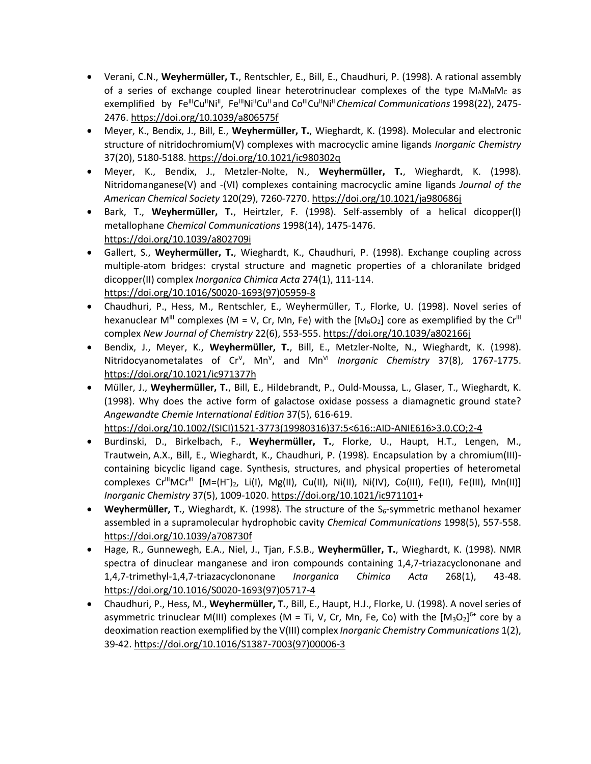- Verani, C.N., **Weyhermüller, T.**, Rentschler, E., Bill, E., Chaudhuri, P. (1998). A rational assembly of a series of exchange coupled linear heterotrinuclear complexes of the type $M_AM_BM_C$ as exemplified by $Fe^{III}Cu^{II}Ni^{II}$, $Fe^{III}Ni^{II}Cu^{II}$ and $Co^{III}Cu^{II}Ni^{II}$ *Chemical Communications* 1998(22), 2475-2476. https://doi.org/10.1039/a806575f
- Meyer, K., Bendix, J., Bill, E., **Weyhermüller, T.**, Wieghardt, K. (1998). Molecular and electronic structure of nitridochromium(V) complexes with macrocyclic amine ligands *Inorganic Chemistry* 37(20), 5180-5188. https://doi.org/10.1021/ic980302q
- Meyer, K., Bendix, J., Metzler-Nolte, N., **Weyhermüller, T.**, Wieghardt, K. (1998). Nitridomanganese(V) and -(VI) complexes containing macrocyclic amine ligands *Journal of the American Chemical Society* 120(29), 7260-7270. https://doi.org/10.1021/ja980686j
- Bark, T., **Weyhermüller, T.**, Heirtzler, F. (1998). Self-assembly of a helical dicopper(I) metallophane *Chemical Communications* 1998(14), 1475-1476. https://doi.org/10.1039/a802709i
- Gallert, S., **Weyhermüller, T.**, Wieghardt, K., Chaudhuri, P. (1998). Exchange coupling across multiple-atom bridges: crystal structure and magnetic properties of a chloranilate bridged dicopper(II) complex *Inorganica Chimica Acta* 274(1), 111-114. https://doi.org/10.1016/S0020-1693(97)05959-8
- Chaudhuri, P., Hess, M., Rentschler, E., Weyhermüller, T., Florke, U. (1998). Novel series of hexanuclear $M^{III}$ complexes (M = V, Cr, Mn, Fe) with the $[M_6O_2]$ core as exemplified by the $Cr^{III}$ complex *New Journal of Chemistry* 22(6), 553-555. https://doi.org/10.1039/a802166j
- Bendix, J., Meyer, K., **Weyhermüller, T.**, Bill, E., Metzler-Nolte, N., Wieghardt, K. (1998). Nitridocyanometalates of $Cr^{V}$, $Mn^{V}$, and $Mn^{VI}$ *Inorganic Chemistry* 37(8), 1767-1775. https://doi.org/10.1021/ic971377h
- Müller, J., **Weyhermüller, T.**, Bill, E., Hildebrandt, P., Ould-Moussa, L., Glaser, T., Wieghardt, K. (1998). Why does the active form of galactose oxidase possess a diamagnetic ground state? *Angewandte Chemie International Edition* 37(5), 616-619. https://doi.org/10.1002/(SICI)1521-3773(19980316)37:5<616::AID-ANIE616>3.0.CO;2-4
- Burdinski, D., Birkelbach, F., **Weyhermüller, T.**, Florke, U., Haupt, H.T., Lengen, M., Trautwein, A.X., Bill, E., Wieghardt, K., Chaudhuri, P. (1998). Encapsulation by a chromium(III)-containing bicyclic ligand cage. Synthesis, structures, and physical properties of heterometal complexes $Cr^{III}MCr^{III}$ [$M=(H^+)_2$, Li(I), Mg(II), Cu(II), Ni(II), Ni(IV), Co(III), Fe(II), Fe(III), Mn(II)] *Inorganic Chemistry* 37(5), 1009-1020. https://doi.org/10.1021/ic971101+
- **Weyhermüller, T.**, Wieghardt, K. (1998). The structure of the $S_6$-symmetric methanol hexamer assembled in a supramolecular hydrophobic cavity *Chemical Communications* 1998(5), 557-558. https://doi.org/10.1039/a708730f
- Hage, R., Gunnewegh, E.A., Niel, J., Tjan, F.S.B., **Weyhermüller, T.**, Wieghardt, K. (1998). NMR spectra of dinuclear manganese and iron compounds containing 1,4,7-triazacyclononane and 1,4,7-trimethyl-1,4,7-triazacyclononane *Inorganica Chimica Acta* 268(1), 43-48. https://doi.org/10.1016/S0020-1693(97)05717-4
- Chaudhuri, P., Hess, M., **Weyhermüller, T.**, Bill, E., Haupt, H.J., Florke, U. (1998). A novel series of asymmetric trinuclear M(III) complexes (M = Ti, V, Cr, Mn, Fe, Co) with the $[M_3O_2]^{6+}$ core by a deoximation reaction exemplified by the V(III) complex *Inorganic Chemistry Communications* 1(2), 39-42. https://doi.org/10.1016/S1387-7003(97)00006-3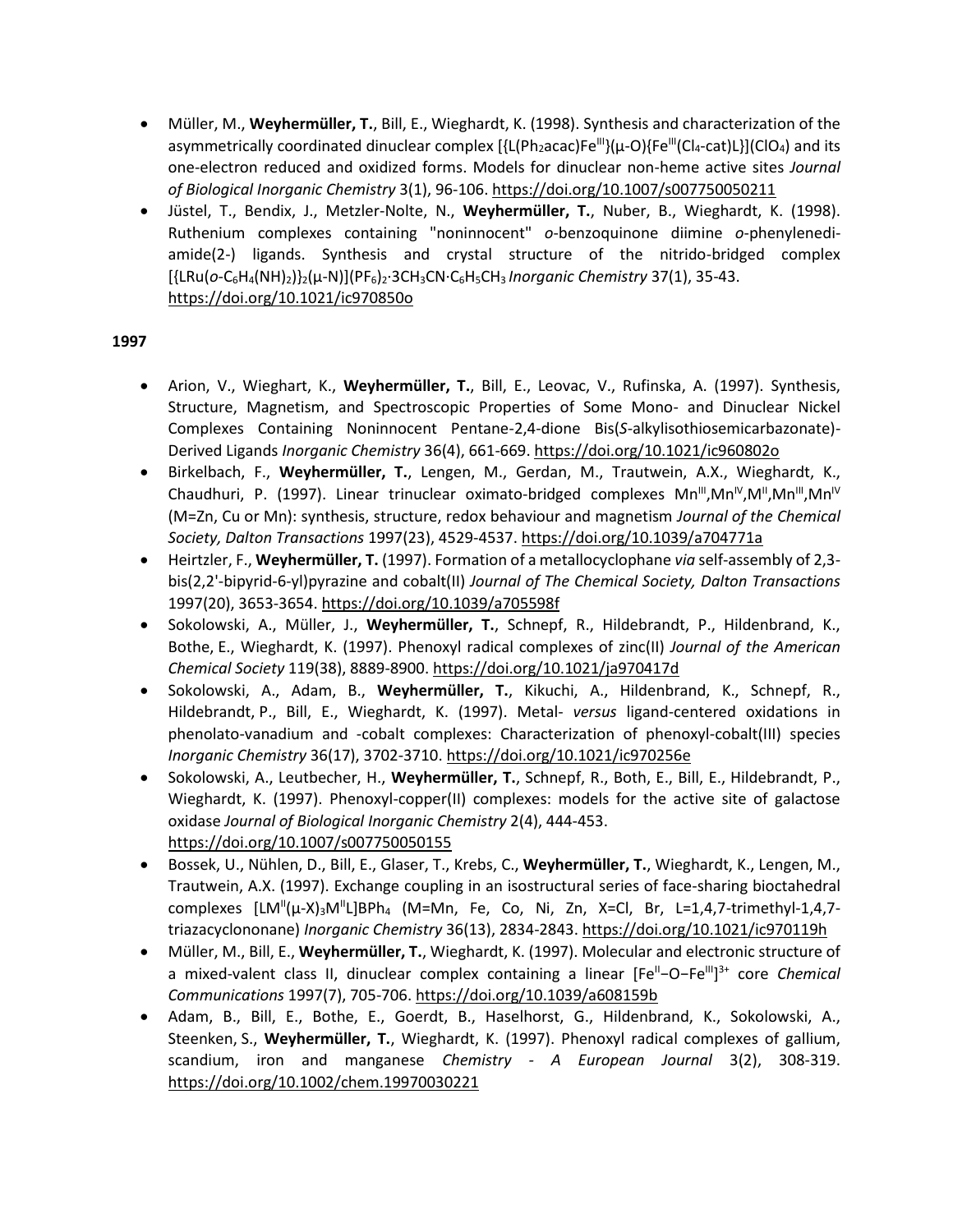- Müller, M., **Weyhermüller, T.**, Bill, E., Wieghardt, K. (1998). Synthesis and characterization of the asymmetrically coordinated dinuclear complex [{L($Ph_2$acac)$Fe^{III}$}(μ-O){$Fe^{III}$($Cl_4$-cat)L}]($ClO_4$) and its one-electron reduced and oxidized forms. Models for dinuclear non-heme active sites *Journal of Biological Inorganic Chemistry* 3(1), 96-106. https://doi.org/10.1007/s007750050211
- Jüstel, T., Bendix, J., Metzler-Nolte, N., **Weyhermüller, T.**, Nuber, B., Wieghardt, K. (1998). Ruthenium complexes containing "noninnocent" *o*-benzoquinone diimine *o*-phenylenediamide(2-) ligands. Synthesis and crystal structure of the nitrido-bridged complex [{LRu(*o*-$C_6H_4(NH)_2$)}$_2$(μ-N)]($PF_6$)$_2$·3$CH_3CN$·$C_6H_5CH_3$ *Inorganic Chemistry* 37(1), 35-43. https://doi.org/10.1021/ic970850o

**1997**

- Arion, V., Wieghart, K., **Weyhermüller, T.**, Bill, E., Leovac, V., Rufinska, A. (1997). Synthesis, Structure, Magnetism, and Spectroscopic Properties of Some Mono- and Dinuclear Nickel Complexes Containing Noninnocent Pentane-2,4-dione Bis(*S*-alkylisothiosemicarbazonate)-Derived Ligands *Inorganic Chemistry* 36(4), 661-669. https://doi.org/10.1021/ic960802o
- Birkelbach, F., **Weyhermüller, T.**, Lengen, M., Gerdan, M., Trautwein, A.X., Wieghardt, K., Chaudhuri, P. (1997). Linear trinuclear oximato-bridged complexes $Mn^{III}$,$Mn^{IV}$,$M^{II}$,$Mn^{III}$,$Mn^{IV}$ (M=Zn, Cu or Mn): synthesis, structure, redox behaviour and magnetism *Journal of the Chemical Society, Dalton Transactions* 1997(23), 4529-4537. https://doi.org/10.1039/a704771a
- Heirtzler, F., **Weyhermüller, T.** (1997). Formation of a metallocyclophane *via* self-assembly of 2,3-bis(2,2'-bipyrid-6-yl)pyrazine and cobalt(II) *Journal of The Chemical Society, Dalton Transactions* 1997(20), 3653-3654. https://doi.org/10.1039/a705598f
- Sokolowski, A., Müller, J., **Weyhermüller, T.**, Schnepf, R., Hildebrandt, P., Hildenbrand, K., Bothe, E., Wieghardt, K. (1997). Phenoxyl radical complexes of zinc(II) *Journal of the American Chemical Society* 119(38), 8889-8900. https://doi.org/10.1021/ja970417d
- Sokolowski, A., Adam, B., **Weyhermüller, T.**, Kikuchi, A., Hildenbrand, K., Schnepf, R., Hildebrandt, P., Bill, E., Wieghardt, K. (1997). Metal- *versus* ligand-centered oxidations in phenolato-vanadium and -cobalt complexes: Characterization of phenoxyl-cobalt(III) species *Inorganic Chemistry* 36(17), 3702-3710. https://doi.org/10.1021/ic970256e
- Sokolowski, A., Leutbecher, H., **Weyhermüller, T.**, Schnepf, R., Both, E., Bill, E., Hildebrandt, P., Wieghardt, K. (1997). Phenoxyl-copper(II) complexes: models for the active site of galactose oxidase *Journal of Biological Inorganic Chemistry* 2(4), 444-453. https://doi.org/10.1007/s007750050155
- Bossek, U., Nühlen, D., Bill, E., Glaser, T., Krebs, C., **Weyhermüller, T.**, Wieghardt, K., Lengen, M., Trautwein, A.X. (1997). Exchange coupling in an isostructural series of face-sharing bioctahedral complexes [$LM^{II}$(μ-X)$_3$$M^{II}$L]$BPh_4$ (M=Mn, Fe, Co, Ni, Zn, X=Cl, Br, L=1,4,7-trimethyl-1,4,7-triazacyclononane) *Inorganic Chemistry* 36(13), 2834-2843. https://doi.org/10.1021/ic970119h
- Müller, M., Bill, E., **Weyhermüller, T.**, Wieghardt, K. (1997). Molecular and electronic structure of a mixed-valent class II, dinuclear complex containing a linear [$Fe^{II}$−O−$Fe^{III}$]$^{3+}$ core *Chemical Communications* 1997(7), 705-706. https://doi.org/10.1039/a608159b
- Adam, B., Bill, E., Bothe, E., Goerdt, B., Haselhorst, G., Hildenbrand, K., Sokolowski, A., Steenken, S., **Weyhermüller, T.**, Wieghardt, K. (1997). Phenoxyl radical complexes of gallium, scandium, iron and manganese *Chemistry - A European Journal* 3(2), 308-319. https://doi.org/10.1002/chem.19970030221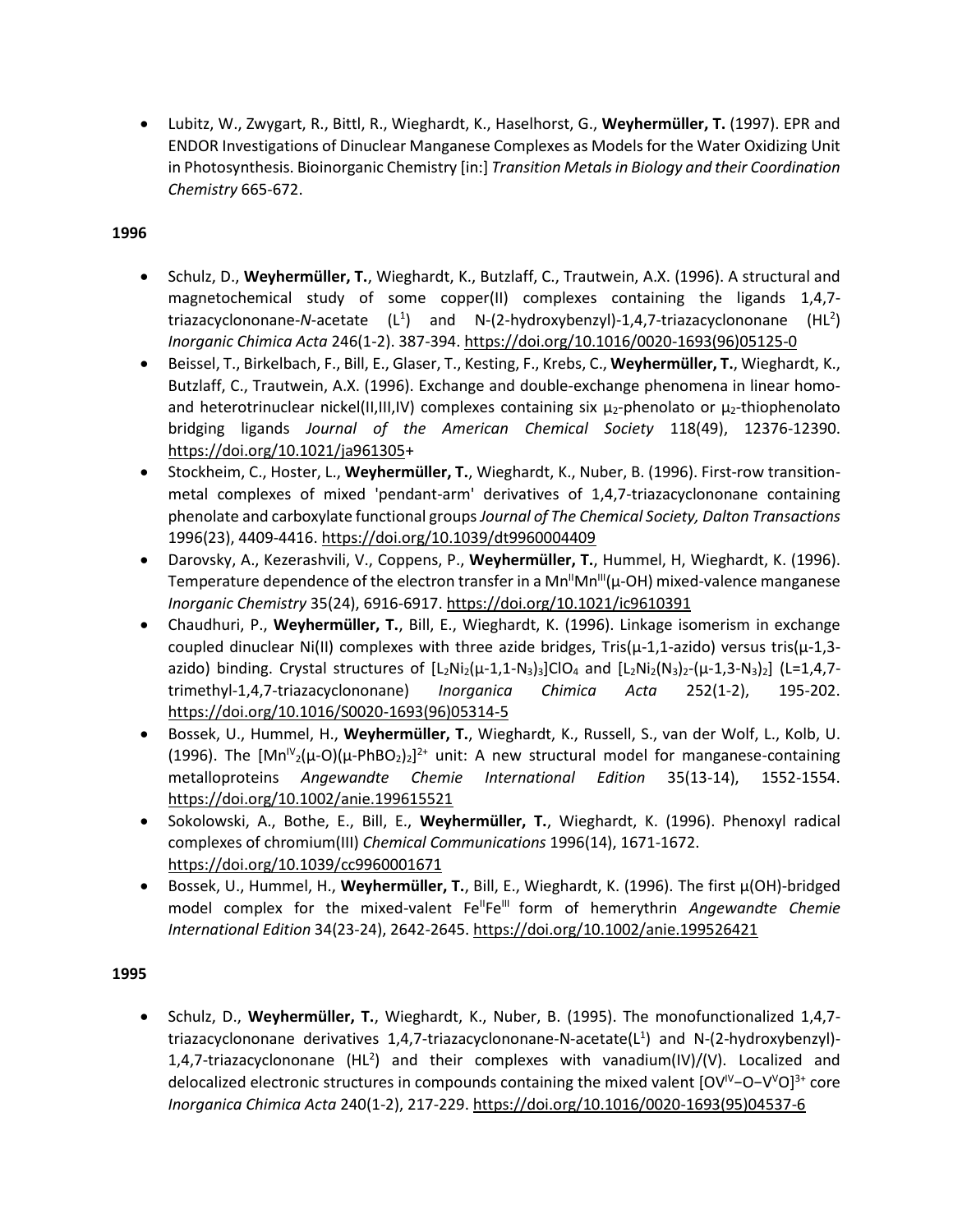- Lubitz, W., Zwygart, R., Bittl, R., Wieghardt, K., Haselhorst, G., **Weyhermüller, T.** (1997). EPR and ENDOR Investigations of Dinuclear Manganese Complexes as Models for the Water Oxidizing Unit in Photosynthesis. Bioinorganic Chemistry [in:] *Transition Metals in Biology and their Coordination Chemistry* 665-672.

**1996**

- Schulz, D., **Weyhermüller, T.**, Wieghardt, K., Butzlaff, C., Trautwein, A.X. (1996). A structural and magnetochemical study of some copper(II) complexes containing the ligands 1,4,7-triazacyclononane-*N*-acetate ($L^1$) and N-(2-hydroxybenzyl)-1,4,7-triazacyclononane ($HL^2$) *Inorganic Chimica Acta* 246(1-2). 387-394. https://doi.org/10.1016/0020-1693(96)05125-0
- Beissel, T., Birkelbach, F., Bill, E., Glaser, T., Kesting, F., Krebs, C., **Weyhermüller, T.**, Wieghardt, K., Butzlaff, C., Trautwein, A.X. (1996). Exchange and double-exchange phenomena in linear homo- and heterotrinuclear nickel(II,III,IV) complexes containing six $\mu_2$-phenolato or $\mu_2$-thiophenolato bridging ligands *Journal of the American Chemical Society* 118(49), 12376-12390. https://doi.org/10.1021/ja961305+
- Stockheim, C., Hoster, L., **Weyhermüller, T.**, Wieghardt, K., Nuber, B. (1996). First-row transition-metal complexes of mixed 'pendant-arm' derivatives of 1,4,7-triazacyclononane containing phenolate and carboxylate functional groups *Journal of The Chemical Society, Dalton Transactions* 1996(23), 4409-4416. https://doi.org/10.1039/dt9960004409
- Darovsky, A., Kezerashvili, V., Coppens, P., **Weyhermüller, T.**, Hummel, H, Wieghardt, K. (1996). Temperature dependence of the electron transfer in a $Mn^{II}Mn^{III}$(μ-OH) mixed-valence manganese *Inorganic Chemistry* 35(24), 6916-6917. https://doi.org/10.1021/ic9610391
- Chaudhuri, P., **Weyhermüller, T.**, Bill, E., Wieghardt, K. (1996). Linkage isomerism in exchange coupled dinuclear Ni(II) complexes with three azide bridges, Tris(μ-1,1-azido) versus tris(μ-1,3-azido) binding. Crystal structures of $[L_2Ni_2(\mu\text{-}1,1\text{-}N_3)_3]ClO_4$ and $[L_2Ni_2(N_3)_2\text{-}(\mu\text{-}1,3\text{-}N_3)_2]$ (L=1,4,7-trimethyl-1,4,7-triazacyclononane) *Inorganica Chimica Acta* 252(1-2), 195-202. https://doi.org/10.1016/S0020-1693(96)05314-5
- Bossek, U., Hummel, H., **Weyhermüller, T.**, Wieghardt, K., Russell, S., van der Wolf, L., Kolb, U. (1996). The $[Mn^{IV}_2(\mu\text{-}O)(\mu\text{-}PhBO_2)_2]^{2+}$ unit: A new structural model for manganese-containing metalloproteins *Angewandte Chemie International Edition* 35(13-14), 1552-1554. https://doi.org/10.1002/anie.199615521
- Sokolowski, A., Bothe, E., Bill, E., **Weyhermüller, T.**, Wieghardt, K. (1996). Phenoxyl radical complexes of chromium(III) *Chemical Communications* 1996(14), 1671-1672. https://doi.org/10.1039/cc9960001671
- Bossek, U., Hummel, H., **Weyhermüller, T.**, Bill, E., Wieghardt, K. (1996). The first μ(OH)-bridged model complex for the mixed-valent $Fe^{II}Fe^{III}$ form of hemerythrin *Angewandte Chemie International Edition* 34(23-24), 2642-2645. https://doi.org/10.1002/anie.199526421

**1995**

- Schulz, D., **Weyhermüller, T.**, Wieghardt, K., Nuber, B. (1995). The monofunctionalized 1,4,7-triazacyclononane derivatives 1,4,7-triazacyclononane-N-acetate($L^1$) and N-(2-hydroxybenzyl)-1,4,7-triazacyclononane ($HL^2$) and their complexes with vanadium(IV)/(V). Localized and delocalized electronic structures in compounds containing the mixed valent $[OV^{IV}{-}O{-}V^{V}O]^{3+}$ core *Inorganica Chimica Acta* 240(1-2), 217-229. https://doi.org/10.1016/0020-1693(95)04537-6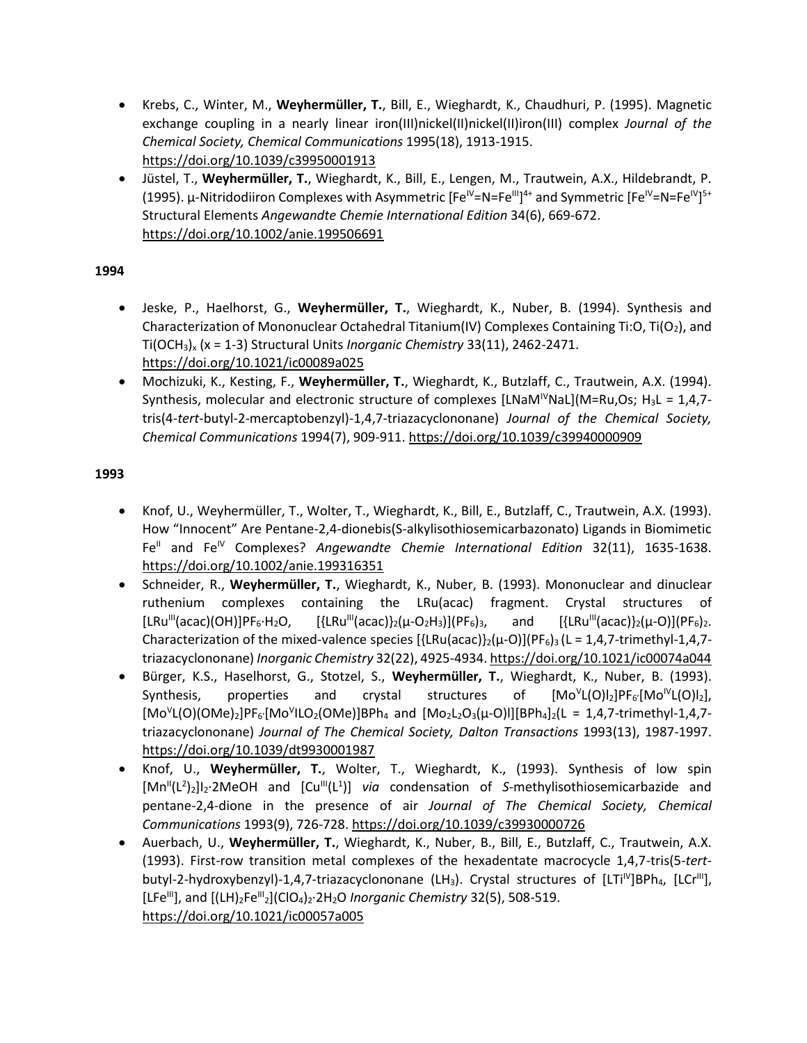- Krebs, C., Winter, M., **Weyhermüller, T.**, Bill, E., Wieghardt, K., Chaudhuri, P. (1995). Magnetic exchange coupling in a nearly linear iron(III)nickel(II)nickel(II)iron(III) complex *Journal of the Chemical Society, Chemical Communications* 1995(18), 1913-1915. https://doi.org/10.1039/c39950001913
- Jüstel, T., **Weyhermüller, T.**, Wieghardt, K., Bill, E., Lengen, M., Trautwein, A.X., Hildebrandt, P. (1995). µ-Nitridodiiron Complexes with Asymmetric $[Fe^{IV}=N=Fe^{III}]^{4+}$ and Symmetric $[Fe^{IV}=N=Fe^{IV}]^{5+}$ Structural Elements *Angewandte Chemie International Edition* 34(6), 669-672. https://doi.org/10.1002/anie.199506691

**1994**

- Jeske, P., Haelhorst, G., **Weyhermüller, T.**, Wieghardt, K., Nuber, B. (1994). Synthesis and Characterization of Mononuclear Octahedral Titanium(IV) Complexes Containing Ti:O, $Ti(O_2)$, and $Ti(OCH_3)_x$ (x = 1-3) Structural Units *Inorganic Chemistry* 33(11), 2462-2471. https://doi.org/10.1021/ic00089a025
- Mochizuki, K., Kesting, F., **Weyhermüller, T.**, Wieghardt, K., Butzlaff, C., Trautwein, A.X. (1994). Synthesis, molecular and electronic structure of complexes $[LNaM^{IV}NaL]$(M=Ru,Os; $H_3L$ = 1,4,7-tris(4-*tert*-butyl-2-mercaptobenzyl)-1,4,7-triazacyclononane) *Journal of the Chemical Society, Chemical Communications* 1994(7), 909-911. https://doi.org/10.1039/c39940000909

**1993**

- Knof, U., Weyhermüller, T., Wolter, T., Wieghardt, K., Bill, E., Butzlaff, C., Trautwein, A.X. (1993). How "Innocent" Are Pentane-2,4-dionebis(S-alkylisothiosemicarbazonato) Ligands in Biomimetic $Fe^{II}$ and $Fe^{IV}$ Complexes? *Angewandte Chemie International Edition* 32(11), 1635-1638. https://doi.org/10.1002/anie.199316351
- Schneider, R., **Weyhermüller, T.**, Wieghardt, K., Nuber, B. (1993). Mononuclear and dinuclear ruthenium complexes containing the LRu(acac) fragment. Crystal structures of $[LRu^{III}(acac)(OH)]PF_6{\cdot}H_2O$, $[\{LRu^{III}(acac)\}_2(\mu\text{-}O_2H_3)](PF_6)_3$, and $[\{LRu^{III}(acac)\}_2(\mu\text{-}O)](PF_6)_2$. Characterization of the mixed-valence species $[\{LRu(acac)\}_2(\mu\text{-}O)](PF_6)_3$ (L = 1,4,7-trimethyl-1,4,7-triazacyclononane) *Inorganic Chemistry* 32(22), 4925-4934. https://doi.org/10.1021/ic00074a044
- Bürger, K.S., Haselhorst, G., Stotzel, S., **Weyhermüller, T.**, Wieghardt, K., Nuber, B. (1993). Synthesis, properties and crystal structures of $[Mo^{V}L(O)I_2]PF_6{\cdot}[Mo^{IV}L(O)I_2]$, $[Mo^{V}L(O)(OMe)_2]PF_6{\cdot}[Mo^{V}ILO_2(OMe)]BPh_4$ and $[Mo_2L_2O_3(\mu\text{-}O)I][BPh_4]_2$(L = 1,4,7-trimethyl-1,4,7-triazacyclononane) *Journal of The Chemical Society, Dalton Transactions* 1993(13), 1987-1997. https://doi.org/10.1039/dt9930001987
- Knof, U., **Weyhermüller, T.**, Wolter, T., Wieghardt, K., (1993). Synthesis of low spin $[Mn^{II}(L^2)_2]I_2{\cdot}2MeOH$ and $[Cu^{III}(L^1)]$ *via* condensation of *S*-methylisothiosemicarbazide and pentane-2,4-dione in the presence of air *Journal of The Chemical Society, Chemical Communications* 1993(9), 726-728. https://doi.org/10.1039/c39930000726
- Auerbach, U., **Weyhermüller, T.**, Wieghardt, K., Nuber, B., Bill, E., Butzlaff, C., Trautwein, A.X. (1993). First-row transition metal complexes of the hexadentate macrocycle 1,4,7-tris(5-*tert*-butyl-2-hydroxybenzyl)-1,4,7-triazacyclononane ($LH_3$). Crystal structures of $[LTi^{IV}]BPh_4$, $[LCr^{III}]$, $[LFe^{III}]$, and $[(LH)_2Fe^{III}_2](ClO_4)_2{\cdot}2H_2O$ *Inorganic Chemistry* 32(5), 508-519. https://doi.org/10.1021/ic00057a005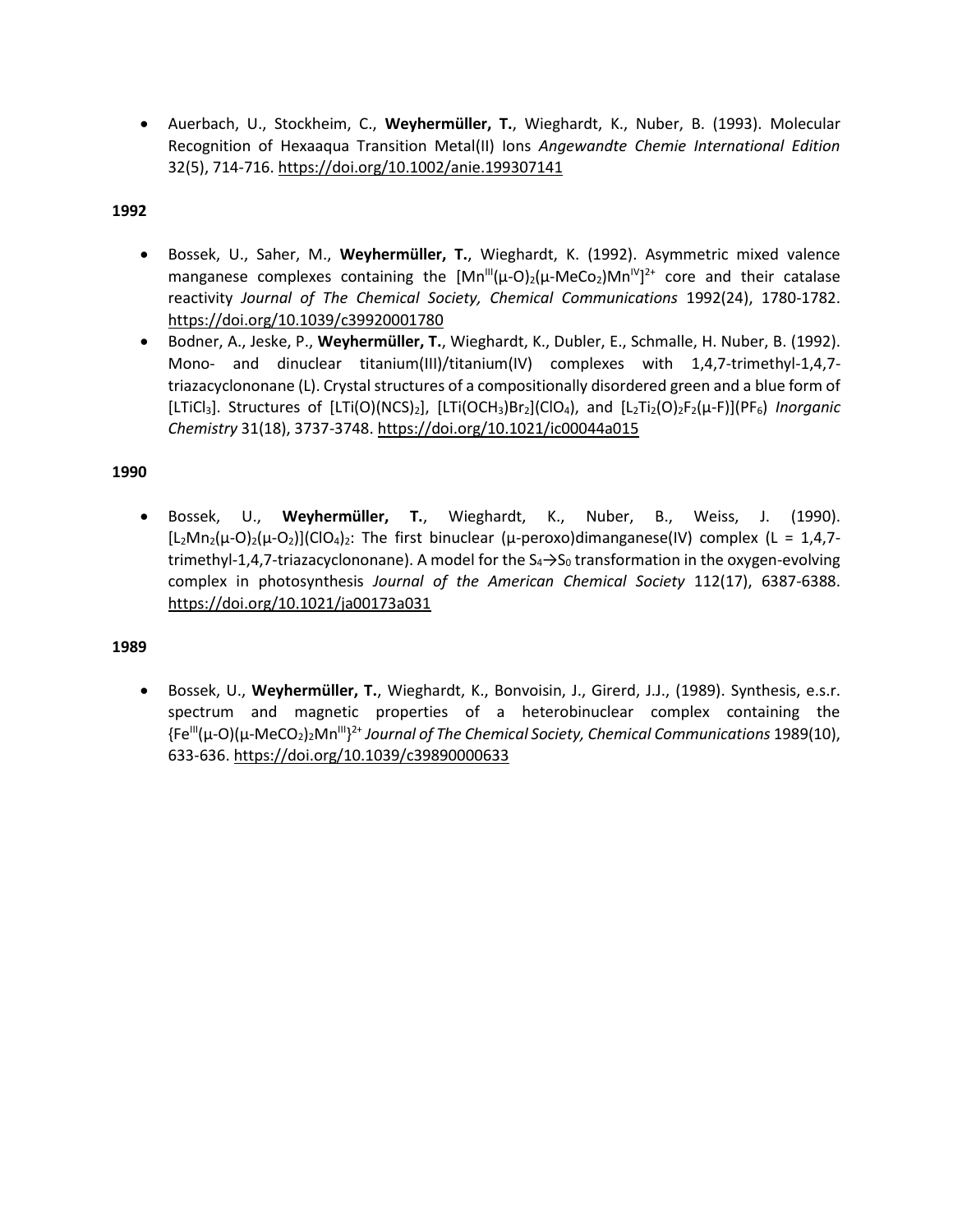- Auerbach, U., Stockheim, C., **Weyhermüller, T.**, Wieghardt, K., Nuber, B. (1993). Molecular Recognition of Hexaaqua Transition Metal(II) Ions *Angewandte Chemie International Edition* 32(5), 714-716. https://doi.org/10.1002/anie.199307141

**1992**

- Bossek, U., Saher, M., **Weyhermüller, T.**, Wieghardt, K. (1992). Asymmetric mixed valence manganese complexes containing the $[Mn^{III}(\mu\text{-}O)_2(\mu\text{-}MeCo_2)Mn^{IV}]^{2+}$ core and their catalase reactivity *Journal of The Chemical Society, Chemical Communications* 1992(24), 1780-1782. https://doi.org/10.1039/c39920001780
- Bodner, A., Jeske, P., **Weyhermüller, T.**, Wieghardt, K., Dubler, E., Schmalle, H. Nuber, B. (1992). Mono- and dinuclear titanium(III)/titanium(IV) complexes with 1,4,7-trimethyl-1,4,7-triazacyclononane (L). Crystal structures of a compositionally disordered green and a blue form of $[LTiCl_3]$. Structures of $[LTi(O)(NCS)_2]$, $[LTi(OCH_3)Br_2](ClO_4)$, and $[L_2Ti_2(O)_2F_2(\mu\text{-}F)](PF_6)$ *Inorganic Chemistry* 31(18), 3737-3748. https://doi.org/10.1021/ic00044a015

**1990**

- Bossek, U., **Weyhermüller, T.**, Wieghardt, K., Nuber, B., Weiss, J. (1990). $[L_2Mn_2(\mu\text{-}O)_2(\mu\text{-}O_2)](ClO_4)_2$: The first binuclear (μ-peroxo)dimanganese(IV) complex (L = 1,4,7-trimethyl-1,4,7-triazacyclononane). A model for the $S_4 \rightarrow S_0$ transformation in the oxygen-evolving complex in photosynthesis *Journal of the American Chemical Society* 112(17), 6387-6388. https://doi.org/10.1021/ja00173a031

**1989**

- Bossek, U., **Weyhermüller, T.**, Wieghardt, K., Bonvoisin, J., Girerd, J.J., (1989). Synthesis, e.s.r. spectrum and magnetic properties of a heterobinuclear complex containing the $\{Fe^{III}(\mu\text{-}O)(\mu\text{-}MeCO_2)_2Mn^{III}\}^{2+}$ *Journal of The Chemical Society, Chemical Communications* 1989(10), 633-636. https://doi.org/10.1039/c39890000633